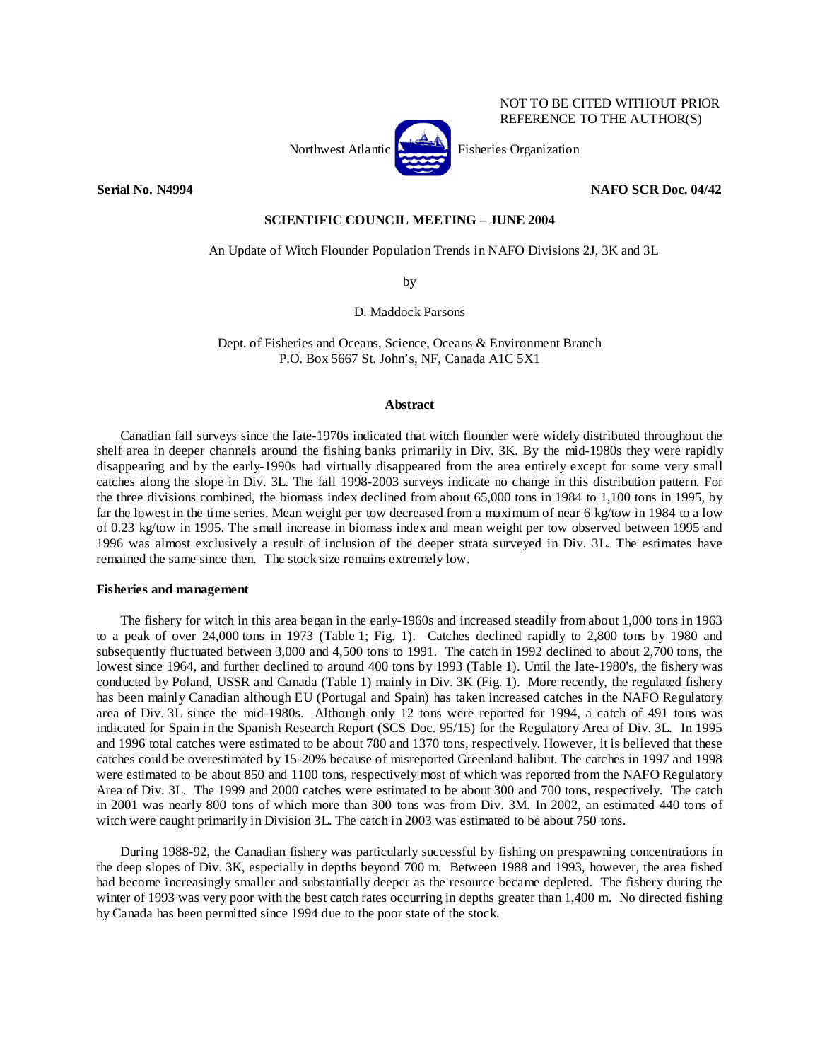NOT TO BE CITED WITHOUT PRIOR REFERENCE TO THE AUTHOR(S)

Northwest Atlantic Fisheries Organization

**Serial No. N4994** **NAFO SCR Doc. 04/42**

**SCIENTIFIC COUNCIL MEETING – JUNE 2004**

An Update of Witch Flounder Population Trends in NAFO Divisions 2J, 3K and 3L

by

D. Maddock Parsons

Dept. of Fisheries and Oceans, Science, Oceans & Environment Branch
P.O. Box 5667 St. John's, NF, Canada A1C 5X1

## Abstract

Canadian fall surveys since the late-1970s indicated that witch flounder were widely distributed throughout the shelf area in deeper channels around the fishing banks primarily in Div. 3K. By the mid-1980s they were rapidly disappearing and by the early-1990s had virtually disappeared from the area entirely except for some very small catches along the slope in Div. 3L. The fall 1998-2003 surveys indicate no change in this distribution pattern. For the three divisions combined, the biomass index declined from about 65,000 tons in 1984 to 1,100 tons in 1995, by far the lowest in the time series. Mean weight per tow decreased from a maximum of near 6 kg/tow in 1984 to a low of 0.23 kg/tow in 1995. The small increase in biomass index and mean weight per tow observed between 1995 and 1996 was almost exclusively a result of inclusion of the deeper strata surveyed in Div. 3L. The estimates have remained the same since then. The stock size remains extremely low.

### Fisheries and management

The fishery for witch in this area began in the early-1960s and increased steadily from about 1,000 tons in 1963 to a peak of over 24,000 tons in 1973 (Table 1; Fig. 1). Catches declined rapidly to 2,800 tons by 1980 and subsequently fluctuated between 3,000 and 4,500 tons to 1991. The catch in 1992 declined to about 2,700 tons, the lowest since 1964, and further declined to around 400 tons by 1993 (Table 1). Until the late-1980's, the fishery was conducted by Poland, USSR and Canada (Table 1) mainly in Div. 3K (Fig. 1). More recently, the regulated fishery has been mainly Canadian although EU (Portugal and Spain) has taken increased catches in the NAFO Regulatory area of Div. 3L since the mid-1980s. Although only 12 tons were reported for 1994, a catch of 491 tons was indicated for Spain in the Spanish Research Report (SCS Doc. 95/15) for the Regulatory Area of Div. 3L. In 1995 and 1996 total catches were estimated to be about 780 and 1370 tons, respectively. However, it is believed that these catches could be overestimated by 15-20% because of misreported Greenland halibut. The catches in 1997 and 1998 were estimated to be about 850 and 1100 tons, respectively most of which was reported from the NAFO Regulatory Area of Div. 3L. The 1999 and 2000 catches were estimated to be about 300 and 700 tons, respectively. The catch in 2001 was nearly 800 tons of which more than 300 tons was from Div. 3M. In 2002, an estimated 440 tons of witch were caught primarily in Division 3L. The catch in 2003 was estimated to be about 750 tons.

During 1988-92, the Canadian fishery was particularly successful by fishing on prespawning concentrations in the deep slopes of Div. 3K, especially in depths beyond 700 m. Between 1988 and 1993, however, the area fished had become increasingly smaller and substantially deeper as the resource became depleted. The fishery during the winter of 1993 was very poor with the best catch rates occurring in depths greater than 1,400 m. No directed fishing by Canada has been permitted since 1994 due to the poor state of the stock.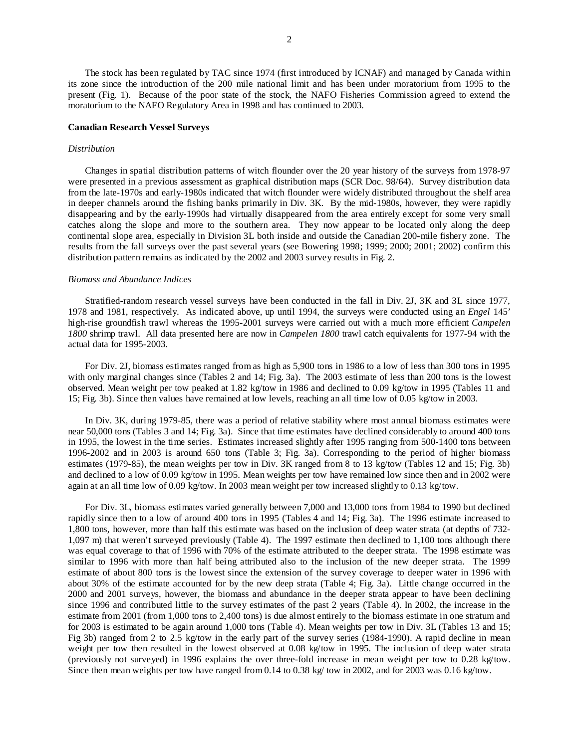The stock has been regulated by TAC since 1974 (first introduced by ICNAF) and managed by Canada within its zone since the introduction of the 200 mile national limit and has been under moratorium from 1995 to the present (Fig. 1). Because of the poor state of the stock, the NAFO Fisheries Commission agreed to extend the moratorium to the NAFO Regulatory Area in 1998 and has continued to 2003.

**Canadian Research Vessel Surveys**

*Distribution*

Changes in spatial distribution patterns of witch flounder over the 20 year history of the surveys from 1978-97 were presented in a previous assessment as graphical distribution maps (SCR Doc. 98/64). Survey distribution data from the late-1970s and early-1980s indicated that witch flounder were widely distributed throughout the shelf area in deeper channels around the fishing banks primarily in Div. 3K. By the mid-1980s, however, they were rapidly disappearing and by the early-1990s had virtually disappeared from the area entirely except for some very small catches along the slope and more to the southern area. They now appear to be located only along the deep continental slope area, especially in Division 3L both inside and outside the Canadian 200-mile fishery zone. The results from the fall surveys over the past several years (see Bowering 1998; 1999; 2000; 2001; 2002) confirm this distribution pattern remains as indicated by the 2002 and 2003 survey results in Fig. 2.

*Biomass and Abundance Indices*

Stratified-random research vessel surveys have been conducted in the fall in Div. 2J, 3K and 3L since 1977, 1978 and 1981, respectively. As indicated above, up until 1994, the surveys were conducted using an *Engel* 145' high-rise groundfish trawl whereas the 1995-2001 surveys were carried out with a much more efficient *Campelen 1800* shrimp trawl. All data presented here are now in *Campelen 1800* trawl catch equivalents for 1977-94 with the actual data for 1995-2003.

For Div. 2J, biomass estimates ranged from as high as 5,900 tons in 1986 to a low of less than 300 tons in 1995 with only marginal changes since (Tables 2 and 14; Fig. 3a). The 2003 estimate of less than 200 tons is the lowest observed. Mean weight per tow peaked at 1.82 kg/tow in 1986 and declined to 0.09 kg/tow in 1995 (Tables 11 and 15; Fig. 3b). Since then values have remained at low levels, reaching an all time low of 0.05 kg/tow in 2003.

In Div. 3K, during 1979-85, there was a period of relative stability where most annual biomass estimates were near 50,000 tons (Tables 3 and 14; Fig. 3a). Since that time estimates have declined considerably to around 400 tons in 1995, the lowest in the time series. Estimates increased slightly after 1995 ranging from 500-1400 tons between 1996-2002 and in 2003 is around 650 tons (Table 3; Fig. 3a). Corresponding to the period of higher biomass estimates (1979-85), the mean weights per tow in Div. 3K ranged from 8 to 13 kg/tow (Tables 12 and 15; Fig. 3b) and declined to a low of 0.09 kg/tow in 1995. Mean weights per tow have remained low since then and in 2002 were again at an all time low of 0.09 kg/tow. In 2003 mean weight per tow increased slightly to 0.13 kg/tow.

For Div. 3L, biomass estimates varied generally between 7,000 and 13,000 tons from 1984 to 1990 but declined rapidly since then to a low of around 400 tons in 1995 (Tables 4 and 14; Fig. 3a). The 1996 estimate increased to 1,800 tons, however, more than half this estimate was based on the inclusion of deep water strata (at depths of 732-1,097 m) that weren't surveyed previously (Table 4). The 1997 estimate then declined to 1,100 tons although there was equal coverage to that of 1996 with 70% of the estimate attributed to the deeper strata. The 1998 estimate was similar to 1996 with more than half being attributed also to the inclusion of the new deeper strata. The 1999 estimate of about 800 tons is the lowest since the extension of the survey coverage to deeper water in 1996 with about 30% of the estimate accounted for by the new deep strata (Table 4; Fig. 3a). Little change occurred in the 2000 and 2001 surveys, however, the biomass and abundance in the deeper strata appear to have been declining since 1996 and contributed little to the survey estimates of the past 2 years (Table 4). In 2002, the increase in the estimate from 2001 (from 1,000 tons to 2,400 tons) is due almost entirely to the biomass estimate in one stratum and for 2003 is estimated to be again around 1,000 tons (Table 4). Mean weights per tow in Div. 3L (Tables 13 and 15; Fig 3b) ranged from 2 to 2.5 kg/tow in the early part of the survey series (1984-1990). A rapid decline in mean weight per tow then resulted in the lowest observed at 0.08 kg/tow in 1995. The inclusion of deep water strata (previously not surveyed) in 1996 explains the over three-fold increase in mean weight per tow to 0.28 kg/tow. Since then mean weights per tow have ranged from 0.14 to 0.38 kg/ tow in 2002, and for 2003 was 0.16 kg/tow.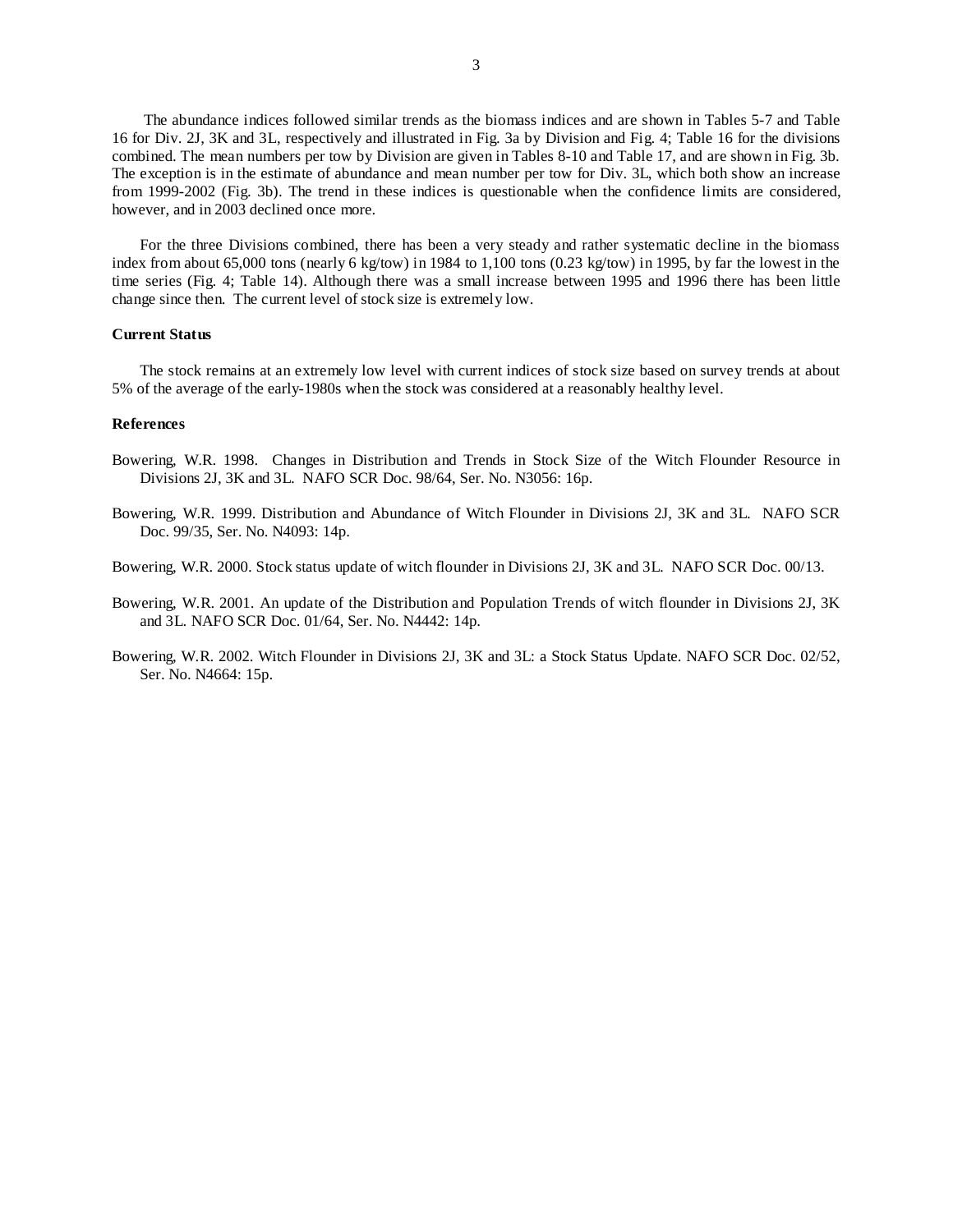The abundance indices followed similar trends as the biomass indices and are shown in Tables 5-7 and Table 16 for Div. 2J, 3K and 3L, respectively and illustrated in Fig. 3a by Division and Fig. 4; Table 16 for the divisions combined. The mean numbers per tow by Division are given in Tables 8-10 and Table 17, and are shown in Fig. 3b. The exception is in the estimate of abundance and mean number per tow for Div. 3L, which both show an increase from 1999-2002 (Fig. 3b). The trend in these indices is questionable when the confidence limits are considered, however, and in 2003 declined once more.

For the three Divisions combined, there has been a very steady and rather systematic decline in the biomass index from about 65,000 tons (nearly 6 kg/tow) in 1984 to 1,100 tons (0.23 kg/tow) in 1995, by far the lowest in the time series (Fig. 4; Table 14). Although there was a small increase between 1995 and 1996 there has been little change since then. The current level of stock size is extremely low.

**Current Status**

The stock remains at an extremely low level with current indices of stock size based on survey trends at about 5% of the average of the early-1980s when the stock was considered at a reasonably healthy level.

**References**

Bowering, W.R. 1998. Changes in Distribution and Trends in Stock Size of the Witch Flounder Resource in Divisions 2J, 3K and 3L. NAFO SCR Doc. 98/64, Ser. No. N3056: 16p.

Bowering, W.R. 1999. Distribution and Abundance of Witch Flounder in Divisions 2J, 3K and 3L. NAFO SCR Doc. 99/35, Ser. No. N4093: 14p.

Bowering, W.R. 2000. Stock status update of witch flounder in Divisions 2J, 3K and 3L. NAFO SCR Doc. 00/13.

Bowering, W.R. 2001. An update of the Distribution and Population Trends of witch flounder in Divisions 2J, 3K and 3L. NAFO SCR Doc. 01/64, Ser. No. N4442: 14p.

Bowering, W.R. 2002. Witch Flounder in Divisions 2J, 3K and 3L: a Stock Status Update. NAFO SCR Doc. 02/52, Ser. No. N4664: 15p.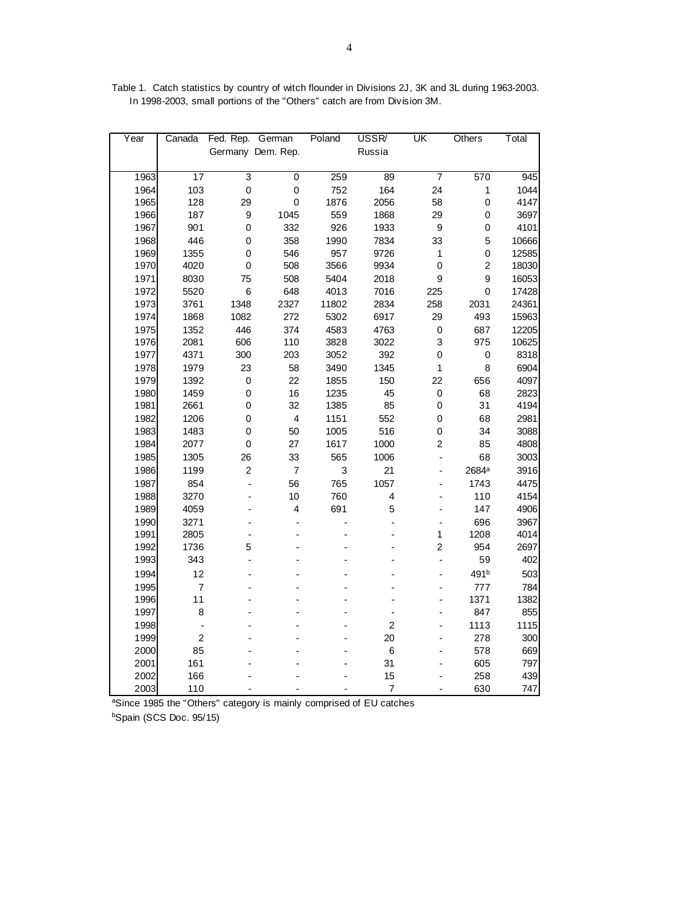Table 1. Catch statistics by country of witch flounder in Divisions 2J, 3K and 3L during 1963-2003. In 1998-2003, small portions of the "Others" catch are from Division 3M.

| Year | Canada | Fed. Rep. Germany | German Dem. Rep. | Poland | USSR/ Russia | UK | Others | Total |
|---|---|---|---|---|---|---|---|---|
| 1963 | 17 | 3 | 0 | 259 | 89 | 7 | 570 | 945 |
| 1964 | 103 | 0 | 0 | 752 | 164 | 24 | 1 | 1044 |
| 1965 | 128 | 29 | 0 | 1876 | 2056 | 58 | 0 | 4147 |
| 1966 | 187 | 9 | 1045 | 559 | 1868 | 29 | 0 | 3697 |
| 1967 | 901 | 0 | 332 | 926 | 1933 | 9 | 0 | 4101 |
| 1968 | 446 | 0 | 358 | 1990 | 7834 | 33 | 5 | 10666 |
| 1969 | 1355 | 0 | 546 | 957 | 9726 | 1 | 0 | 12585 |
| 1970 | 4020 | 0 | 508 | 3566 | 9934 | 0 | 2 | 18030 |
| 1971 | 8030 | 75 | 508 | 5404 | 2018 | 9 | 9 | 16053 |
| 1972 | 5520 | 6 | 648 | 4013 | 7016 | 225 | 0 | 17428 |
| 1973 | 3761 | 1348 | 2327 | 11802 | 2834 | 258 | 2031 | 24361 |
| 1974 | 1868 | 1082 | 272 | 5302 | 6917 | 29 | 493 | 15963 |
| 1975 | 1352 | 446 | 374 | 4583 | 4763 | 0 | 687 | 12205 |
| 1976 | 2081 | 606 | 110 | 3828 | 3022 | 3 | 975 | 10625 |
| 1977 | 4371 | 300 | 203 | 3052 | 392 | 0 | 0 | 8318 |
| 1978 | 1979 | 23 | 58 | 3490 | 1345 | 1 | 8 | 6904 |
| 1979 | 1392 | 0 | 22 | 1855 | 150 | 22 | 656 | 4097 |
| 1980 | 1459 | 0 | 16 | 1235 | 45 | 0 | 68 | 2823 |
| 1981 | 2661 | 0 | 32 | 1385 | 85 | 0 | 31 | 4194 |
| 1982 | 1206 | 0 | 4 | 1151 | 552 | 0 | 68 | 2981 |
| 1983 | 1483 | 0 | 50 | 1005 | 516 | 0 | 34 | 3088 |
| 1984 | 2077 | 0 | 27 | 1617 | 1000 | 2 | 85 | 4808 |
| 1985 | 1305 | 26 | 33 | 565 | 1006 | - | 68 | 3003 |
| 1986 | 1199 | 2 | 7 | 3 | 21 | - | 2684[a] | 3916 |
| 1987 | 854 | - | 56 | 765 | 1057 | - | 1743 | 4475 |
| 1988 | 3270 | - | 10 | 760 | 4 | - | 110 | 4154 |
| 1989 | 4059 | - | 4 | 691 | 5 | - | 147 | 4906 |
| 1990 | 3271 | - | - | - | - | - | 696 | 3967 |
| 1991 | 2805 | - | - | - | - | 1 | 1208 | 4014 |
| 1992 | 1736 | 5 | - | - | - | 2 | 954 | 2697 |
| 1993 | 343 | - | - | - | - | - | 59 | 402 |
| 1994 | 12 | - | - | - | - | - | 491[b] | 503 |
| 1995 | 7 | - | - | - | - | - | 777 | 784 |
| 1996 | 11 | - | - | - | - | - | 1371 | 1382 |
| 1997 | 8 | - | - | - | - | - | 847 | 855 |
| 1998 | - | - | - | - | 2 | - | 1113 | 1115 |
| 1999 | 2 | - | - | - | 20 | - | 278 | 300 |
| 2000 | 85 | - | - | - | 6 | - | 578 | 669 |
| 2001 | 161 | - | - | - | 31 | - | 605 | 797 |
| 2002 | 166 | - | - | - | 15 | - | 258 | 439 |
| 2003 | 110 | - | - | - | 7 | - | 630 | 747 |

[a]Since 1985 the "Others" category is mainly comprised of EU catches

[b]Spain (SCS Doc. 95/15)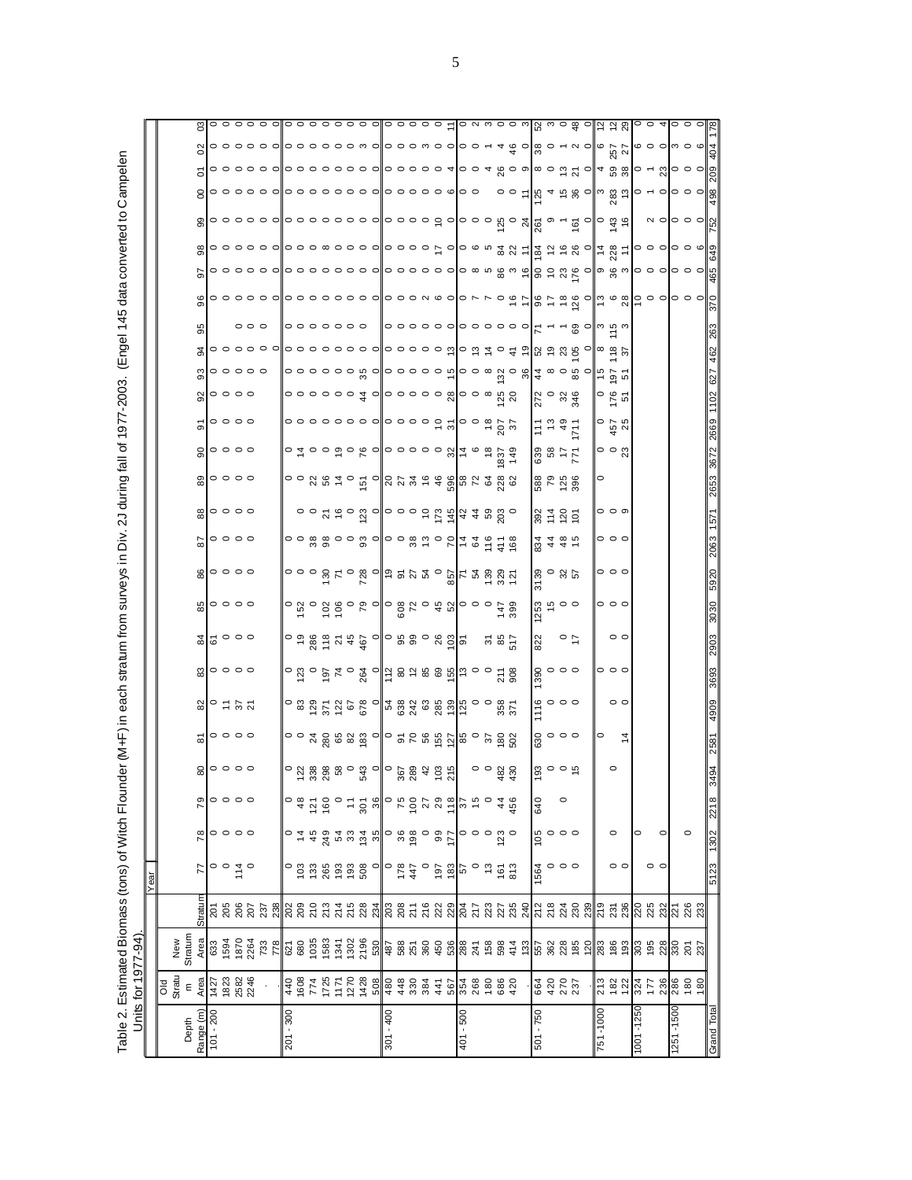Table 2. Estimated Biomass (tons) of Witch Flounder (M+F) in each stratum from surveys in Div. 2J during fall of 1977-2003. (Engel 145 data converted to Campelen Units for 1977-94).

| Depth Range (m) | Old Stratum Area | New Stratum Area | Stratum | 77 | 78 | 79 | 80 | 81 | 82 | 83 | 84 | 85 | 86 | 87 | 88 | 89 | 90 | 91 | 92 | 93 | 94 | 95 | 96 | 97 | 98 | 99 | 00 | 01 | 02 | 03 |
|---|---|---|---|---|---|---|---|---|---|---|---|---|---|---|---|---|---|---|---|---|---|---|---|---|---|---|---|---|---|---|
| 101 - 200 | 1427 | 633 | 201 | 0 | 0 | 0 | 0 | 0 | 0 | 0 | 61 | 0 | 0 | 0 | 0 | 0 | 0 | 0 | 0 | 0 | 0 | | 0 | 0 | 0 | 0 | 0 | 0 | 0 | 0 |
| | 1823 | 1594 | 205 | 0 | 0 | 0 | 0 | 0 | 11 | 0 | 0 | 0 | 0 | 0 | 0 | 0 | 0 | 0 | 0 | 0 | 0 | | 0 | 0 | 0 | 0 | 0 | 0 | 0 | 0 |
| | 2582 | 1870 | 206 | 114 | 0 | 0 | 0 | 0 | 37 | 0 | 0 | 0 | 0 | 0 | 0 | 0 | 0 | 0 | 0 | 0 | 0 | 0 | 0 | 0 | 0 | 0 | 0 | 0 | 0 | 0 |
| | 2246 | 2264 | 207 | 0 | 0 | 0 | 0 | 0 | 21 | 0 | 0 | 0 | 0 | 0 | 0 | 0 | 0 | 0 | 0 | 0 | 0 | 0 | 0 | 0 | 0 | 0 | 0 | 0 | 0 | 0 |
| | . | 733 | 237 | | | | | | | | | | | | | | | | | 0 | 0 | 0 | 0 | 0 | 0 | 0 | 0 | 0 | 0 | 0 |
| | | 778 | 238 | | | | | | | | | | | | | | | | | | 0 | | 0 | 0 | 0 | 0 | 0 | 0 | 0 | 0 |
| 201 - 300 | 440 | 621 | 202 | 0 | 0 | 0 | 0 | 0 | 0 | 0 | 0 | 0 | 0 | 0 | | 0 | 0 | 0 | 0 | 0 | 0 | 0 | 0 | 0 | 0 | 0 | 0 | 0 | 0 | 0 |
| | 1608 | 680 | 209 | 103 | 14 | 48 | 122 | 0 | 83 | 123 | 19 | 152 | 0 | 0 | 0 | 0 | 14 | 0 | 0 | 0 | 0 | 0 | 0 | 0 | 0 | 0 | 0 | 0 | 0 | 0 |
| | 774 | 1035 | 210 | 133 | 45 | 121 | 338 | 24 | 129 | 0 | 286 | 0 | 0 | 38 | 0 | 22 | 0 | 0 | 0 | 0 | 0 | 0 | 0 | 0 | 0 | 0 | 0 | 0 | 0 | 0 |
| | 1725 | 1583 | 213 | 265 | 249 | 160 | 298 | 280 | 371 | 197 | 118 | 102 | 130 | 98 | 21 | 56 | 0 | 0 | 0 | 0 | 0 | 0 | 0 | 0 | 8 | 0 | 0 | 0 | 0 | 0 |
| | 1171 | 1341 | 214 | 193 | 54 | 0 | 58 | 65 | 122 | 74 | 21 | 106 | 71 | 0 | 16 | 14 | 19 | 0 | 0 | 0 | 0 | 0 | 0 | 0 | 0 | 0 | 0 | 0 | 0 | 0 |
| | 1270 | 1302 | 215 | 193 | 33 | 11 | 0 | 82 | 67 | 0 | 45 | 0 | 0 | 0 | 0 | 0 | 0 | 0 | 0 | 0 | 0 | 0 | 0 | 0 | 0 | 0 | 0 | 0 | 0 | 0 |
| | 1428 | 2196 | 228 | 508 | 134 | 301 | 543 | 183 | 678 | 264 | 467 | 79 | 728 | 93 | 123 | 151 | 76 | 0 | 44 | 35 | 0 | 0 | 0 | 0 | 0 | 0 | 0 | 0 | 3 | 0 |
| | 508 | 530 | 234 | 0 | 35 | 36 | 0 | 0 | 0 | 0 | 0 | 0 | 0 | 0 | 0 | 0 | 0 | 0 | 0 | 0 | 0 | 0 | 0 | 0 | 0 | 0 | 0 | 0 | 0 | 0 |
| 301 - 400 | 480 | 487 | 203 | 0 | 0 | 0 | 0 | 0 | 54 | 112 | 0 | 0 | 19 | 0 | 0 | 20 | 0 | 0 | 0 | 0 | 0 | 0 | 0 | 0 | 0 | 0 | 0 | 0 | 0 | 0 |
| | 448 | 588 | 208 | 178 | 36 | 75 | 367 | 91 | 638 | 80 | 95 | 608 | 91 | 0 | 0 | 27 | 0 | 0 | 0 | 0 | 0 | 0 | 0 | 0 | 0 | 0 | 0 | 0 | 0 | 0 |
| | 330 | 251 | 211 | 447 | 198 | 100 | 289 | 70 | 242 | 12 | 99 | 72 | 27 | 38 | 0 | 34 | 0 | 0 | 0 | 0 | 0 | 0 | 0 | 0 | 0 | 0 | 0 | 0 | 3 | 0 |
| | 384 | 360 | 216 | 0 | 0 | 27 | 42 | 56 | 63 | 85 | 0 | 0 | 54 | 13 | 10 | 16 | 0 | 0 | 0 | 0 | 0 | 0 | 2 | 0 | 0 | 0 | 0 | 0 | 0 | 0 |
| | 441 | 450 | 222 | 197 | 99 | 29 | 103 | 155 | 285 | 69 | 26 | 45 | 0 | 0 | 173 | 46 | 0 | 10 | 0 | 0 | 0 | 0 | 6 | 0 | 17 | 10 | 0 | 0 | 0 | 0 |
| | 567 | 536 | 229 | 183 | 177 | 118 | 215 | 127 | 139 | 155 | 103 | 52 | 857 | 70 | 145 | 596 | 32 | 31 | 28 | 15 | 13 | 0 | 0 | 0 | 0 | 0 | 6 | 4 | 0 | 11 |
| 401 - 500 | 354 | 288 | 204 | 57 | 0 | 37 | | 85 | 125 | 13 | 91 | 0 | 71 | 14 | 42 | 58 | 14 | 0 | 0 | 0 | 0 | 0 | 0 | 0 | 0 | 0 | 0 | 0 | 0 | 0 |
| | 268 | 241 | 217 | 0 | 0 | 15 | 0 | 0 | 0 | 0 | | 0 | 54 | 64 | 44 | 72 | 6 | 0 | 0 | 0 | 13 | 0 | 7 | 8 | 6 | 0 | 0 | 0 | 0 | 2 |
| | 180 | 158 | 223 | 13 | 0 | 0 | 0 | 37 | 0 | 0 | 31 | 0 | 139 | 116 | 59 | 64 | 18 | 18 | 8 | 8 | 14 | 0 | 7 | 5 | 5 | 0 | | 4 | 1 | 3 |
| | 686 | 598 | 227 | 161 | 123 | 44 | 482 | 180 | 358 | 211 | 85 | 147 | 329 | 411 | 203 | 228 | 1837 | 207 | 125 | 132 | 0 | 0 | 0 | 86 | 84 | 125 | 0 | 26 | 4 | 0 |
| | 420 | 414 | 235 | 813 | 0 | 456 | 430 | 502 | 371 | 908 | 517 | 399 | 121 | 168 | 0 | 62 | 149 | 37 | 20 | 0 | 41 | 0 | 16 | 3 | 22 | 0 | 0 | 0 | 46 | 0 |
| | . | 133 | 240 | | | | | | | | | | | | | | | | | 36 | 19 | 0 | 17 | 16 | 11 | 24 | 11 | 9 | 0 | 3 |
| 501 - 750 | 664 | 557 | 212 | 1564 | 105 | 640 | 193 | 630 | 1116 | 1390 | 822 | 1253 | 3139 | 834 | 392 | 588 | 639 | 111 | 272 | 44 | 52 | 71 | 96 | 90 | 184 | 261 | 125 | 8 | 38 | 52 |
| | 420 | 362 | 218 | 0 | 0 | | 0 | 0 | 0 | 0 | | 15 | 0 | 44 | 114 | 79 | 58 | 13 | 0 | 8 | 19 | 1 | 17 | 10 | 12 | 9 | 4 | 0 | 0 | 3 |
| | 270 | 228 | 224 | 0 | 0 | 0 | 0 | 0 | 0 | 0 | 0 | 0 | 32 | 48 | 120 | 125 | 17 | 49 | 32 | 0 | 23 | 1 | 18 | 23 | 16 | 1 | 15 | 13 | 1 | 0 |
| | 237 | 185 | 230 | 0 | 0 | | 15 | 0 | 0 | 0 | 17 | 0 | 57 | 15 | 101 | 396 | 771 | 1711 | 346 | 85 | 105 | 69 | 126 | 176 | 26 | 161 | 36 | 21 | 2 | 48 |
| | . | 120 | 239 | | | | | | | | | | | | | | | | | | 0 | 0 | 0 | 0 | 0 | 0 | 0 | 0 | 0 | 0 |
| 751 -1000 | 213 | 283 | 219 | | | | | 0 | | 0 | | 0 | 0 | 0 | 0 | 0 | 0 | 0 | 0 | 15 | 8 | 3 | 13 | 9 | 14 | 0 | 3 | 4 | 6 | 12 |
| | 182 | 186 | 231 | 0 | 0 | | 0 | | 0 | 0 | 0 | 0 | 0 | 0 | 0 | | 0 | 457 | 176 | 197 | 118 | 115 | 6 | 36 | 228 | 143 | 283 | 59 | 257 | 12 |
| | 122 | 193 | 236 | 0 | | | | 14 | 0 | 0 | 0 | 0 | 0 | 0 | 9 | | 23 | 25 | 51 | 51 | 37 | 3 | 28 | 3 | 11 | 16 | 13 | 38 | 27 | 29 |
| 1001-1250 | 324 | 303 | 220 | | 0 | | | | | | | | | | | | | | | | | | 10 | 0 | 0 | 0 | 0 | 0 | 6 | 0 |
| | 177 | 195 | 225 | 0 | | | | | | | | | | | | | | | | | | | 0 | 0 | 0 | 2 | 1 | 1 | 0 | 0 |
| | 236 | 228 | 232 | 0 | 0 | | | | | | | | | | | | | | | | | | 0 | 0 | 0 | 0 | 0 | 23 | 0 | 4 |
| 1251 -1500 | 286 | 330 | 221 | | | | | | | | | | | | | | | | | | | | 0 | 0 | 0 | 0 | 0 | 0 | 3 | 0 |
| | 180 | 201 | 226 | | 0 | | | | | | | | | | | | | | | | | | 0 | 0 | 0 | 0 | 0 | 0 | 0 | 0 |
| | 180 | 237 | 233 | | | | | | | | | | | | | | | | | | | | 0 | 0 | 6 | 0 | 0 | 0 | 6 | 0 |
| Grand Total | | | | 5123 | 1302 | 2218 | 3494 | 2581 | 4909 | 3693 | 2903 | 3030 | 5920 | 2063 | 1571 | 2653 | 3672 | 2669 | 1102 | 627 | 462 | 263 | 370 | 465 | 649 | 752 | 498 | 209 | 404 | 178 |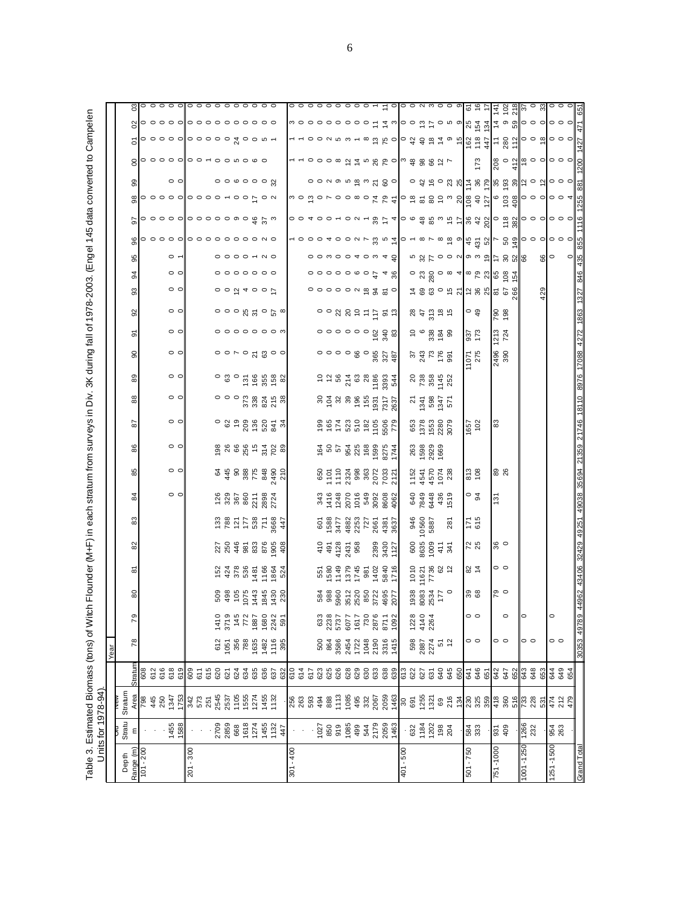Table 3. Estimated Biomass (tons) of Witch Flounder (M+F) in each stratum from surveys in Div. 3K during fall of 1978-2003. (Engel 145 data converted to Campelen Units for 1978-94).

| Depth Range (m) | Old Stratum | New Stratum Area | Stratum | Year 78 | 79 | 80 | 81 | 82 | 83 | 84 | 85 | 86 | 87 | 88 | 89 | 90 | 91 | 92 | 93 | 94 | 95 | 96 | 97 | 98 | 99 | 00 | 01 | 02 | 03 |
|---|---|---|---|---|---|---|---|---|---|---|---|---|---|---|---|---|---|---|---|---|---|---|---|---|---|---|---|---|---|
| 101 - 200 | . | 798 | 608 | | | | | | | | | | | | | | | | | | | 0 | 0 | 0 | | 0 | 0 | 0 | 0 |
| | . | 445 | 612 | | | | | | | | | | | | | | | | | | | 0 | 0 | 0 | | 0 | 0 | 0 | 0 |
| | . | 250 | 616 | | | | | | | | | | | | | | | | | | | 0 | 0 | 0 | | 0 | 0 | 0 | 0 |
| | 1455 | 1347 | 618 | | | | | | | 0 | 0 | 0 | 0 | 0 | 0 | 0 | 0 | 0 | 0 | 0 | 0 | 0 | 0 | 0 | 0 | 0 | 0 | 0 | 0 |
| | 1588 | 1753 | 619 | | | | | | | 0 | 0 | 0 | 0 | 0 | 0 | 0 | 0 | 0 | 0 | 0 | 1 | 0 | 0 | 0 | 0 | 0 | 0 | 0 | 0 |
| 201 - 300 | . | 342 | 609 | | | | | | | | | | | | | | | | | | | 0 | 0 | 0 | | 0 | 0 | 0 | 0 |
| | . | 573 | 611 | | | | | | | | | | | | | | | | | | | 0 | 0 | 0 | | 0 | 0 | 0 | 0 |
| | . | 251 | 615 | | | | | | | | | | | | | | | | | | | 0 | 0 | 0 | | 1 | 0 | 0 | 0 |
| | 2709 | 2545 | 620 | 612 | 1410 | 509 | 152 | 227 | 133 | 126 | 64 | 198 | 0 | 0 | 0 | 0 | 0 | 0 | 0 | 0 | 0 | 0 | 0 | 0 | 0 | 0 | 0 | 0 | 0 |
| | 2859 | 2537 | 621 | 1051 | 3719 | 498 | 424 | 250 | 788 | 329 | 445 | 26 | 62 | 0 | 63 | 0 | 0 | 0 | 0 | 0 | 0 | 0 | 0 | 0 | 0 | 0 | 0 | 0 | 0 |
| | 668 | 1105 | 624 | 356 | 145 | 105 | 378 | 446 | 121 | 367 | 90 | 66 | 19 | 0 | 0 | 7 | 0 | 0 | 12 | 0 | 0 | 0 | 0 | 1 | 6 | 5 | 0 | 0 | 0 |
| | 1618 | 1555 | 634 | 788 | 772 | 1075 | 536 | 981 | 177 | 860 | 388 | 256 | 209 | 373 | 131 | 0 | 0 | 25 | 4 | 0 | 0 | 0 | 9 | 0 | 0 | 0 | 24 | 0 | 0 |
| | 1274 | 1274 | 635 | 1635 | 1887 | 1443 | 1481 | 833 | 538 | 2211 | 775 | 15 | 136 | 338 | 166 | 21 | 0 | 31 | 0 | 0 | 0 | 0 | 0 | 0 | 0 | 6 | 0 | 0 | 0 |
| | 1455 | 1455 | 636 | 1482 | 1680 | 1845 | 1166 | 876 | 711 | 2898 | 848 | 314 | 520 | 824 | 355 | 63 | 0 | 0 | 0 | 0 | 1 | 0 | 46 | 17 | 0 | 0 | 0 | 0 | 0 |
| | 1132 | 1132 | 637 | 1116 | 2242 | 1430 | 1864 | 1905 | 3668 | 2724 | 2490 | 702 | 841 | 215 | 158 | 0 | 0 | 57 | 0 | 0 | 2 | 2 | 37 | 0 | 32 | | 5 | 0 | 0 |
| | 447 | . | 632 | 395 | 591 | 230 | 524 | 408 | 447 | | 210 | 89 | 34 | 38 | 82 | 0 | 3 | 8 | 17 | 0 | 0 | 0 | 3 | 2 | | | 1 | 0 | 0 |
| 301 - 400 | . | 256 | 610 | | | | | | | | | | | | | | | | | | | 1 | 0 | 3 | | 1 | 1 | 3 | 0 |
| | . | 263 | 614 | | | | | | | | | | | | | | | | | | | 0 | 0 | 0 | | 1 | 1 | 0 | 0 |
| | . | 593 | 617 | | | | | | | | | | | | | | | | | | 0 | 0 | 4 | 13 | 0 | 0 | 0 | 0 | 0 |
| | 1027 | 494 | 623 | 500 | 633 | 584 | 551 | 410 | 601 | 343 | 650 | 164 | 199 | 30 | 10 | 0 | 0 | 0 | 0 | 0 | 0 | 0 | 0 | 0 | 0 | 0 | 0 | 0 | 0 |
| | 850 | 888 | 625 | 864 | 2238 | 988 | 1580 | 491 | 1588 | 1416 | 1101 | 50 | 165 | 104 | 12 | 0 | 0 | 0 | 0 | 0 | 3 | 4 | 0 | 7 | 2 | 0 | 2 | 0 | 0 |
| | 919 | 1113 | 626 | 3586 | 5737 | 5960 | 1149 | 4128 | 3477 | 1248 | 1110 | 57 | 174 | 32 | 56 | 0 | 0 | 22 | 0 | 0 | 0 | 0 | 1 | 0 | 9 | 8 | 5 | 0 | 0 |
| | 1085 | 1085 | 628 | 2454 | 6077 | 3512 | 1379 | 2431 | 4882 | 2070 | 2324 | 954 | 523 | 39 | 214 | 0 | 0 | 20 | 0 | 0 | 0 | 0 | 0 | 0 | 5 | 12 | 3 | 0 | 0 |
| | 499 | 495 | 629 | 1722 | 1617 | 2520 | 1745 | 958 | 2253 | 1016 | 998 | 225 | 510 | 196 | 63 | 66 | 0 | 10 | 2 | 6 | 4 | 2 | 2 | 8 | 18 | 14 | 1 | 0 | 0 |
| | 544 | 332 | 630 | 1048 | 730 | 850 | 981 | | 727 | 549 | 363 | 168 | 182 | 155 | 28 | 0 | 0 | 11 | 18 | 0 | 0 | 7 | 1 | 0 | 3 | 5 | 8 | 0 | 0 |
| | 2179 | 2067 | 633 | 2190 | 2876 | 3722 | 1402 | 2399 | 2661 | 3092 | 2072 | 1599 | 1105 | 1931 | 1186 | 365 | 162 | 117 | 94 | 47 | 3 | 33 | 39 | 74 | 21 | 26 | 13 | 11 | 1 |
| | 2059 | 2059 | 638 | 3316 | 8711 | 4695 | 5840 | 3430 | 4381 | 8608 | 7033 | 8275 | 5506 | 7317 | 3393 | 327 | 340 | 91 | 81 | 4 | 4 | 5 | 17 | 79 | 60 | 79 | 75 | 14 | 11 |
| | 1463 | 1463 | 639 | 1415 | 1092 | 2077 | 1716 | 1127 | 3637 | 4062 | 2121 | 1744 | 779 | 2637 | 544 | 487 | 83 | 13 | 0 | 36 | 40 | 14 | 4 | 41 | 0 | 0 | 0 | 3 | 0 |
| 401 - 500 | . | 30 | 613 | | | | | | | | | | | | | | | | | | | 0 | 0 | 0 | | 3 | 0 | 0 | 0 |
| | 632 | 691 | 622 | 598 | 1228 | 1938 | 1010 | 600 | 946 | 640 | 1152 | 263 | 653 | 21 | 20 | 37 | 10 | 28 | 14 | 0 | 5 | 1 | 6 | 18 | 0 | 48 | 42 | 0 | 0 |
| | 1184 | 1255 | 627 | 2887 | 4140 | 8083 | 11621 | 8635 | 10560 | 7849 | 4541 | 1598 | 1378 | 1341 | 738 | 243 | 6 | 47 | 69 | 23 | 32 | 8 | 48 | 81 | 42 | 98 | 40 | 13 | 2 |
| | 1202 | 1321 | 631 | 2274 | 2264 | 2534 | 7736 | 1009 | 5887 | 6448 | 4570 | 2929 | 1553 | 598 | 358 | 73 | 338 | 313 | 63 | 280 | 77 | 7 | 85 | 80 | 16 | 66 | 18 | 17 | 3 |
| | 198 | 69 | 640 | 51 | | 177 | 62 | 411 | | 436 | 1074 | 1669 | 2280 | 1347 | 1145 | 176 | 184 | 18 | 0 | 0 | 0 | 8 | 3 | 10 | 0 | 12 | 14 | 0 | 0 |
| | 204 | 216 | 645 | 12 | | 0 | 12 | 341 | 281 | 1519 | 238 | | 3079 | 571 | 252 | 991 | 99 | 15 | 15 | 8 | 0 | 18 | 15 | 3 | 23 | 7 | 9 | 5 | 0 |
| | . | 134 | 650 | | | | | | | | | | | | | | | | 21 | 4 | 2 | 9 | 17 | 20 | 25 | | 15 | 9 | 9 |
| 501 - 750 | 584 | 230 | 641 | 0 | 0 | 39 | 82 | 72 | 171 | 0 | 813 | | 1657 | | | 11071 | 937 | 0 | 12 | 8 | 9 | 45 | 36 | 108 | 114 | | 162 | 25 | 61 |
| | 333 | 325 | 646 | 0 | 0 | 68 | 14 | 25 | 615 | 94 | 108 | | 102 | | | 275 | 173 | 49 | 36 | 79 | 3 | 431 | 42 | 40 | 36 | 173 | 118 | 154 | 16 |
| | . | 359 | 651 | | | | | | | | | | | | | | | | 25 | 23 | 19 | 52 | 202 | 127 | 179 | | 447 | 134 | 17 |
| 751 - 1000 | 931 | 418 | 642 | 0 | | 79 | 0 | 36 | | 131 | 89 | | 83 | | | 2496 | 1213 | 790 | 81 | 65 | 17 | 7 | 0 | 6 | 35 | 208 | 11 | 14 | 141 |
| | 409 | 360 | 647 | 0 | 0 | 0 | 0 | 0 | | | 26 | | | | | 390 | 724 | 198 | 67 | 108 | 30 | 50 | 118 | 103 | 193 | 0 | 280 | 9 | 102 |
| | . | 516 | 652 | | | | | | | | | | | | | | | | 266 | 154 | 52 | 149 | 382 | 408 | 39 | 412 | 112 | 59 | 218 |
| 1001 - 1250 | 1266 | 733 | 643 | 0 | 0 | | | | | | | | | | | | | | | | 66 | 0 | 0 | 0 | 12 | 18 | 0 | 0 | 37 |
| | 232 | 228 | 648 | 0 | | | | | | | | | | | | | | | | | | 0 | 0 | 0 | 0 | 0 | 0 | 0 | 0 |
| | . | 531 | 653 | | | | | | | | | | | | | | | | 429 | | 66 | 0 | 0 | 0 | 12 | 0 | 18 | 0 | 33 |
| 1251 - 1500 | 954 | 474 | 644 | 0 | 0 | | | | | | | | | | | | | | | | | 0 | 0 | 0 | 0 | 0 | 0 | 0 | 0 |
| | 263 | 212 | 649 | 0 | | | | | | | | | | | | | | | | | | 0 | 0 | 0 | 0 | 0 | 0 | 0 | 0 |
| | . | 479 | 654 | | | | | | | | | | | | | | | | | | 0 | 0 | 0 | 4 | 0 | 0 | 0 | 0 | 0 |
| Grand Total | | | | 30353 | 49789 | 44962 | 43406 | 32429 | 49251 | 49038 | 35694 | 21359 | 21746 | 18110 | 8976 | 17088 | 4272 | 1863 | 1327 | 846 | 435 | 855 | 1116 | 1255 | 881 | 1200 | 1427 | 471 | 651 |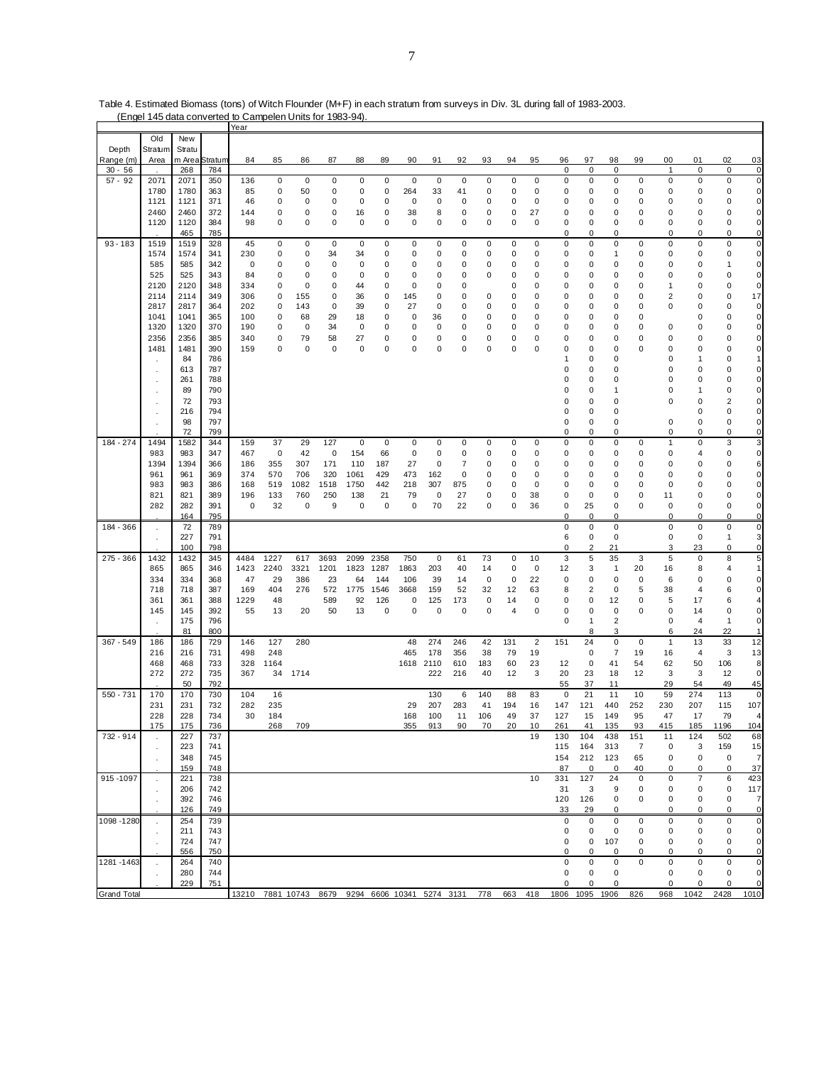Table 4. Estimated Biomass (tons) of Witch Flounder (M+F) in each stratum from surveys in Div. 3L during fall of 1983-2003. (Engel 145 data converted to Campelen Units for 1983-94).

| Depth Range (m) | Old Stratum Area | New Stratum Area | Stratum | 84 | 85 | 86 | 87 | 88 | 89 | 90 | 91 | 92 | 93 | 94 | 95 | 96 | 97 | 98 | 99 | 00 | 01 | 02 | 03 |
|---|---|---|---|---|---|---|---|---|---|---|---|---|---|---|---|---|---|---|---|---|---|---|---|
| | | | | Year | | | | | | | | | | | | | | | | | | | |
| 30 - 56 | . | 268 | 784 | | | | | | | | | | | | | 0 | 0 | 0 | | 1 | 0 | 0 | 0 |
| 57 - 92 | 2071 | 2071 | 350 | 136 | 0 | 0 | 0 | 0 | 0 | 0 | 0 | 0 | 0 | 0 | 0 | 0 | 0 | 0 | 0 | 0 | 0 | 0 | 0 |
| | 1780 | 1780 | 363 | 85 | 0 | 50 | 0 | 0 | 0 | 264 | 33 | 41 | 0 | 0 | 0 | 0 | 0 | 0 | 0 | 0 | 0 | 0 | 0 |
| | 1121 | 1121 | 371 | 46 | 0 | 0 | 0 | 0 | 0 | 0 | 0 | 0 | 0 | 0 | 0 | 0 | 0 | 0 | 0 | 0 | 0 | 0 | 0 |
| | 2460 | 2460 | 372 | 144 | 0 | 0 | 0 | 16 | 0 | 38 | 8 | 0 | 0 | 0 | 27 | 0 | 0 | 0 | 0 | 0 | 0 | 0 | 0 |
| | 1120 | 1120 | 384 | 98 | 0 | 0 | 0 | 0 | 0 | 0 | 0 | 0 | 0 | 0 | 0 | 0 | 0 | 0 | 0 | 0 | 0 | 0 | 0 |
| | . | 465 | 785 | | | | | | | | | | | | | 0 | 0 | 0 | | 0 | 0 | 0 | 0 |
| 93 - 183 | 1519 | 1519 | 328 | 45 | 0 | 0 | 0 | 0 | 0 | 0 | 0 | 0 | 0 | 0 | 0 | 0 | 0 | 0 | 0 | 0 | 0 | 0 | 0 |
| | 1574 | 1574 | 341 | 230 | 0 | 0 | 34 | 34 | 0 | 0 | 0 | 0 | 0 | 0 | 0 | 0 | 0 | 1 | 0 | 0 | 0 | 0 | 0 |
| | 585 | 585 | 342 | 0 | 0 | 0 | 0 | 0 | 0 | 0 | 0 | 0 | 0 | 0 | 0 | 0 | 0 | 0 | 0 | 0 | 0 | 1 | 0 |
| | 525 | 525 | 343 | 84 | 0 | 0 | 0 | 0 | 0 | 0 | 0 | 0 | 0 | 0 | 0 | 0 | 0 | 0 | 0 | 0 | 0 | 0 | 0 |
| | 2120 | 2120 | 348 | 334 | 0 | 0 | 0 | 44 | 0 | 0 | 0 | 0 | | 0 | 0 | 0 | 0 | 0 | 0 | 1 | 0 | 0 | 0 |
| | 2114 | 2114 | 349 | 306 | 0 | 155 | 0 | 36 | 0 | 145 | 0 | 0 | 0 | 0 | 0 | 0 | 0 | 0 | 0 | 2 | 0 | 0 | 17 |
| | 2817 | 2817 | 364 | 202 | 0 | 143 | 0 | 39 | 0 | 27 | 0 | 0 | 0 | 0 | 0 | 0 | 0 | 0 | 0 | 0 | 0 | 0 | 0 |
| | 1041 | 1041 | 365 | 100 | 0 | 68 | 29 | 18 | 0 | 0 | 36 | 0 | 0 | 0 | 0 | 0 | 0 | 0 | 0 | | 0 | 0 | 0 |
| | 1320 | 1320 | 370 | 190 | 0 | 0 | 34 | 0 | 0 | 0 | 0 | 0 | 0 | 0 | 0 | 0 | 0 | 0 | 0 | 0 | 0 | 0 | 0 |
| | 2356 | 2356 | 385 | 340 | 0 | 79 | 58 | 27 | 0 | 0 | 0 | 0 | 0 | 0 | 0 | 0 | 0 | 0 | 0 | 0 | 0 | 0 | 0 |
| | 1481 | 1481 | 390 | 159 | 0 | 0 | 0 | 0 | 0 | 0 | 0 | 0 | 0 | 0 | 0 | 0 | 0 | 0 | 0 | 0 | 0 | 0 | 0 |
| | . | 84 | 786 | | | | | | | | | | | | | 1 | 0 | 0 | | 0 | 1 | 0 | 1 |
| | . | 613 | 787 | | | | | | | | | | | | | 0 | 0 | 0 | | 0 | 0 | 0 | 0 |
| | . | 261 | 788 | | | | | | | | | | | | | 0 | 0 | 0 | | 0 | 0 | 0 | 0 |
| | . | 89 | 790 | | | | | | | | | | | | | 0 | 0 | 1 | | 0 | 1 | 0 | 0 |
| | . | 72 | 793 | | | | | | | | | | | | | 0 | 0 | 0 | | 0 | 0 | 2 | 0 |
| | . | 216 | 794 | | | | | | | | | | | | | 0 | 0 | 0 | | | 0 | 0 | 0 |
| | . | 98 | 797 | | | | | | | | | | | | | 0 | 0 | 0 | | 0 | 0 | 0 | 0 |
| | . | 72 | 799 | | | | | | | | | | | | | 0 | 0 | 0 | | 0 | 0 | 0 | 0 |
| 184 - 274 | 1494 | 1582 | 344 | 159 | 37 | 29 | 127 | 0 | 0 | 0 | 0 | 0 | 0 | 0 | 0 | 0 | 0 | 0 | 0 | 1 | 0 | 3 | 3 |
| | 983 | 983 | 347 | 467 | 0 | 42 | 0 | 154 | 66 | 0 | 0 | 0 | 0 | 0 | 0 | 0 | 0 | 0 | 0 | 0 | 4 | 0 | 0 |
| | 1394 | 1394 | 366 | 186 | 355 | 307 | 171 | 110 | 187 | 27 | 0 | 7 | 0 | 0 | 0 | 0 | 0 | 0 | 0 | 0 | 0 | 0 | 6 |
| | 961 | 961 | 369 | 374 | 570 | 706 | 320 | 1061 | 429 | 473 | 162 | 0 | 0 | 0 | 0 | 0 | 0 | 0 | 0 | 0 | 0 | 0 | 0 |
| | 983 | 983 | 386 | 168 | 519 | 1082 | 1518 | 1750 | 442 | 218 | 307 | 875 | 0 | 0 | 0 | 0 | 0 | 0 | 0 | 0 | 0 | 0 | 0 |
| | 821 | 821 | 389 | 196 | 133 | 760 | 250 | 138 | 21 | 79 | 0 | 27 | 0 | 0 | 38 | 0 | 0 | 0 | 0 | 11 | 0 | 0 | 0 |
| | 282 | 282 | 391 | 0 | 32 | 0 | 9 | 0 | 0 | 0 | 70 | 22 | 0 | 0 | 36 | 0 | 25 | 0 | 0 | 0 | 0 | 0 | 0 |
| | . | 164 | 795 | | | | | | | | | | | | | 0 | 0 | 0 | | 0 | 0 | 0 | 0 |
| 184 - 366 | . | 72 | 789 | | | | | | | | | | | | | 0 | 0 | 0 | | 0 | 0 | 0 | 0 |
| | . | 227 | 791 | | | | | | | | | | | | | 6 | 0 | 0 | | 0 | 0 | 1 | 3 |
| | . | 100 | 798 | | | | | | | | | | | | | 0 | 2 | 21 | | 3 | 23 | 0 | 0 |
| 275 - 366 | 1432 | 1432 | 345 | 4484 | 1227 | 617 | 3693 | 2099 | 2358 | 750 | 0 | 61 | 73 | 0 | 10 | 3 | 5 | 35 | 3 | 5 | 0 | 8 | 5 |
| | 865 | 865 | 346 | 1423 | 2240 | 3321 | 1201 | 1823 | 1287 | 1863 | 203 | 40 | 14 | 0 | 0 | 12 | 3 | 1 | 20 | 16 | 8 | 4 | 1 |
| | 334 | 334 | 368 | 47 | 29 | 386 | 23 | 64 | 144 | 106 | 39 | 14 | 0 | 0 | 22 | 0 | 0 | 0 | 0 | 6 | 0 | 0 | 0 |
| | 718 | 718 | 387 | 169 | 404 | 276 | 572 | 1775 | 1546 | 3668 | 159 | 52 | 32 | 12 | 63 | 8 | 2 | 0 | 5 | 38 | 4 | 6 | 0 |
| | 361 | 361 | 388 | 1229 | 48 | | 589 | 92 | 126 | 0 | 125 | 173 | 0 | 14 | 0 | 0 | 0 | 12 | 0 | 5 | 17 | 6 | 4 |
| | 145 | 145 | 392 | 55 | 13 | 20 | 50 | 13 | 0 | 0 | 0 | 0 | 0 | 4 | 0 | 0 | 0 | 0 | 0 | 0 | 14 | 0 | 0 |
| | . | 175 | 796 | | | | | | | | | | | | | 0 | 1 | 2 | | 0 | 4 | 1 | 0 |
| | . | 81 | 800 | | | | | | | | | | | | | | 8 | 3 | | 6 | 24 | 22 | 1 |
| 367 - 549 | 186 | 186 | 729 | 146 | 127 | 280 | | | | 48 | 274 | 246 | 42 | 131 | 2 | 151 | 24 | 0 | 0 | 1 | 13 | 33 | 12 |
| | 216 | 216 | 731 | 498 | 248 | | | | | 465 | 178 | 356 | 38 | 79 | 19 | | 0 | 7 | 19 | 16 | 4 | 3 | 13 |
| | 468 | 468 | 733 | 328 | 1164 | | | | | 1618 | 2110 | 610 | 183 | 60 | 23 | 12 | 0 | 41 | 54 | 62 | 50 | 106 | 8 |
| | 272 | 272 | 735 | 367 | 34 | 1714 | | | | | 222 | 216 | 40 | 12 | 3 | 20 | 23 | 18 | 12 | 3 | 3 | 12 | 0 |
| | . | 50 | 792 | | | | | | | | | | | | | 55 | 37 | 11 | | 29 | 54 | 49 | 45 |
| 550 - 731 | 170 | 170 | 730 | 104 | 16 | | | | | | 130 | 6 | 140 | 88 | 83 | 0 | 21 | 11 | 10 | 59 | 274 | 113 | 0 |
| | 231 | 231 | 732 | 282 | 235 | | | | | 29 | 207 | 283 | 41 | 194 | 16 | 147 | 121 | 440 | 252 | 230 | 207 | 115 | 107 |
| | 228 | 228 | 734 | 30 | 184 | | | | | 168 | 100 | 11 | 106 | 49 | 37 | 127 | 15 | 149 | 95 | 47 | 17 | 79 | 4 |
| | 175 | 175 | 736 | | 268 | 709 | | | | 355 | 913 | 90 | 70 | 20 | 10 | 261 | 41 | 135 | 93 | 415 | 185 | 1196 | 104 |
| 732 - 914 | . | 227 | 737 | | | | | | | | | | | | 19 | 130 | 104 | 438 | 151 | 11 | 124 | 502 | 68 |
| | . | 223 | 741 | | | | | | | | | | | | | 115 | 164 | 313 | 7 | 0 | 3 | 159 | 15 |
| | . | 348 | 745 | | | | | | | | | | | | | 154 | 212 | 123 | 65 | 0 | 0 | 0 | 7 |
| | . | 159 | 748 | | | | | | | | | | | | | 87 | 0 | 0 | 40 | 0 | 0 | 0 | 37 |
| 915 -1097 | . | 221 | 738 | | | | | | | | | | | | 10 | 331 | 127 | 24 | 0 | 0 | 7 | 6 | 423 |
| | . | 206 | 742 | | | | | | | | | | | | | 31 | 3 | 9 | 0 | 0 | 0 | 0 | 117 |
| | . | 392 | 746 | | | | | | | | | | | | | 120 | 126 | 0 | 0 | 0 | 0 | 0 | 7 |
| | . | 126 | 749 | | | | | | | | | | | | | 33 | 29 | 0 | | 0 | 0 | 0 | 0 |
| 1098 -1280 | . | 254 | 739 | | | | | | | | | | | | | 0 | 0 | 0 | 0 | 0 | 0 | 0 | 0 |
| | . | 211 | 743 | | | | | | | | | | | | | 0 | 0 | 0 | 0 | 0 | 0 | 0 | 0 |
| | . | 724 | 747 | | | | | | | | | | | | | 0 | 0 | 107 | 0 | 0 | 0 | 0 | 0 |
| | . | 556 | 750 | | | | | | | | | | | | | 0 | 0 | 0 | 0 | 0 | 0 | 0 | 0 |
| 1281 -1463 | . | 264 | 740 | | | | | | | | | | | | | 0 | 0 | 0 | 0 | 0 | 0 | 0 | 0 |
| | . | 280 | 744 | | | | | | | | | | | | | 0 | 0 | 0 | | 0 | 0 | 0 | 0 |
| | . | 229 | 751 | | | | | | | | | | | | | 0 | 0 | 0 | | 0 | 0 | 0 | 0 |
| Grand Total | | | | 13210 | 7881 | 10743 | 8679 | 9294 | 6606 | 10341 | 5274 | 3131 | 778 | 663 | 418 | 1806 | 1095 | 1906 | 826 | 968 | 1042 | 2428 | 1010 |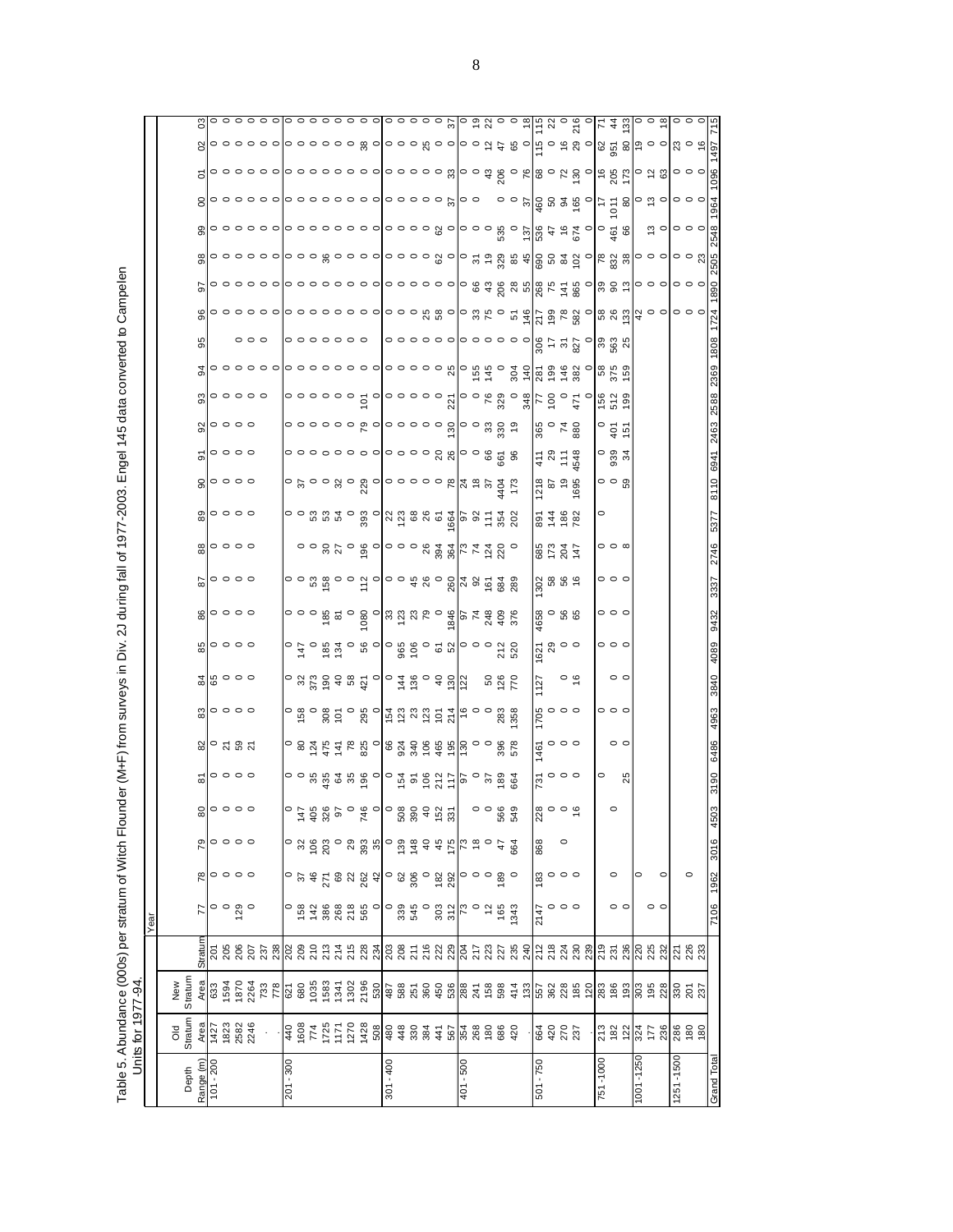Table 5. Abundance (000s) per stratum of Witch Flounder (M+F) from surveys in Div. 2J during fall of 1977-2003. Engel 145 data converted to Campelen Units for 1977-94.

| Depth Range (m) | Old Stratum Area | New Stratum Area | Stratum | 77 | 78 | 79 | 80 | 81 | 82 | 83 | 84 | 85 | 86 | 87 | 88 | 89 | 90 | 91 | 92 | 93 | 94 | 95 | 96 | 97 | 98 | 99 | 00 | 01 | 02 | 03 |
|---|---|---|---|---|---|---|---|---|---|---|---|---|---|---|---|---|---|---|---|---|---|---|---|---|---|---|---|---|---|---|
| 101 - 200 | 1427 | 633 | 201 | 0 | 0 | 0 | 0 | 0 | 0 | 0 | 65 | 0 | 0 | 0 | 0 | 0 | 0 | 0 | 0 | 0 | 0 | | 0 | 0 | 0 | 0 | 0 | 0 | 0 | 0 |
| | 1823 | 1594 | 205 | 0 | 0 | 0 | 0 | 0 | 21 | 0 | 0 | 0 | 0 | 0 | 0 | 0 | 0 | 0 | 0 | 0 | 0 | | 0 | 0 | 0 | 0 | 0 | 0 | 0 | 0 |
| | 2582 | 1870 | 206 | 129 | 0 | 0 | 0 | 0 | 59 | 0 | 0 | 0 | 0 | 0 | 0 | 0 | 0 | 0 | 0 | 0 | 0 | 0 | 0 | 0 | 0 | 0 | 0 | 0 | 0 | 0 |
| | 2246 | 2264 | 207 | 0 | 0 | 0 | 0 | 0 | 21 | 0 | 0 | 0 | 0 | 0 | 0 | 0 | 0 | 0 | 0 | 0 | 0 | 0 | 0 | 0 | 0 | 0 | 0 | 0 | 0 | 0 |
| | . | 733 | 237 | | | | | | | | | | | | | | | | | 0 | 0 | 0 | 0 | 0 | 0 | 0 | 0 | 0 | 0 | 0 |
| | . | 778 | 238 | | | | | | | | | | | | | | | | | | 0 | | 0 | 0 | 0 | 0 | 0 | 0 | 0 | 0 |
| 201 - 300 | 440 | 621 | 202 | 0 | 0 | 0 | 0 | 0 | 0 | 0 | 0 | 0 | 0 | 0 | | 0 | 0 | 0 | 0 | 0 | 0 | 0 | 0 | 0 | 0 | 0 | 0 | 0 | 0 | 0 |
| | 1608 | 680 | 209 | 158 | 37 | 32 | 147 | 0 | 80 | 158 | 32 | 147 | 0 | 0 | 0 | 0 | 37 | 0 | 0 | 0 | 0 | 0 | 0 | 0 | 0 | 0 | 0 | 0 | 0 | 0 |
| | 774 | 1035 | 210 | 142 | 46 | 106 | 405 | 35 | 124 | 0 | 373 | 0 | 0 | 53 | 0 | 53 | 0 | 0 | 0 | 0 | 0 | 0 | 0 | 0 | 0 | 0 | 0 | 0 | 0 | 0 |
| | 1725 | 1583 | 213 | 386 | 271 | 203 | 326 | 435 | 475 | 308 | 190 | 185 | 185 | 158 | 30 | 53 | 0 | 0 | 0 | 0 | 0 | 0 | 0 | 0 | 0 | 0 | 0 | 0 | 0 | 0 |
| | 1171 | 1341 | 214 | 268 | 69 | 0 | 97 | 64 | 141 | 101 | 40 | 134 | 81 | 0 | 27 | 81 | 32 | 0 | 0 | 0 | 0 | 0 | 0 | 0 | 36 | 0 | 0 | 0 | 0 | 0 |
| | 1270 | 1302 | 215 | 218 | 22 | 29 | 0 | 35 | 78 | 0 | 58 | 0 | 0 | 0 | 0 | 0 | 0 | 0 | 0 | 0 | 0 | 0 | 0 | 0 | 0 | 0 | 0 | 0 | 0 | 0 |
| | 1428 | 2196 | 228 | 565 | 262 | 393 | 746 | 196 | 825 | 295 | 421 | 56 | 1080 | 112 | 196 | 393 | 229 | 0 | 79 | 101 | 0 | 0 | 0 | 0 | 0 | 0 | 0 | 0 | 38 | 0 |
| | 508 | 530 | 234 | 0 | 42 | 35 | 0 | 0 | 0 | 0 | 0 | 0 | 0 | 0 | 0 | 0 | 0 | 0 | 0 | 0 | 0 | | 0 | 0 | 0 | 0 | 0 | 0 | 0 | 0 |
| 301 - 400 | 480 | 487 | 203 | 0 | 0 | 0 | 0 | 0 | 66 | 154 | 0 | 0 | 33 | 0 | 0 | 22 | 0 | 0 | 0 | 0 | 0 | 0 | 0 | 0 | 0 | 0 | 0 | 0 | 0 | 0 |
| | 448 | 588 | 208 | 339 | 62 | 139 | 508 | 154 | 924 | 123 | 144 | 965 | 123 | 0 | 0 | 123 | 0 | 0 | 0 | 0 | 0 | 0 | 0 | 0 | 0 | 0 | 0 | 0 | 0 | 0 |
| | 330 | 251 | 211 | 545 | 306 | 148 | 390 | 91 | 340 | 23 | 136 | 106 | 23 | 45 | | 68 | 0 | 0 | 0 | 0 | 0 | 0 | 0 | 0 | 0 | 0 | 0 | 0 | 0 | 0 |
| | 384 | 360 | 216 | 0 | 0 | 40 | 40 | 106 | 106 | 123 | 0 | 0 | 79 | 26 | 26 | 26 | 0 | 0 | 0 | 0 | 0 | 0 | 25 | 0 | 0 | 0 | 0 | 0 | 25 | 0 |
| | 441 | 450 | 222 | 303 | 182 | 45 | 152 | 212 | 465 | 101 | 40 | 61 | 0 | 0 | 394 | 61 | 0 | 20 | 0 | 0 | 0 | 0 | 58 | 0 | 62 | 62 | 0 | 0 | 0 | 0 |
| | 567 | 536 | 229 | 312 | 292 | 175 | 331 | 117 | 195 | 214 | 130 | 52 | 1846 | 260 | 364 | 1664 | 78 | 26 | 130 | 221 | 25 | 0 | 0 | 0 | 0 | 0 | 37 | 33 | 0 | 37 |
| 401 - 500 | 354 | 288 | 204 | 73 | 0 | 73 | | 97 | 130 | 16 | 122 | 0 | 97 | 24 | 73 | 97 | 24 | 0 | 0 | 0 | 0 | 0 | 0 | 0 | 0 | 0 | 0 | 0 | 0 | 0 |
| | 268 | 241 | 217 | 0 | 0 | 18 | 0 | 0 | 0 | 0 | | 0 | 74 | 92 | 74 | 92 | 18 | 0 | 0 | 0 | 155 | 0 | 33 | 66 | 31 | 0 | 0 | 0 | 0 | 0 |
| | 180 | 158 | 223 | 12 | 0 | 0 | 0 | 37 | 0 | 0 | 50 | 0 | 248 | 161 | 124 | 111 | 37 | 66 | 33 | 76 | 145 | 0 | 75 | 43 | 19 | 0 | | 43 | 12 | 19 |
| | 686 | 598 | 227 | 165 | 189 | 47 | 566 | 189 | 396 | 283 | 126 | 212 | 409 | 684 | 220 | 354 | 4404 | 661 | 330 | 329 | 0 | 0 | 0 | 206 | 329 | 535 | 0 | 206 | 47 | 22 |
| | 420 | 414 | 235 | 1343 | 0 | 664 | 549 | 664 | 578 | 1358 | 770 | 520 | 376 | 289 | 0 | 202 | 173 | 96 | 19 | 0 | 304 | 0 | 51 | 28 | 85 | 0 | 0 | 0 | 65 | 0 |
| | . | 133 | 240 | | | | | | | | | | | | | | | | | 348 | 140 | 0 | 146 | 55 | 45 | 137 | 37 | 76 | 0 | 18 |
| 501 - 750 | 664 | 557 | 212 | 2147 | 183 | 868 | 228 | 731 | 1461 | 1705 | 1127 | 1621 | 4658 | 1302 | 685 | 891 | 1218 | 411 | 365 | 77 | 281 | 306 | 217 | 268 | 690 | 536 | 460 | 68 | 115 | 115 |
| | 420 | 362 | 218 | 0 | 0 | | 0 | 0 | 0 | 0 | | 29 | 0 | 58 | 173 | 144 | 87 | 29 | 0 | 100 | 199 | 17 | 199 | 75 | 50 | 47 | 50 | 0 | 0 | 22 |
| | 270 | 228 | 224 | 0 | 0 | 0 | 0 | 0 | 0 | 0 | 0 | 0 | 56 | 56 | 204 | 186 | 19 | 111 | 74 | 0 | 146 | 31 | 78 | 141 | 84 | 16 | 94 | 72 | 16 | 0 |
| | 237 | 185 | 230 | 0 | 0 | | 16 | 0 | 0 | 0 | 16 | 0 | 65 | 16 | 147 | 782 | 1695 | 4548 | 880 | 471 | 382 | 827 | 582 | 865 | 102 | 674 | 165 | 130 | 29 | 216 |
| | . | 120 | 239 | | | | | | | | | | | | | | | | | | 0 | 0 | 0 | 0 | 0 | 0 | 0 | 0 | 0 | 0 |
| 751 -1000 | 213 | 283 | 219 | | | | | 0 | | 0 | | 0 | 0 | 0 | 0 | 0 | 0 | 0 | 0 | 156 | 58 | 39 | 58 | 39 | 78 | 0 | 17 | 16 | 62 | 71 |
| | 182 | 186 | 231 | 0 | 0 | | 0 | | 0 | 0 | 0 | 0 | 0 | 0 | 0 | | 0 | 939 | 401 | 512 | 375 | 563 | 26 | 90 | 832 | 461 | 1011 | 205 | 951 | 44 |
| | 122 | 193 | 236 | 0 | | | | 25 | 0 | 0 | 0 | 0 | 0 | 0 | 8 | | 59 | 34 | 151 | 199 | 159 | 25 | 133 | 13 | 38 | 66 | 80 | 173 | 80 | 133 |
| 1001 -1250 | 324 | 303 | 220 | | 0 | | | | | | | | | | | | | | | | | | 42 | 0 | 0 | 0 | 0 | 0 | 19 | 0 |
| | 177 | 195 | 225 | 0 | | | | | | | | | | | | | | | | | | | | 0 | 0 | 13 | 13 | 12 | 0 | 0 |
| | 236 | 228 | 232 | 0 | 0 | | | | | | | | | | | | | | | | | | | 0 | 0 | 0 | 0 | 63 | 0 | 18 |
| 1251 -1500 | 286 | 330 | 221 | | | | | | | | | | | | | | | | | | | | 0 | 0 | 0 | 0 | 0 | 0 | 23 | 0 |
| | 180 | 201 | 226 | | 0 | | | | | | | | | | | | | | | | | | 0 | 0 | 0 | 0 | 0 | 0 | 0 | 0 |
| | 180 | 237 | 233 | | | | | | | | | | | | | | | | | | | | 0 | 0 | 23 | 0 | 0 | 0 | 16 | 0 |
| Grand Total | | | | 7106 | 1962 | 3016 | 4503 | 3190 | 6486 | 4963 | 3840 | 4089 | 9432 | 3337 | 2746 | 5377 | 8110 | 6941 | 2463 | 2588 | 2369 | 1808 | 1724 | 1890 | 2505 | 2548 | 1964 | 1096 | 1497 | 715 |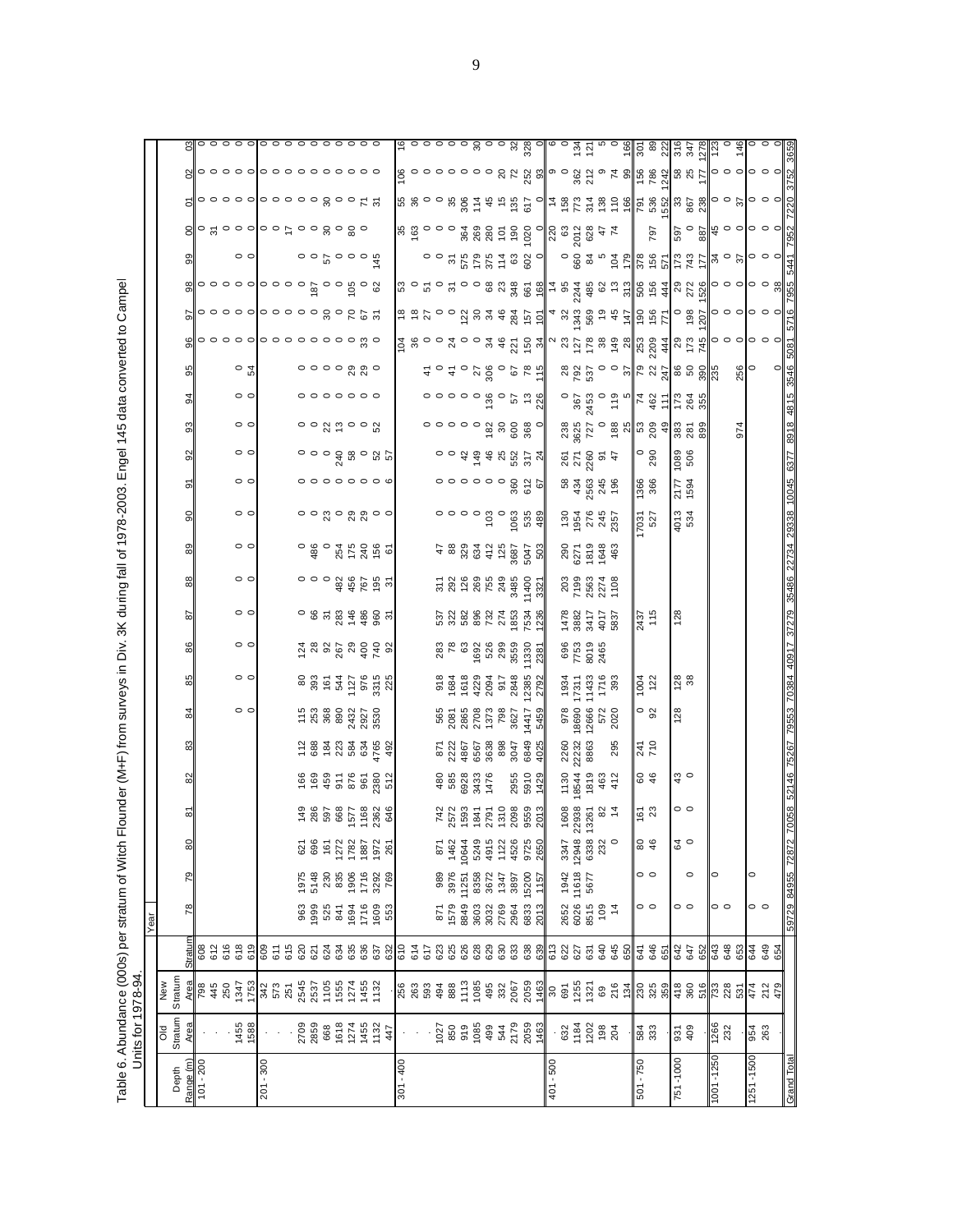Table 6. Abundance (000s) per stratum of Witch Flounder (M+F) from surveys in Div. 3K during fall of 1978-2003. Engel 145 data converted to Campel
Units for 1978-94.

| Depth Range (m) | Old Stratum Area | New Stratum Area | Stratum | 78 | 79 | 80 | 81 | 82 | 83 | 84 | 85 | 86 | 87 | 88 | 89 | 90 | 91 | 92 | 93 | 94 | 95 | 96 | 97 | 98 | 99 | 00 | 01 | 02 | 03 |
|---|---|---|---|---|---|---|---|---|---|---|---|---|---|---|---|---|---|---|---|---|---|---|---|---|---|---|---|---|---|
| 101 - 200 | . | 798 | 608 | | | | | | | | | | | | | | | | | | | 0 | 0 | 0 | | 0 | 0 | 0 | 0 |
| | . | 445 | 612 | | | | | | | | | | | | | | | | | | | 0 | 0 | 0 | | 31 | 0 | 0 | 0 |
| | . | 250 | 616 | | | | | | | | | | | | | | | | | | | 0 | 0 | 0 | | 0 | 0 | 0 | 0 |
| | 1455 | 1347 | 618 | | | | | | | 0 | 0 | 0 | 0 | 0 | 0 | 0 | 0 | 0 | 0 | 0 | 0 | 0 | 0 | 0 | 0 | 0 | 0 | 0 | 0 |
| | 1588 | 1753 | 619 | | | | | | | 0 | 0 | 0 | 0 | 0 | 0 | 0 | 0 | 0 | 0 | 0 | 54 | 0 | 0 | 0 | 0 | 0 | 0 | 0 | 0 |
| 201 - 300 | . | 342 | 609 | | | | | | | | | | | | | | | | | | | 0 | 0 | 0 | | 0 | 0 | 0 | 0 |
| | . | 573 | 611 | | | | | | | | | | | | | | | | | | | 0 | 0 | 0 | | 0 | 0 | 0 | 0 |
| | . | 251 | 615 | | | | | | | | | | | | | | | | | | | 0 | 0 | 0 | | 17 | 0 | 0 | 0 |
| | 2709 | 2545 | 620 | 963 | 1975 | 621 | 149 | 166 | 112 | 115 | 80 | 124 | 0 | 0 | 0 | 0 | 0 | 0 | 0 | 0 | 0 | 0 | 0 | 0 | 0 | 0 | 0 | 0 | 0 |
| | 2859 | 2537 | 621 | 1999 | 5148 | 696 | 286 | 169 | 688 | 253 | 393 | 28 | 66 | 0 | 486 | 0 | 0 | 0 | 0 | 0 | 0 | 0 | 0 | 0 | 0 | 0 | 0 | 0 | 0 |
| | 668 | 1105 | 624 | 525 | 230 | 161 | 597 | 459 | 184 | 368 | 161 | 92 | 31 | 0 | 0 | 23 | 0 | 0 | 22 | 0 | 0 | 0 | 0 | 187 | 57 | 30 | 30 | 0 | 0 |
| | 1618 | 1555 | 634 | 841 | 835 | 1272 | 668 | 911 | 223 | 890 | 544 | 267 | 283 | 482 | 254 | 0 | 0 | 240 | 13 | 0 | 0 | 0 | 30 | 0 | 0 | 0 | 0 | 0 | 0 |
| | 1274 | 1274 | 635 | 1694 | 1906 | 1782 | 1577 | 876 | 584 | 2432 | 1127 | 29 | 146 | 456 | 175 | 29 | 0 | 58 | 0 | 0 | 0 | 0 | 0 | 0 | 0 | 80 | 0 | 0 | 0 |
| | 1455 | 1455 | 636 | 1716 | 1716 | 1887 | 1168 | 961 | 634 | 2927 | 976 | 400 | 486 | 767 | 240 | 29 | 0 | 0 | 0 | 0 | 29 | 0 | 70 | 105 | 0 | 0 | 0 | 0 | 0 |
| | 1132 | 1132 | 637 | 1609 | 3292 | 1972 | 2362 | 2380 | 4765 | 3530 | 3315 | 740 | 960 | 195 | 156 | 0 | 0 | 52 | 52 | 0 | 29 | 33 | 67 | 0 | | | 71 | 0 | 0 |
| | 447 | . | 632 | 553 | 769 | 261 | 646 | 512 | 492 | | 225 | 92 | 31 | 31 | 61 | 0 | 6 | 57 | | | 0 | 0 | 31 | 62 | 145 | | 31 | 0 | 0 |
| 301 - 400 | . | 256 | 610 | | | | | | | | | | | | | | | | | | | 104 | 18 | 53 | | 35 | 55 | 106 | 16 |
| | . | 263 | 614 | | | | | | | | | | | | | | | | | | | 36 | 18 | 0 | | 163 | 36 | 0 | 0 |
| | . | 593 | 617 | | | | | | | | | | | | | | | | | 0 | 41 | 0 | 27 | 51 | 0 | 0 | 0 | 0 | 0 |
| | 1027 | 494 | 623 | 871 | 989 | 871 | 742 | 480 | 871 | 565 | 918 | 283 | 537 | 311 | 47 | 0 | 0 | 0 | 0 | 0 | 0 | 0 | 0 | 0 | 0 | 0 | 0 | 0 | 0 |
| | 850 | 888 | 625 | 1579 | 3976 | 1462 | 2572 | 585 | 2222 | 2081 | 1684 | 78 | 322 | 292 | 88 | 0 | 0 | 0 | 0 | 0 | 41 | 24 | 0 | 31 | 31 | 0 | 35 | 0 | 0 |
| | 919 | 1113 | 626 | 8849 | 11251 | 10644 | 1593 | 6928 | 4867 | 2865 | 1618 | 63 | 582 | 126 | 329 | 0 | 0 | 42 | 0 | 0 | 0 | 0 | 122 | 0 | 575 | 364 | 306 | 0 | 0 |
| | 1085 | 1085 | 628 | 3603 | 8358 | 5249 | 1841 | 3433 | 6567 | 2708 | 4229 | 1692 | 896 | 269 | 634 | 0 | 0 | 149 | 0 | 0 | 27 | | 30 | 0 | 179 | 269 | 114 | 0 | 0 |
| | 499 | 495 | 629 | 3032 | 3672 | 4915 | 2791 | 1476 | 3638 | 1373 | 2094 | 526 | 732 | 755 | 412 | 103 | 0 | 46 | 0 | 136 | 306 | 34 | 34 | 68 | 375 | 280 | 45 | 0 | 30 |
| | 544 | 332 | 630 | 2769 | 1347 | 1122 | 1310 | | 898 | 798 | 917 | 299 | 274 | 249 | 125 | 0 | 0 | 25 | 182 | 0 | 0 | 46 | 46 | 23 | 114 | 101 | 15 | 20 | 0 |
| | 2179 | 2067 | 633 | 2964 | 3897 | 4526 | 2098 | 2955 | 3047 | 3627 | 2848 | 3559 | 1853 | 3485 | 3687 | 1063 | 360 | 552 | 30 | 57 | 67 | 221 | 284 | 348 | 63 | 190 | 135 | 72 | 0 |
| | 2059 | 2059 | 638 | 6833 | 15200 | 9725 | 9559 | 5910 | 6849 | 14417 | 12385 | 11330 | 7534 | 11400 | 5047 | 535 | 612 | 317 | 600 | 13 | 78 | 150 | 157 | 661 | 602 | 1020 | 617 | 252 | 32 |
| | 1463 | 1463 | 639 | 2013 | 1157 | 2650 | 2013 | 1429 | 4025 | 5459 | 2792 | 2381 | 1236 | 3321 | 503 | 489 | 67 | 24 | 368 | 226 | 115 | 34 | 101 | 168 | 0 | 0 | 0 | 93 | 328 |
| 401 - 500 | . | 30 | 613 | | | | | | | | | | | | | | | | | | | 2 | 4 | 14 | | 220 | 14 | 9 | 6 |
| | 632 | 691 | 622 | 2652 | 1942 | 3347 | 1608 | 1130 | 2260 | 978 | 1934 | 696 | 1478 | 203 | 290 | 130 | 58 | 261 | 238 | 0 | 28 | 23 | 32 | 95 | 0 | 63 | 158 | 0 | 0 |
| | 1184 | 1255 | 627 | 6026 | 11618 | 12948 | 22938 | 18544 | 22232 | 18690 | 17311 | 7753 | 3882 | 7199 | 6271 | 1954 | 434 | 271 | 3625 | 367 | 792 | 127 | 1343 | 2244 | 660 | 2012 | 773 | 362 | 134 |
| | 1202 | 1321 | 631 | 8515 | 5677 | 6338 | 13261 | 1819 | 8863 | 12666 | 11433 | 8019 | 3417 | 2563 | 1819 | 276 | 2563 | 2260 | 727 | 2453 | 537 | 178 | 569 | 485 | 84 | 628 | 314 | 212 | 121 |
| | 198 | 69 | 640 | 109 | | 232 | 82 | 463 | | 572 | 1716 | 2465 | 4017 | 2274 | 1648 | 245 | 245 | 91 | 0 | 0 | 0 | 38 | 19 | 62 | 5 | 47 | 138 | 9 | 5 |
| | 204 | 216 | 645 | 14 | | 0 | 14 | 412 | 295 | 2020 | 393 | | 5837 | 1108 | 463 | 2357 | 196 | 47 | 188 | 119 | | 149 | 45 | 13 | 104 | 74 | 110 | 74 | 0 |
| | . | 134 | 650 | | | | | | | | | | | | | | | | 25 | 5 | 37 | 28 | 147 | 313 | 179 | | 166 | 99 | 166 |
| 501 - 750 | 584 | 230 | 641 | 0 | 0 | 80 | 161 | 60 | 241 | 0 | 1004 | | 2437 | | | 17031 | 1366 | 0 | 53 | 74 | 79 | 253 | 190 | 506 | 378 | | 791 | 156 | 301 |
| | 333 | 325 | 646 | 0 | 0 | 46 | 23 | 46 | 710 | 92 | 122 | | 115 | | | 527 | 366 | 290 | 209 | 462 | 22 | 2209 | 156 | 156 | 156 | 797 | 536 | 786 | 89 |
| | . | 359 | 651 | | | | | | | | | | | | | | | | 49 | 111 | 247 | 444 | 771 | 444 | 571 | | 1552 | 1242 | 222 |
| 751 -1000 | 931 | 418 | 642 | 0 | | 64 | 0 | 43 | | 128 | 128 | | 128 | | | 4013 | 2177 | 1089 | 383 | 173 | 86 | 29 | 0 | 29 | 173 | 597 | 33 | 58 | 316 |
| | 409 | 360 | 647 | 0 | 0 | 0 | 0 | 0 | | | 38 | | | | | 534 | 1594 | 506 | 281 | 264 | 50 | 173 | 198 | 272 | 743 | 0 | 867 | 25 | 347 |
| | . | 516 | 652 | | | | | | | | | | | | | | | | 899 | 355 | 390 | 745 | 1207 | 1526 | 177 | 887 | 238 | 177 | 1278 |
| 1001 -1250 | 1266 | 733 | 643 | 0 | 0 | | | | | | | | | | | | | | | | 235 | 0 | 0 | 0 | 34 | 45 | 0 | 0 | 123 |
| | 232 | 228 | 648 | 0 | | | | | | | | | | | | | | | | | | 0 | 0 | 0 | 0 | 0 | 0 | 0 | 0 |
| | . | 531 | 653 | | | | | | | | | | | | | | | | 974 | | 256 | 0 | 0 | 0 | 0 | 0 | 37 | 0 | 146 |
| 1251 -1500 | 954 | 474 | 644 | 0 | 0 | | | | | | | | | | | | | | | | | 0 | 0 | 0 | 0 | 0 | 0 | 0 | 0 |
| | 263 | 212 | 649 | 0 | | | | | | | | | | | | | | | | | | 0 | 0 | 0 | 0 | 0 | 0 | 0 | 0 |
| | . | 479 | 654 | | | | | | | | | | | | | | | | | | 0 | 0 | 0 | 38 | 0 | 0 | 0 | 0 | 0 |
| Grand Total | | | | 59729 | 84955 | 72872 | 70058 | 52146 | 75267 | 79553 | 70384 | 40917 | 37279 | 35486 | 22734 | 29338 | 10045 | 6377 | 8918 | 4815 | 3546 | 5081 | 5716 | 7955 | 5441 | 7952 | 7220 | 3752 | 3659 |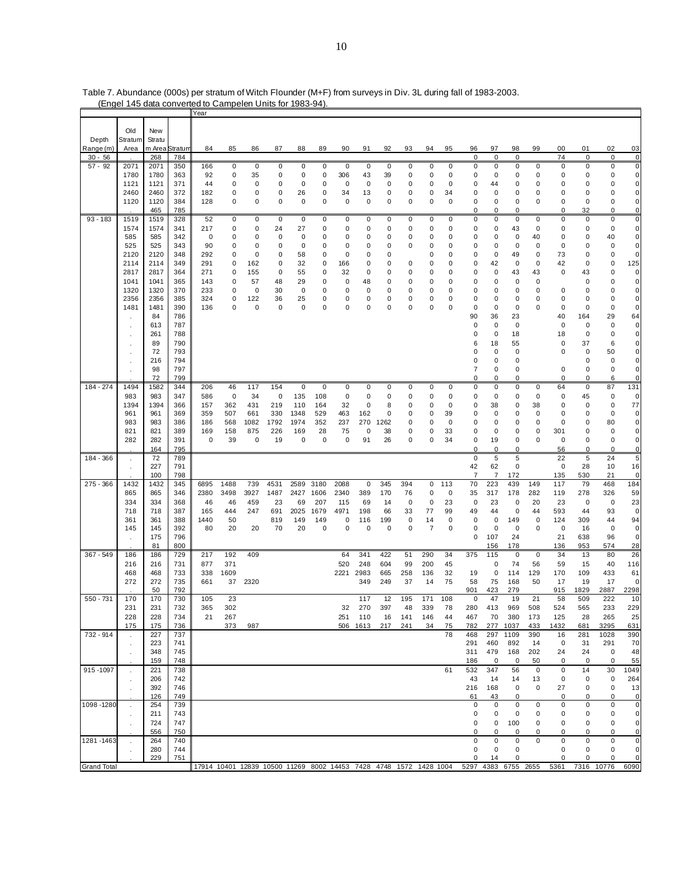Table 7. Abundance (000s) per stratum of Witch Flounder (M+F) from surveys in Div. 3L during fall of 1983-2003.
(Engel 145 data converted to Campelen Units for 1983-94).

| Depth Range (m) | Old Stratum Area | New Stratum Area | Stratum | Year 84 | 85 | 86 | 87 | 88 | 89 | 90 | 91 | 92 | 93 | 94 | 95 | 96 | 97 | 98 | 99 | 00 | 01 | 02 | 03 |
|---|---|---|---|---|---|---|---|---|---|---|---|---|---|---|---|---|---|---|---|---|---|---|---|
| 30 - 56 | . | 268 | 784 | | | | | | | | | | | | | 0 | 0 | 0 | | 74 | 0 | 0 | 0 |
| 57 - 92 | 2071 | 2071 | 350 | 166 | 0 | 0 | 0 | 0 | 0 | 0 | 0 | 0 | 0 | 0 | 0 | 0 | 0 | 0 | 0 | 0 | 0 | 0 | 0 |
| | 1780 | 1780 | 363 | 92 | 0 | 35 | 0 | 0 | 0 | 306 | 43 | 39 | 0 | 0 | 0 | 0 | 0 | 0 | 0 | 0 | 0 | 0 | 0 |
| | 1121 | 1121 | 371 | 44 | 0 | 0 | 0 | 0 | 0 | 0 | 0 | 0 | 0 | 0 | 0 | 0 | 44 | 0 | 0 | 0 | 0 | 0 | 0 |
| | 2460 | 2460 | 372 | 182 | 0 | 0 | 0 | 26 | 0 | 34 | 13 | 0 | 0 | 0 | 34 | 0 | 0 | 0 | 0 | 0 | 0 | 0 | 0 |
| | 1120 | 1120 | 384 | 128 | 0 | 0 | 0 | 0 | 0 | 0 | 0 | 0 | 0 | 0 | 0 | 0 | 0 | 0 | 0 | 0 | 0 | 0 | 0 |
| | . | 465 | 785 | | | | | | | | | | | | | 0 | 0 | 0 | | 0 | 32 | 0 | 0 |
| 93 - 183 | 1519 | 1519 | 328 | 52 | 0 | 0 | 0 | 0 | 0 | 0 | 0 | 0 | 0 | 0 | 0 | 0 | 0 | 0 | 0 | 0 | 0 | 0 | 0 |
| | 1574 | 1574 | 341 | 217 | 0 | 0 | 24 | 27 | 0 | 0 | 0 | 0 | 0 | 0 | 0 | 0 | 0 | 43 | 0 | 0 | 0 | 0 | 0 |
| | 585 | 585 | 342 | 0 | 0 | 0 | 0 | 0 | 0 | 0 | 0 | 0 | 0 | 0 | 0 | 0 | 0 | 0 | 40 | 0 | 0 | 40 | 0 |
| | 525 | 525 | 343 | 90 | 0 | 0 | 0 | 0 | 0 | 0 | 0 | 0 | 0 | 0 | 0 | 0 | 0 | 0 | 0 | 0 | 0 | 0 | 0 |
| | 2120 | 2120 | 348 | 292 | 0 | 0 | 0 | 58 | 0 | 0 | 0 | 0 | | 0 | 0 | 0 | 0 | 49 | 0 | 73 | 0 | 0 | 0 |
| | 2114 | 2114 | 349 | 291 | 0 | 162 | 0 | 32 | 0 | 166 | 0 | 0 | 0 | 0 | 0 | 0 | 42 | 0 | 0 | 42 | 0 | 0 | 125 |
| | 2817 | 2817 | 364 | 271 | 0 | 155 | 0 | 55 | 0 | 32 | 0 | 0 | 0 | 0 | 0 | 0 | 0 | 43 | 43 | 0 | 43 | 0 | 0 |
| | 1041 | 1041 | 365 | 143 | 0 | 57 | 48 | 29 | 0 | 0 | 48 | 0 | 0 | 0 | 0 | 0 | 0 | 0 | 0 | | 0 | 0 | 0 |
| | 1320 | 1320 | 370 | 233 | 0 | 0 | 30 | 0 | 0 | 0 | 0 | 0 | 0 | 0 | 0 | 0 | 0 | 0 | 0 | 0 | 0 | 0 | 0 |
| | 2356 | 2356 | 385 | 324 | 0 | 122 | 36 | 25 | 0 | 0 | 0 | 0 | 0 | 0 | 0 | 0 | 0 | 0 | 0 | 0 | 0 | 0 | 0 |
| | 1481 | 1481 | 390 | 136 | 0 | 0 | 0 | 0 | 0 | 0 | 0 | 0 | 0 | 0 | 0 | 0 | 0 | 0 | 0 | 0 | 0 | 0 | 0 |
| | . | 84 | 786 | | | | | | | | | | | | | 90 | 36 | 23 | | 40 | 164 | 29 | 64 |
| | . | 613 | 787 | | | | | | | | | | | | | 0 | 0 | 0 | | 0 | 0 | 0 | 0 |
| | . | 261 | 788 | | | | | | | | | | | | | 0 | 0 | 18 | | 18 | 0 | 0 | 0 |
| | . | 89 | 790 | | | | | | | | | | | | | 6 | 18 | 55 | | 0 | 37 | 6 | 0 |
| | . | 72 | 793 | | | | | | | | | | | | | 0 | 0 | 0 | | 0 | 0 | 50 | 0 |
| | . | 216 | 794 | | | | | | | | | | | | | 0 | 0 | 0 | | | 0 | 0 | 0 |
| | . | 98 | 797 | | | | | | | | | | | | | 7 | 0 | 0 | | 0 | 0 | 0 | 0 |
| | . | 72 | 799 | | | | | | | | | | | | | 0 | 0 | 0 | | 0 | 0 | 6 | 0 |
| 184 - 274 | 1494 | 1582 | 344 | 206 | 46 | 117 | 154 | 0 | 0 | 0 | 0 | 0 | 0 | 0 | 0 | 0 | 0 | 0 | 0 | 64 | 0 | 87 | 131 |
| | 983 | 983 | 347 | 586 | 0 | 34 | 0 | 135 | 108 | 0 | 0 | 0 | 0 | 0 | 0 | 0 | 0 | 0 | 0 | 0 | 45 | 0 | 0 |
| | 1394 | 1394 | 366 | 157 | 362 | 431 | 219 | 110 | 164 | 32 | 0 | 8 | 0 | 0 | 0 | 0 | 38 | 0 | 38 | 0 | 0 | 0 | 77 |
| | 961 | 961 | 369 | 359 | 507 | 661 | 330 | 1348 | 529 | 463 | 162 | 0 | 0 | 0 | 39 | 0 | 0 | 0 | 0 | 0 | 0 | 0 | 0 |
| | 983 | 983 | 386 | 186 | 568 | 1082 | 1792 | 1974 | 352 | 237 | 270 | 1262 | 0 | 0 | 0 | 0 | 0 | 0 | 0 | 0 | 0 | 80 | 0 |
| | 821 | 821 | 389 | 169 | 158 | 875 | 226 | 169 | 28 | 75 | 0 | 38 | 0 | 0 | 33 | 0 | 0 | 0 | 0 | 301 | 0 | 0 | 0 |
| | 282 | 282 | 391 | 0 | 39 | 0 | 19 | 0 | 0 | 0 | 91 | 26 | 0 | 0 | 34 | 0 | 19 | 0 | 0 | 0 | 0 | 0 | 0 |
| | . | 164 | 795 | | | | | | | | | | | | | 0 | 0 | 0 | | 56 | 0 | 0 | 0 |
| 184 - 366 | . | 72 | 789 | | | | | | | | | | | | | 0 | 5 | 5 | | 22 | 5 | 24 | 5 |
| | . | 227 | 791 | | | | | | | | | | | | | 42 | 62 | 0 | | 0 | 28 | 10 | 16 |
| | . | 100 | 798 | | | | | | | | | | | | | 7 | 7 | 172 | | 135 | 530 | 21 | 0 |
| 275 - 366 | 1432 | 1432 | 345 | 6895 | 1488 | 739 | 4531 | 2589 | 3180 | 2088 | 0 | 345 | 394 | 0 | 113 | 70 | 223 | 439 | 149 | 117 | 79 | 468 | 184 |
| | 865 | 865 | 346 | 2380 | 3498 | 3927 | 1487 | 2427 | 1606 | 2340 | 389 | 170 | 76 | 0 | 0 | 35 | 317 | 178 | 282 | 119 | 278 | 326 | 59 |
| | 334 | 334 | 368 | 46 | 46 | 459 | 23 | 69 | 207 | 115 | 69 | 14 | 0 | 0 | 23 | 0 | 23 | 0 | 20 | 23 | 0 | 0 | 23 |
| | 718 | 718 | 387 | 165 | 444 | 247 | 691 | 2025 | 1679 | 4971 | 198 | 66 | 33 | 77 | 99 | 49 | 44 | 0 | 44 | 593 | 44 | 93 | 0 |
| | 361 | 361 | 388 | 1440 | 50 | | 819 | 149 | 149 | 0 | 116 | 199 | 0 | 14 | 0 | 0 | 0 | 149 | 0 | 124 | 309 | 44 | 94 |
| | 145 | 145 | 392 | 80 | 20 | 20 | 70 | 20 | 0 | 0 | 0 | 0 | 0 | 7 | 0 | 0 | 0 | 0 | 0 | 0 | 16 | 0 | 0 |
| | . | 175 | 796 | | | | | | | | | | | | | 0 | 107 | 24 | | 21 | 638 | 96 | 0 |
| | . | 81 | 800 | | | | | | | | | | | | | | 156 | 178 | | 136 | 953 | 574 | 28 |
| 367 - 549 | 186 | 186 | 729 | 217 | 192 | 409 | | | | 64 | 341 | 422 | 51 | 290 | 34 | 375 | 115 | 0 | 0 | 34 | 13 | 80 | 26 |
| | 216 | 216 | 731 | 877 | 371 | | | | | 520 | 248 | 604 | 99 | 200 | 45 | | 0 | 74 | 56 | 59 | 15 | 40 | 116 |
| | 468 | 468 | 733 | 338 | 1609 | | | | | 2221 | 2983 | 665 | 258 | 136 | 32 | 19 | 0 | 114 | 129 | 170 | 109 | 433 | 61 |
| | 272 | 272 | 735 | 661 | 37 | 2320 | | | | | 349 | 249 | 37 | 14 | 75 | 58 | 75 | 168 | 50 | 17 | 19 | 17 | 0 |
| | . | 50 | 792 | | | | | | | | | | | | | 901 | 423 | 279 | | 915 | 1829 | 2887 | 2298 |
| 550 - 731 | 170 | 170 | 730 | 105 | 23 | | | | | | 117 | 12 | 195 | 171 | 108 | 0 | 47 | 19 | 21 | 58 | 509 | 222 | 10 |
| | 231 | 231 | 732 | 365 | 302 | | | | | 32 | 270 | 397 | 48 | 339 | 78 | 280 | 413 | 969 | 508 | 524 | 565 | 233 | 229 |
| | 228 | 228 | 734 | 21 | 267 | | | | | 251 | 110 | 16 | 141 | 146 | 44 | 467 | 70 | 380 | 173 | 125 | 28 | 265 | 25 |
| | 175 | 175 | 736 | | 373 | 987 | | | | 506 | 1613 | 217 | 241 | 34 | 75 | 782 | 277 | 1037 | 433 | 1432 | 681 | 3295 | 631 |
| 732 - 914 | . | 227 | 737 | | | | | | | | | | | | 78 | 468 | 297 | 1109 | 390 | 16 | 281 | 1028 | 390 |
| | . | 223 | 741 | | | | | | | | | | | | | 291 | 460 | 892 | 14 | 0 | 31 | 291 | 70 |
| | . | 348 | 745 | | | | | | | | | | | | | 311 | 479 | 168 | 202 | 24 | 24 | 0 | 48 |
| | . | 159 | 748 | | | | | | | | | | | | | 186 | 0 | 0 | 50 | 0 | 0 | 0 | 55 |
| 915 -1097 | . | 221 | 738 | | | | | | | | | | | | 61 | 532 | 347 | 56 | 0 | 0 | 14 | 30 | 1049 |
| | . | 206 | 742 | | | | | | | | | | | | | 43 | 14 | 14 | 13 | 0 | 0 | 0 | 264 |
| | . | 392 | 746 | | | | | | | | | | | | | 216 | 168 | 0 | 0 | 27 | 0 | 0 | 13 |
| | . | 126 | 749 | | | | | | | | | | | | | 61 | 43 | 0 | | 0 | 0 | 0 | 0 |
| 1098 -1280 | . | 254 | 739 | | | | | | | | | | | | | 0 | 0 | 0 | 0 | 0 | 0 | 0 | 0 |
| | . | 211 | 743 | | | | | | | | | | | | | 0 | 0 | 0 | 0 | 0 | 0 | 0 | 0 |
| | . | 724 | 747 | | | | | | | | | | | | | 0 | 0 | 100 | 0 | 0 | 0 | 0 | 0 |
| | . | 556 | 750 | | | | | | | | | | | | | 0 | 0 | 0 | 0 | 0 | 0 | 0 | 0 |
| 1281 -1463 | . | 264 | 740 | | | | | | | | | | | | | 0 | 0 | 0 | 0 | 0 | 0 | 0 | 0 |
| | . | 280 | 744 | | | | | | | | | | | | | 0 | 0 | 0 | | 0 | 0 | 0 | 0 |
| | . | 229 | 751 | | | | | | | | | | | | | 0 | 14 | 0 | | 0 | 0 | 0 | 0 |
| Grand Total | | | | 17914 | 10401 | 12839 | 10500 | 11269 | 8002 | 14453 | 7428 | 4748 | 1572 | 1428 | 1004 | 5297 | 4383 | 6755 | 2655 | 5361 | 7316 | 10776 | 6090 |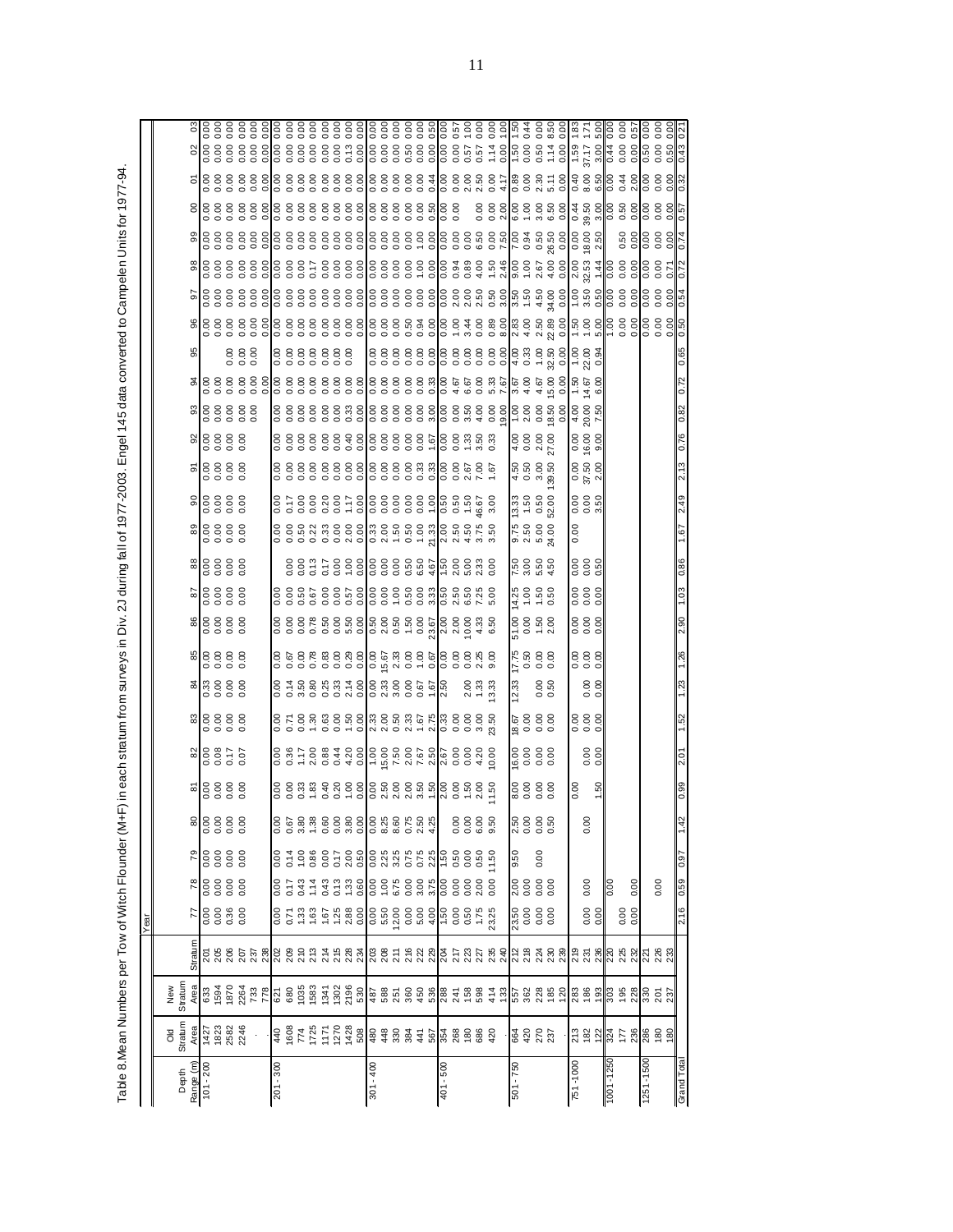Table 8. Mean Numbers per Tow of Witch Flounder (M+F) in each stratum from surveys in Div. 2J during fall of 1977-2003. Engel 145 data converted to Campelen Units for 1977-94.

| Depth Range (m) | Old Stratum Area | New Stratum Area | Stratum | 77 | 78 | 79 | 80 | 81 | 82 | 83 | 84 | 85 | 86 | 87 | 88 | 89 | 90 | 91 | 92 | 93 | 94 | 95 | 96 | 97 | 98 | 99 | 00 | 01 | 02 | 03 |
|---|---|---|---|---|---|---|---|---|---|---|---|---|---|---|---|---|---|---|---|---|---|---|---|---|---|---|---|---|---|---|
| 101 - 200 | 1427 | 633 | 201 | 0.00 | 0.00 | 0.00 | 0.00 | 0.00 | 0.00 | 0.00 | 0.33 | 0.00 | 0.00 | 0.00 | 0.00 | 0.00 | 0.00 | 0.00 | 0.00 | 0.00 | 0.00 | | 0.00 | 0.00 | 0.00 | 0.00 | 0.00 | 0.00 | 0.00 | 0.00 |
| | 1823 | 1594 | 205 | 0.00 | 0.00 | 0.00 | 0.00 | 0.00 | 0.08 | 0.00 | 0.00 | 0.00 | 0.00 | 0.00 | 0.00 | 0.00 | 0.00 | 0.00 | 0.00 | 0.00 | 0.00 | | 0.00 | 0.00 | 0.00 | 0.00 | 0.00 | 0.00 | 0.00 | 0.00 |
| | 2582 | 1870 | 206 | 0.36 | 0.00 | 0.00 | 0.00 | 0.00 | 0.17 | 0.00 | 0.00 | 0.00 | 0.00 | 0.00 | 0.00 | 0.00 | 0.00 | 0.00 | 0.00 | 0.00 | 0.00 | 0.00 | 0.00 | 0.00 | 0.00 | 0.00 | 0.00 | 0.00 | 0.00 | 0.00 |
| | 2246 | 2264 | 207 | 0.00 | 0.00 | 0.00 | 0.00 | 0.00 | 0.07 | 0.00 | 0.00 | 0.00 | 0.00 | 0.00 | 0.00 | 0.00 | 0.00 | 0.00 | 0.00 | 0.00 | 0.00 | 0.00 | 0.00 | 0.00 | 0.00 | 0.00 | 0.00 | 0.00 | 0.00 | 0.00 |
| | . | 733 | 237 | | | | | | | | | | | | | | | | | 0.00 | 0.00 | 0.00 | 0.00 | 0.00 | 0.00 | 0.00 | 0.00 | 0.00 | 0.00 | 0.00 |
| | . | 778 | 238 | | | | | | | | | | | | | | | | | | 0.00 | | 0.00 | 0.00 | 0.00 | 0.00 | 0.00 | 0.00 | 0.00 | 0.00 |
| 201 - 300 | 440 | 621 | 202 | 0.00 | 0.00 | 0.00 | 0.00 | 0.00 | 0.00 | 0.00 | 0.00 | 0.00 | 0.00 | 0.00 | | 0.00 | 0.00 | 0.00 | 0.00 | 0.00 | 0.00 | 0.00 | 0.00 | 0.00 | 0.00 | 0.00 | 0.00 | 0.00 | 0.00 | 0.00 |
| | 1608 | 680 | 209 | 0.71 | 0.17 | 0.14 | 0.67 | 0.00 | 0.36 | 0.71 | 0.14 | 0.67 | 0.00 | 0.00 | 0.00 | 0.00 | 0.17 | 0.00 | 0.00 | 0.00 | 0.00 | 0.00 | 0.00 | 0.00 | 0.00 | 0.00 | 0.00 | 0.00 | 0.00 | 0.00 |
| | 774 | 1035 | 210 | 1.33 | 0.43 | 1.00 | 3.80 | 0.33 | 1.17 | 0.00 | 3.50 | 0.00 | 0.00 | 0.50 | 0.00 | 0.50 | 0.00 | 0.00 | 0.00 | 0.00 | 0.00 | 0.00 | 0.00 | 0.00 | 0.00 | 0.00 | 0.00 | 0.00 | 0.00 | 0.00 |
| | 1725 | 1583 | 213 | 1.63 | 1.14 | 0.86 | 1.38 | 1.83 | 2.00 | 1.30 | 0.80 | 0.78 | 0.78 | 0.67 | 0.13 | 0.22 | 0.22 | 0.00 | 0.00 | 0.00 | 0.00 | 0.00 | 0.00 | 0.00 | 0.17 | 0.00 | 0.00 | 0.00 | 0.00 | 0.00 |
| | 1171 | 1341 | 214 | 1.67 | 0.43 | 0.00 | 0.60 | 0.40 | 0.88 | 0.63 | 0.25 | 0.83 | 0.50 | 0.00 | 0.17 | 0.33 | 0.20 | 0.00 | 0.00 | 0.00 | 0.00 | 0.00 | 0.00 | 0.00 | 0.00 | 0.00 | 0.00 | 0.00 | 0.00 | 0.00 |
| | 1270 | 1302 | 215 | 1.25 | 0.13 | 0.17 | 0.00 | 0.20 | 0.44 | 0.00 | 0.33 | 0.33 | 0.00 | 0.00 | 0.00 | 0.00 | 0.00 | 0.00 | 0.00 | 0.00 | 0.00 | 0.00 | 0.00 | 0.00 | 0.00 | 0.00 | 0.00 | 0.00 | 0.00 | 0.00 |
| | 1428 | 2196 | 228 | 2.88 | 1.33 | 2.00 | 3.80 | 1.00 | 4.20 | 1.50 | 2.14 | 0.29 | 5.50 | 0.57 | 1.00 | 2.00 | 1.17 | 0.00 | 0.40 | 0.33 | 0.00 | 0.00 | 0.00 | 0.00 | 0.00 | 0.00 | 0.00 | 0.00 | 0.13 | 0.00 |
| | 508 | 530 | 234 | 0.00 | 0.60 | 0.50 | 0.00 | 0.00 | 0.00 | 0.00 | 0.00 | 0.00 | 0.00 | 0.00 | 0.00 | 0.00 | 0.00 | 0.00 | 0.00 | 0.00 | 0.00 | | 0.00 | 0.00 | 0.00 | 0.00 | 0.00 | 0.00 | 0.00 | 0.00 |
| 301 - 400 | 480 | 487 | 203 | 0.00 | 0.00 | 0.00 | 0.00 | 0.00 | 1.00 | 2.33 | 0.00 | 0.00 | 0.50 | 0.00 | 0.00 | 0.33 | 0.00 | 0.00 | 0.00 | 0.00 | 0.00 | 0.00 | 0.00 | 0.00 | 0.00 | 0.00 | 0.00 | 0.00 | 0.00 | 0.00 |
| | 448 | 588 | 208 | 5.50 | 1.00 | 2.25 | 8.25 | 2.50 | 15.00 | 2.00 | 2.33 | 15.67 | 2.00 | 0.00 | 0.00 | 2.00 | 0.00 | 0.00 | 0.00 | 0.00 | 0.00 | 0.00 | 0.00 | 0.00 | 0.00 | 0.00 | 0.00 | 0.00 | 0.00 | 0.00 |
| | 330 | 251 | 211 | 12.00 | 6.75 | 3.25 | 8.60 | 2.00 | 7.50 | 0.50 | 3.00 | 2.33 | 0.50 | 1.00 | 0.00 | 1.50 | 0.00 | 0.00 | 0.00 | 0.00 | 0.00 | 0.00 | 0.00 | 0.00 | 0.00 | 0.00 | 0.00 | 0.00 | 0.00 | 0.00 |
| | 384 | 360 | 216 | 0.00 | 0.00 | 0.75 | 0.75 | 2.00 | 2.00 | 2.33 | 0.00 | 0.00 | 1.50 | 0.50 | 0.50 | 0.50 | 0.00 | 0.00 | 0.00 | 0.00 | 0.00 | 0.00 | 0.50 | 0.00 | 0.00 | 0.00 | 0.00 | 0.00 | 0.50 | 0.00 |
| | 441 | 450 | 222 | 5.00 | 3.00 | 0.75 | 2.50 | 3.50 | 7.67 | 1.67 | 0.67 | 1.00 | 0.00 | 0.00 | 6.50 | 1.00 | 0.00 | 0.33 | 0.00 | 0.00 | 0.00 | 0.00 | 0.94 | 0.00 | 1.00 | 1.00 | 0.00 | 0.00 | 0.00 | 0.00 |
| | 567 | 536 | 229 | 4.00 | 3.75 | 2.25 | 4.25 | 1.50 | 2.50 | 2.75 | 1.67 | 0.67 | 23.67 | 3.33 | 4.67 | 21.33 | 1.00 | 0.33 | 1.67 | 3.00 | 0.33 | 0.00 | 0.00 | 0.00 | 0.00 | 0.00 | 0.50 | 0.44 | 0.00 | 0.50 |
| 401 - 500 | 354 | 288 | 204 | 1.50 | 0.00 | 1.50 | | 2.00 | 2.67 | 0.33 | 2.50 | 0.00 | 2.00 | 0.50 | 1.50 | 2.00 | 0.50 | 0.00 | 0.00 | 0.00 | 0.00 | 0.00 | 0.00 | 0.00 | 0.00 | 0.00 | 0.00 | 0.00 | 0.00 | 0.00 |
| | 268 | 241 | 217 | 0.00 | 0.00 | 0.50 | 0.00 | 0.00 | 0.00 | 0.00 | | 0.00 | 2.00 | 2.50 | 2.00 | 2.50 | 0.50 | 0.00 | 0.00 | 0.00 | 4.67 | 0.00 | 1.00 | 2.00 | 0.94 | 0.00 | 0.00 | 0.00 | 0.00 | 0.57 |
| | 180 | 158 | 223 | 0.50 | 0.00 | 0.00 | 0.00 | 1.50 | 0.00 | 0.00 | 2.00 | 0.00 | 10.00 | 6.50 | 5.00 | 4.50 | 1.50 | 2.67 | 1.33 | 3.50 | 6.67 | 0.00 | 3.44 | 2.00 | 0.89 | 0.00 | | 2.00 | 0.57 | 1.00 |
| | 686 | 598 | 227 | 1.75 | 2.00 | 0.50 | 6.00 | 2.00 | 4.20 | 3.00 | 1.33 | 2.25 | 4.33 | 7.25 | 2.33 | 3.75 | 46.67 | 7.00 | 3.50 | 4.00 | 0.00 | 0.00 | 0.00 | 2.50 | 4.00 | 6.50 | 0.00 | 2.50 | 0.57 | 0.00 |
| | 420 | 414 | 235 | 23.25 | 0.00 | 11.50 | 9.50 | 11.50 | 10.00 | 23.50 | 13.33 | 9.00 | 6.50 | 5.00 | 0.00 | 3.50 | 3.00 | 1.67 | 0.33 | 0.00 | 5.33 | 0.00 | 0.89 | 0.50 | 1.50 | 0.00 | 0.00 | 0.00 | 1.14 | 0.00 |
| | . | 133 | 240 | | | | | | | | | | | | | | | | | 19.00 | 7.67 | 0.00 | 8.00 | 3.00 | 2.46 | 7.50 | 2.00 | 4.17 | 0.00 | 1.00 |
| 501 - 750 | 664 | 557 | 212 | 23.50 | 2.00 | 9.50 | 2.50 | 8.00 | 16.00 | 18.67 | 12.33 | 17.75 | 51.00 | 14.25 | 7.50 | 9.75 | 13.33 | 4.50 | 4.00 | 1.00 | 3.67 | 4.00 | 2.83 | 3.50 | 9.00 | 7.00 | 6.00 | 0.89 | 1.50 | 1.50 |
| | 420 | 362 | 218 | 0.00 | 0.00 | | 0.00 | 0.00 | 0.00 | 0.00 | | 0.50 | 0.00 | 1.00 | 3.00 | 2.50 | 1.50 | 0.50 | 0.00 | 2.00 | 4.00 | 0.33 | 4.00 | 1.50 | 1.00 | 0.94 | 1.00 | 0.00 | 0.00 | 0.44 |
| | 270 | 228 | 224 | 0.00 | 0.00 | 0.00 | 0.00 | 0.00 | 0.00 | 0.00 | 0.00 | 0.00 | 1.50 | 1.50 | 5.50 | 5.00 | 0.50 | 3.00 | 2.00 | 0.00 | 4.67 | 1.00 | 2.50 | 4.50 | 2.67 | 0.50 | 3.00 | 2.30 | 0.50 | 0.00 |
| | 237 | 185 | 230 | 0.00 | 0.00 | | 0.50 | 0.00 | 0.00 | 0.00 | 0.50 | 0.00 | 2.00 | 0.50 | 4.50 | 24.00 | 52.00 | 139.50 | 27.00 | 18.50 | 15.00 | 32.50 | 22.89 | 34.00 | 4.00 | 26.50 | 6.50 | 5.11 | 1.14 | 8.50 |
| | . | 120 | 239 | | | | | | | | | | | | | | | | | 0.00 | 0.00 | 0.00 | 0.00 | 0.00 | 0.00 | 0.00 | 0.00 | 0.00 | 0.00 | 0.00 |
| 751 - 1000 | 213 | 283 | 219 | | | | | 0.00 | | 0.00 | | 0.00 | 0.00 | 0.00 | 0.00 | 0.00 | 0.00 | 0.00 | | 4.00 | 1.50 | 1.00 | 1.50 | 1.00 | 2.00 | 0.00 | 0.44 | 0.40 | 1.59 | 1.83 |
| | 182 | 186 | 231 | 0.00 | 0.00 | | 0.00 | | 0.00 | 0.00 | 0.00 | 0.00 | 0.00 | 0.00 | 0.00 | | 0.00 | 37.50 | 16.00 | 20.00 | 14.67 | 22.00 | 1.00 | 3.50 | 32.53 | 18.00 | 39.50 | 8.00 | 37.17 | 1.71 |
| | 122 | 193 | 236 | 0.00 | | | | 1.50 | 0.00 | 0.00 | 0.00 | 0.00 | 0.00 | 0.00 | 0.50 | | 3.50 | 2.00 | 9.00 | 7.50 | 6.00 | 0.94 | 5.00 | 0.50 | 1.44 | 2.50 | 3.00 | 6.50 | 3.00 | 5.00 |
| 1001 - 1250 | 324 | 303 | 220 | | 0.00 | | | | | | | | | | | | | | | | | | 1.00 | 0.00 | 0.00 | | 0.00 | 0.00 | 0.44 | 0.00 |
| | 177 | 195 | 225 | 0.00 | | | | | | | | | | | | | | | | | | | 0.00 | 0.00 | 0.00 | 0.50 | 0.50 | 0.44 | 0.00 | 0.00 |
| | 236 | 228 | 232 | 0.00 | 0.00 | | | | | | | | | | | | | | | | | | 0.00 | 0.00 | 0.00 | 0.00 | 0.00 | 2.00 | 0.00 | 0.57 |
| 1251 - 1500 | 286 | 330 | 221 | | | | | | | | | | | | | | | | | | | | 0.00 | 0.00 | 0.00 | 0.00 | 0.00 | 0.00 | 0.50 | 0.00 |
| | 180 | 201 | 226 | | 0.00 | | | | | | | | | | | | | | | | | | 0.00 | 0.00 | 0.00 | 0.00 | 0.00 | 0.00 | 0.00 | 0.00 |
| | 180 | 237 | 233 | | | | | | | | | | | | | | | | | | | | 0.00 | 0.00 | 0.71 | 0.00 | 0.00 | 0.00 | 0.50 | 0.00 |
| Grand Total | | | | 2.16 | 0.59 | 0.97 | 1.42 | 0.99 | 2.01 | 1.52 | 1.23 | 1.26 | 2.90 | 1.03 | 0.86 | 1.67 | 2.49 | 2.13 | 0.76 | 0.82 | 0.72 | 0.65 | 0.50 | 0.54 | 0.72 | 0.74 | 0.57 | 0.32 | 0.43 | 0.21 |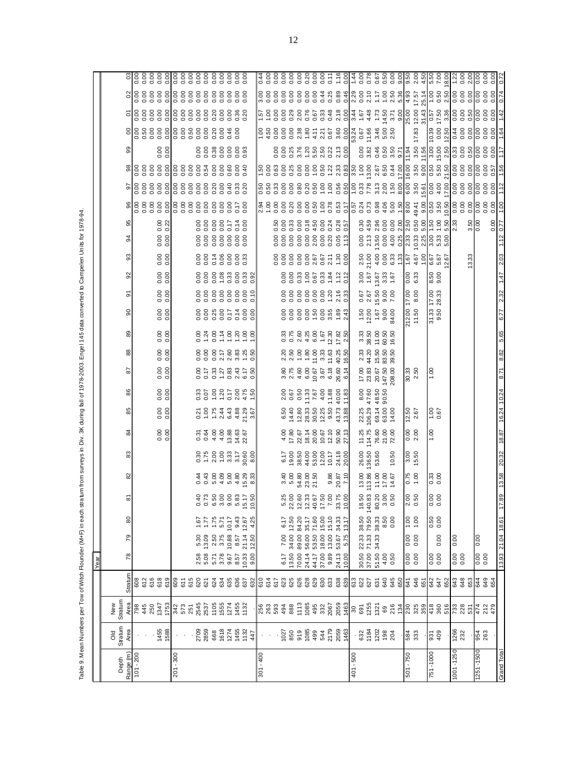Table 9. Mean Numbers per Tow of Witch Flounder (M+F) in each stratum from surveys in Div. 3K during fall of 1978-2003. Engel 145 data converted to Campelen Units for 1978-94.

| Depth Range (m) | Old Stratum Area | New Stratum Area | Stratum | Year 78 | 79 | 80 | 81 | 82 | 83 | 84 | 85 | 86 | 87 | 88 | 89 | 90 | 91 | 92 | 93 | 94 | 95 | 96 | 97 | 98 | 99 | 00 | 01 | 02 | 03 |
|---|---|---|---|---|---|---|---|---|---|---|---|---|---|---|---|---|---|---|---|---|---|---|---|---|---|---|---|---|---|
| 101 - 200 | . | 798 | 608 | | | | | | | | | | | | | | | | | | | | 0.00 | 0.00 | | 0.00 | 0.00 | 0.00 | 0.00 |
| | . | 445 | 612 | | | | | | | | | | | | | | | | | | | 0.00 | 0.00 | 0.00 | | 0.50 | 0.00 | 0.00 | 0.00 |
| | . | 250 | 616 | | | | | | | | | | | | | | | | | | | 0.00 | 0.00 | 0.00 | | 0.00 | 0.00 | 0.00 | 0.00 |
| | 1455 | 1347 | 618 | | | | | | | 0.00 | 0.00 | 0.00 | 0.00 | 0.00 | 0.00 | 0.00 | 0.00 | 0.00 | 0.00 | 0.00 | 0.00 | 0.00 | 0.00 | 0.00 | 0.00 | 0.00 | 0.00 | 0.00 | 0.00 |
| | 1588 | 1753 | 619 | | | | | | | 0.00 | 0.00 | 0.00 | 0.00 | 0.00 | 0.00 | 0.00 | 0.00 | 0.00 | 0.00 | 0.00 | 0.22 | 0.00 | 0.00 | 0.00 | 0.00 | 0.00 | 0.00 | 0.00 | 0.00 |
| 201 - 300 | . | 342 | 609 | | | | | | | | | | | | | | | | | | | 0.00 | 0.00 | 0.00 | | 0.00 | 0.00 | 0.00 | 0.00 |
| | . | 573 | 611 | | | | | | | | | | | | | | | | | | | 0.00 | 0.00 | 0.00 | | 0.00 | 0.00 | 0.00 | 0.00 |
| | . | 251 | 615 | | | | | | | | | | | | | | | | | | | 0.00 | 0.00 | 0.00 | | 0.50 | 0.00 | 0.00 | 0.00 |
| | 2709 | 2545 | 620 | 2.58 | 5.30 | 1.67 | 0.40 | 0.44 | 0.30 | 0.31 | 0.21 | 0.33 | 0.00 | 0.00 | 0.00 | 0.00 | 0.00 | 0.00 | 0.00 | 0.00 | 0.00 | 0.00 | 0.00 | 0.00 | 0.00 | 0.00 | 0.00 | 0.00 | 0.00 |
| | 2859 | 2537 | 621 | 5.08 | 13.09 | 1.77 | 0.73 | 0.43 | 1.75 | 0.64 | 1.00 | 0.07 | 0.17 | 0.00 | 1.24 | 0.00 | 0.00 | 0.00 | 0.00 | 0.00 | 0.00 | 0.00 | 0.00 | 0.54 | 0.00 | 0.00 | 0.00 | 0.00 | 0.00 |
| | 668 | 1105 | 624 | 5.71 | 2.50 | 1.75 | 6.50 | 5.00 | 2.00 | 4.00 | 1.75 | 1.00 | 0.33 | 0.00 | 0.00 | 0.25 | 0.00 | 0.00 | 0.14 | 0.00 | 0.00 | 0.00 | 0.20 | 0.00 | 0.38 | 0.20 | 0.20 | 0.00 | 0.00 |
| | 1618 | 1555 | 634 | 3.78 | 3.75 | 5.71 | 3.00 | 4.09 | 1.00 | 4.00 | 2.44 | 1.20 | 1.27 | 2.17 | 1.14 | 0.00 | 0.00 | 1.08 | 0.06 | 0.00 | 0.00 | 0.00 | 0.00 | 0.00 | 0.00 | 0.00 | 0.00 | 0.00 | 0.00 |
| | 1274 | 1274 | 635 | 9.67 | 10.88 | 10.17 | 9.00 | 5.00 | 3.33 | 13.88 | 6.43 | 0.17 | 0.83 | 2.60 | 1.00 | 0.17 | 0.00 | 0.33 | 0.00 | 0.00 | 0.17 | 0.00 | 0.40 | 0.60 | 0.00 | 0.00 | 0.00 | 0.00 | 0.00 |
| | 1455 | 1455 | 636 | 8.57 | 8.57 | 9.43 | 5.83 | 4.80 | 3.17 | 14.63 | 4.88 | 2.00 | 2.43 | 3.83 | 1.20 | 0.14 | 0.00 | 0.00 | 0.00 | 0.00 | 0.14 | 0.17 | 0.33 | 0.00 | 0.00 | 0.46 | 0.36 | 0.00 | 0.00 |
| | 1132 | 1132 | 637 | 10.33 | 21.14 | 12.67 | 15.17 | 15.29 | 30.60 | 22.67 | 21.29 | 4.75 | 6.17 | 1.25 | 1.00 | 0.00 | 0.00 | 0.33 | 0.33 | 0.00 | 0.00 | 0.00 | 0.20 | 0.40 | 0.93 | 0.00 | 0.20 | 0.00 | 0.00 |
| | 447 | . | 632 | 9.00 | 12.50 | 4.25 | 10.50 | 8.33 | 8.00 | | 3.67 | 1.50 | 0.50 | 0.50 | 1.00 | 0.00 | 0.10 | 0.92 | | | | | | | | | | | |
| 301 - 400 | . | 256 | 610 | | | | | | | | | | | | | | | | | | | 2.94 | 0.50 | 1.50 | | 1.00 | 1.57 | 3.00 | 0.44 |
| | . | 263 | 614 | | | | | | | | | | | | | | | | | | | 1.00 | 0.50 | 0.00 | | 4.50 | 1.00 | 0.00 | 0.00 |
| | . | 593 | 617 | | | | | | | | | | | | | | | | | 0.00 | 0.50 | 0.00 | 0.33 | 0.63 | 0.00 | 0.00 | 0.00 | 0.00 | 0.00 |
| | 1027 | 494 | 623 | 6.17 | 7.00 | 6.17 | 5.25 | 3.40 | 6.17 | 4.00 | 6.50 | 2.00 | 3.80 | 2.20 | 0.33 | 0.00 | 0.00 | 0.00 | 0.00 | 0.00 | 0.00 | 0.00 | 0.20 | 0.00 | 0.00 | 0.00 | 0.00 | 0.00 | 0.00 |
| | 850 | 888 | 625 | 13.50 | 34.00 | 12.50 | 22.00 | 5.00 | 19.00 | 17.80 | 14.40 | 0.67 | 2.75 | 2.50 | 0.75 | 0.00 | 0.00 | 0.00 | 0.00 | 0.00 | 0.33 | 0.00 | 0.00 | 0.25 | 0.25 | 0.00 | 0.29 | 0.00 | 0.00 |
| | 919 | 1113 | 626 | 70.00 | 89.00 | 84.20 | 12.60 | 54.80 | 38.50 | 22.67 | 12.80 | 0.50 | 4.60 | 1.00 | 2.60 | 0.00 | 0.00 | 0.33 | 0.00 | 0.00 | 0.00 | 0.00 | 0.80 | 0.00 | 3.76 | 2.38 | 2.00 | 0.00 | 0.00 |
| | 1085 | 1085 | 628 | 24.14 | 56.00 | 35.17 | 12.33 | 23.00 | 44.00 | 18.14 | 28.33 | 11.33 | 6.00 | 1.80 | 4.25 | 0.00 | 0.00 | 1.00 | 0.00 | 0.00 | 0.18 | 0.00 | 0.20 | 0.00 | 1.20 | 1.80 | 0.76 | 0.00 | 0.20 |
| | 499 | 495 | 629 | 44.17 | 53.50 | 71.60 | 40.67 | 21.50 | 53.00 | 20.00 | 30.50 | 7.67 | 10.67 | 11.00 | 6.00 | 1.50 | 0.00 | 0.67 | 2.67 | 2.00 | 4.50 | 0.50 | 0.50 | 1.20 | 5.50 | 4.11 | 0.67 | 0.00 | 0.20 |
| | 544 | 332 | 630 | 37.00 | 18.00 | 15.00 | 17.50 | | 12.00 | 10.67 | 12.25 | 4.00 | 3.67 | 3.33 | 1.67 | 0.00 | 0.00 | 0.33 | 0.67 | 0.67 | 0.00 | 0.50 | 1.00 | 1.00 | 2.50 | 2.21 | 0.33 | 0.44 | 0.00 |
| | 2179 | 2067 | 633 | 9.89 | 13.00 | 15.10 | 7.00 | 9.86 | 10.17 | 12.10 | 9.50 | 11.88 | 6.18 | 11.63 | 12.30 | 3.55 | 1.20 | 1.84 | 2.11 | 0.20 | 0.24 | 0.78 | 1.00 | 0.50 | 0.22 | 0.67 | 0.48 | 0.25 | 0.11 |
| | 2059 | 2059 | 638 | 24.13 | 53.67 | 34.33 | 33.75 | 20.87 | 24.18 | 50.90 | 43.73 | 40.00 | 26.60 | 40.25 | 17.82 | 1.89 | 2.16 | 1.12 | 1.30 | 0.05 | 0.28 | 0.53 | 0.56 | 1.22 | 2.13 | 3.60 | 2.18 | 0.89 | 1.16 |
| | 1463 | 1463 | 639 | 10.00 | 5.75 | 13.17 | 10.00 | 7.10 | 20.00 | 27.13 | 13.88 | 11.83 | 6.14 | 16.50 | 2.50 | 2.43 | 0.33 | 0.12 | 0.00 | 1.13 | 0.57 | 0.17 | 0.50 | 2.33 | 0.00 | 0.00 | 0.00 | 0.46 | 0.00 |
| 401 - 500 | . | 30 | 613 | | | | | | | | | | | | | | | | | | | 0.57 | 1.00 | 3.50 | | 53.24 | 3.44 | 2.29 | 1.44 |
| | 632 | 691 | 622 | 30.50 | 22.33 | 38.50 | 18.50 | 13.00 | 26.00 | 11.25 | 22.25 | 8.00 | 17.00 | 2.33 | 3.33 | 1.50 | 0.67 | 3.00 | 2.50 | 0.00 | 0.30 | 0.24 | 0.33 | 1.00 | 0.00 | 0.67 | 1.67 | 0.00 | 0.00 |
| | 1184 | 1255 | 627 | 37.00 | 71.33 | 79.50 | 140.83 | 113.86 | 136.50 | 114.75 | 106.29 | 47.60 | 23.83 | 44.20 | 38.50 | 12.00 | 2.67 | 1.67 | 21.00 | 2.13 | 4.59 | 0.73 | 7.78 | 13.00 | 3.82 | 11.66 | 4.48 | 2.10 | 0.78 |
| | 1202 | 1321 | 631 | 51.50 | 34.33 | 38.33 | 80.20 | 11.00 | 53.60 | 76.60 | 69.14 | 48.50 | 20.67 | 15.50 | 11.00 | 1.67 | 15.50 | 13.67 | 4.00 | 13.50 | 2.96 | 0.98 | 3.13 | 2.67 | 0.46 | 3.46 | 1.73 | 1.17 | 0.67 |
| | 198 | 69 | 640 | 4.00 | | 8.50 | 3.00 | 17.00 | | 21.00 | 63.00 | 90.50 | 147.50 | 83.50 | 60.50 | 9.00 | 9.00 | 3.33 | 0.00 | 0.00 | 0.00 | 4.06 | 2.00 | 6.50 | 0.50 | 5.00 | 14.50 | 1.00 | 0.50 |
| | 204 | 216 | 645 | 0.50 | | 0.00 | 0.50 | 14.67 | 10.50 | 72.00 | 14.00 | | 208.00 | 39.50 | 16.50 | 84.00 | 7.00 | 1.67 | 6.33 | 4.00 | 0.00 | 5.00 | 1.50 | 0.44 | 3.50 | 2.50 | 3.71 | 2.50 | 0.00 |
| | . | 134 | 650 | | | | | | | | | | | | | | | | 1.33 | 0.25 | 2.00 | 1.50 | 8.00 | 17.00 | 9.71 | | 9.00 | 5.36 | 9.00 |
| 501 - 750 | 584 | 230 | 641 | 0.00 | 0.00 | 1.00 | 2.00 | 0.75 | 3.00 | 0.00 | 12.50 | | 30.33 | | | 212.00 | 17.00 | 0.00 | 1.67 | 2.33 | 2.50 | 8.00 | 6.00 | 16.00 | 11.94 | | 25.00 | 4.93 | 9.50 |
| | 333 | 325 | 646 | 0.00 | 0.00 | 1.00 | 0.50 | 1.00 | 15.50 | 2.00 | 2.67 | | 2.50 | | | 11.50 | 8.00 | 6.33 | 4.67 | 10.33 | 0.50 | 49.41 | 3.50 | 3.50 | 3.50 | 17.83 | 12.00 | 17.57 | 2.00 |
| | . | 359 | 651 | | | | | | | | | | | | | | | | 1.00 | 2.25 | 5.00 | 9.00 | 15.61 | 9.00 | 11.56 | | 31.43 | 25.14 | 4.50 |
| 751 -1000 | 931 | 418 | 642 | 0.00 | | 0.50 | 0.00 | 0.33 | | 1.00 | 1.00 | | 1.00 | | | 31.33 | 17.00 | 8.50 | 6.67 | 3.00 | 1.50 | 0.50 | 0.00 | 0.50 | 3.00 | 10.39 | 0.57 | 1.00 | 5.50 |
| | 409 | 360 | 647 | 0.00 | 0.00 | 0.00 | 0.00 | 0.00 | | | 0.67 | | | | | 9.50 | 28.33 | 9.00 | 5.67 | 5.33 | 1.00 | 3.50 | 4.00 | 5.50 | 15.00 | 0.00 | 17.50 | 0.50 | 7.00 |
| | . | 516 | 652 | | | | | | | | | | | | | | | | 12.67 | 5.00 | 5.50 | 10.50 | 17.00 | 21.50 | 2.50 | 12.50 | 3.36 | 2.50 | 18.00 |
| 1001 -1250 | 1266 | 733 | 643 | 0.00 | 0.00 | | | | | | | | | | | | | | | | 2.33 | 0.00 | 0.00 | 0.00 | 0.33 | 0.44 | 0.00 | 0.00 | 1.22 |
| | 232 | 228 | 648 | 0.00 | | | | | | | | | | | | | | | | | | 0.00 | 0.00 | 0.00 | 0.00 | 0.00 | 0.00 | 0.00 | 0.00 |
| | . | 531 | 653 | | | | | | | | | | | | | | | | 13.33 | | 3.50 | 0.00 | 0.00 | 0.00 | 0.50 | 0.00 | 0.50 | 0.00 | 2.00 |
| 1251 -1500 | 954 | 474 | 644 | 0.00 | 0.00 | | | | | | | | | | | | | | | | | 0.00 | 0.00 | 0.00 | 0.00 | 0.00 | 0.00 | 0.00 | 0.00 |
| | 263 | 212 | 649 | 0.00 | | | | | | | | | | | | | | | | | | 0.00 | 0.00 | 0.00 | 0.00 | 0.00 | 0.00 | 0.00 | 0.00 |
| | . | 479 | 654 | | | | | | | | | | | | | | | | | 0.00 | 0.00 | 0.00 | 0.00 | 0.57 | 0.00 | 0.00 | 0.00 | 0.00 | 0.00 |
| Grand Total | | | | 13.93 | 21.04 | 18.61 | 17.89 | 13.58 | 20.32 | 18.87 | 16.24 | 10.24 | 8.71 | 8.82 | 5.65 | 6.77 | 2.32 | 1.47 | 2.03 | 1.12 | 0.77 | 1.00 | 1.12 | 1.56 | 1.17 | 1.64 | 1.42 | 0.74 | 0.72 |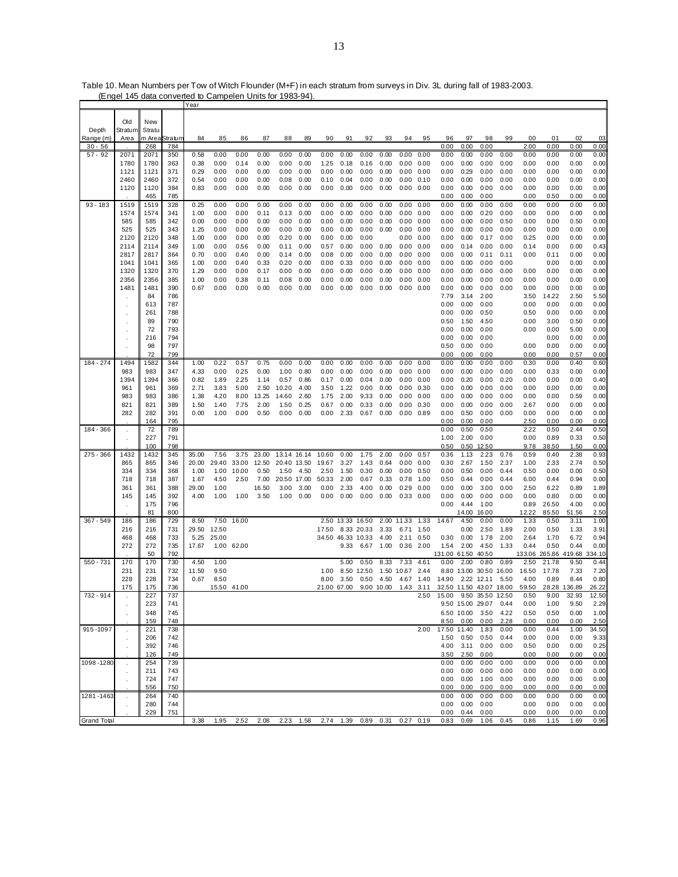Table 10. Mean Numbers per Tow of Witch Flounder (M+F) in each stratum from surveys in Div. 3L during fall of 1983-2003. (Engel 145 data converted to Campelen Units for 1983-94).

| Depth Range (m) | Old Stratum Area | New Stratum Area | Stratum | Year 84 | 85 | 86 | 87 | 88 | 89 | 90 | 91 | 92 | 93 | 94 | 95 | 96 | 97 | 98 | 99 | 00 | 01 | 02 | 03 |
|---|---|---|---|---|---|---|---|---|---|---|---|---|---|---|---|---|---|---|---|---|---|---|---|
| 30 - 56 | . | 268 | 784 | | | | | | | | | | | | | 0.00 | 0.00 | 0.00 | | 2.00 | 0.00 | 0.00 | 0.00 |
| 57 - 92 | 2071 | 2071 | 350 | 0.58 | 0.00 | 0.00 | 0.00 | 0.00 | 0.00 | 0.00 | 0.00 | 0.00 | 0.00 | 0.00 | 0.00 | 0.00 | 0.00 | 0.00 | 0.00 | 0.00 | 0.00 | 0.00 | 0.00 |
| | 1780 | 1780 | 363 | 0.38 | 0.00 | 0.14 | 0.00 | 0.00 | 0.00 | 1.25 | 0.18 | 0.16 | 0.00 | 0.00 | 0.00 | 0.00 | 0.00 | 0.00 | 0.00 | 0.00 | 0.00 | 0.00 | 0.00 |
| | 1121 | 1121 | 371 | 0.29 | 0.00 | 0.00 | 0.00 | 0.00 | 0.00 | 0.00 | 0.00 | 0.00 | 0.00 | 0.00 | 0.00 | 0.00 | 0.29 | 0.00 | 0.00 | 0.00 | 0.00 | 0.00 | 0.00 |
| | 2460 | 2460 | 372 | 0.54 | 0.00 | 0.00 | 0.00 | 0.08 | 0.00 | 0.10 | 0.04 | 0.00 | 0.00 | 0.00 | 0.10 | 0.00 | 0.00 | 0.00 | 0.00 | 0.00 | 0.00 | 0.00 | 0.00 |
| | 1120 | 1120 | 384 | 0.83 | 0.00 | 0.00 | 0.00 | 0.00 | 0.00 | 0.00 | 0.00 | 0.00 | 0.00 | 0.00 | 0.00 | 0.00 | 0.00 | 0.00 | 0.00 | 0.00 | 0.00 | 0.00 | 0.00 |
| | . | 465 | 785 | | | | | | | | | | | | | 0.00 | 0.00 | 0.00 | | 0.00 | 0.50 | 0.00 | 0.00 |
| 93 - 183 | 1519 | 1519 | 328 | 0.25 | 0.00 | 0.00 | 0.00 | 0.00 | 0.00 | 0.00 | 0.00 | 0.00 | 0.00 | 0.00 | 0.00 | 0.00 | 0.00 | 0.00 | 0.00 | 0.00 | 0.00 | 0.00 | 0.00 |
| | 1574 | 1574 | 341 | 1.00 | 0.00 | 0.00 | 0.11 | 0.13 | 0.00 | 0.00 | 0.00 | 0.00 | 0.00 | 0.00 | 0.00 | 0.00 | 0.00 | 0.20 | 0.00 | 0.00 | 0.00 | 0.00 | 0.00 |
| | 585 | 585 | 342 | 0.00 | 0.00 | 0.00 | 0.00 | 0.00 | 0.00 | 0.00 | 0.00 | 0.00 | 0.00 | 0.00 | 0.00 | 0.00 | 0.00 | 0.00 | 0.50 | 0.00 | 0.00 | 0.50 | 0.00 |
| | 525 | 525 | 343 | 1.25 | 0.00 | 0.00 | 0.00 | 0.00 | 0.00 | 0.00 | 0.00 | 0.00 | 0.00 | 0.00 | 0.00 | 0.00 | 0.00 | 0.00 | 0.00 | 0.00 | 0.00 | 0.00 | 0.00 |
| | 2120 | 2120 | 348 | 1.00 | 0.00 | 0.00 | 0.00 | 0.20 | 0.00 | 0.00 | 0.00 | 0.00 | | 0.00 | 0.00 | 0.00 | 0.00 | 0.17 | 0.00 | 0.25 | 0.00 | 0.00 | 0.00 |
| | 2114 | 2114 | 349 | 1.00 | 0.00 | 0.56 | 0.00 | 0.11 | 0.00 | 0.57 | 0.00 | 0.00 | 0.00 | 0.00 | 0.00 | 0.00 | 0.14 | 0.00 | 0.00 | 0.14 | 0.00 | 0.00 | 0.43 |
| | 2817 | 2817 | 364 | 0.70 | 0.00 | 0.40 | 0.00 | 0.14 | 0.00 | 0.08 | 0.00 | 0.00 | 0.00 | 0.00 | 0.00 | 0.00 | 0.00 | 0.11 | 0.11 | 0.00 | 0.11 | 0.00 | 0.00 |
| | 1041 | 1041 | 365 | 1.00 | 0.00 | 0.40 | 0.33 | 0.20 | 0.00 | 0.00 | 0.33 | 0.00 | 0.00 | 0.00 | 0.00 | 0.00 | 0.00 | 0.00 | 0.00 | | 0.00 | 0.00 | 0.00 |
| | 1320 | 1320 | 370 | 1.29 | 0.00 | 0.00 | 0.17 | 0.00 | 0.00 | 0.00 | 0.00 | 0.00 | 0.00 | 0.00 | 0.00 | 0.00 | 0.00 | 0.00 | 0.00 | 0.00 | 0.00 | 0.00 | 0.00 |
| | 2356 | 2356 | 385 | 1.00 | 0.00 | 0.38 | 0.11 | 0.08 | 0.00 | 0.00 | 0.00 | 0.00 | 0.00 | 0.00 | 0.00 | 0.00 | 0.00 | 0.00 | 0.00 | 0.00 | 0.00 | 0.00 | 0.00 |
| | 1481 | 1481 | 390 | 0.67 | 0.00 | 0.00 | 0.00 | 0.00 | 0.00 | 0.00 | 0.00 | 0.00 | 0.00 | 0.00 | 0.00 | 0.00 | 0.00 | 0.00 | 0.00 | 0.00 | 0.00 | 0.00 | 0.00 |
| | . | 84 | 786 | | | | | | | | | | | | | 7.79 | 3.14 | 2.00 | | 3.50 | 14.22 | 2.50 | 5.50 |
| | . | 613 | 787 | | | | | | | | | | | | | 0.00 | 0.00 | 0.00 | | 0.00 | 0.00 | 0.00 | 0.00 |
| | . | 261 | 788 | | | | | | | | | | | | | 0.00 | 0.00 | 0.50 | | 0.50 | 0.00 | 0.00 | 0.00 |
| | . | 89 | 790 | | | | | | | | | | | | | 0.50 | 1.50 | 4.50 | | 0.00 | 3.00 | 0.50 | 0.00 |
| | . | 72 | 793 | | | | | | | | | | | | | 0.00 | 0.00 | 0.00 | | 0.00 | 0.00 | 5.00 | 0.00 |
| | . | 216 | 794 | | | | | | | | | | | | | 0.00 | 0.00 | 0.00 | | | 0.00 | 0.00 | 0.00 |
| | . | 98 | 797 | | | | | | | | | | | | | 0.50 | 0.00 | 0.00 | | 0.00 | 0.00 | 0.00 | 0.00 |
| | . | 72 | 799 | | | | | | | | | | | | | 0.00 | 0.00 | 0.00 | | 0.00 | 0.00 | 0.57 | 0.00 |
| 184 - 274 | 1494 | 1582 | 344 | 1.00 | 0.22 | 0.57 | 0.75 | 0.00 | 0.00 | 0.00 | 0.00 | 0.00 | 0.00 | 0.00 | 0.00 | 0.00 | 0.00 | 0.00 | 0.00 | 0.30 | 0.00 | 0.40 | 0.60 |
| | 983 | 983 | 347 | 4.33 | 0.00 | 0.25 | 0.00 | 1.00 | 0.80 | 0.00 | 0.00 | 0.00 | 0.00 | 0.00 | 0.00 | 0.00 | 0.00 | 0.00 | 0.00 | 0.00 | 0.33 | 0.00 | 0.00 |
| | 1394 | 1394 | 366 | 0.82 | 1.89 | 2.25 | 1.14 | 0.57 | 0.86 | 0.17 | 0.00 | 0.04 | 0.00 | 0.00 | 0.00 | 0.00 | 0.20 | 0.00 | 0.20 | 0.00 | 0.00 | 0.00 | 0.40 |
| | 961 | 961 | 369 | 2.71 | 3.83 | 5.00 | 2.50 | 10.20 | 4.00 | 3.50 | 1.22 | 0.00 | 0.00 | 0.00 | 0.30 | 0.00 | 0.00 | 0.00 | 0.00 | 0.00 | 0.00 | 0.00 | 0.00 |
| | 983 | 983 | 386 | 1.38 | 4.20 | 8.00 | 13.25 | 14.60 | 2.60 | 1.75 | 2.00 | 9.33 | 0.00 | 0.00 | 0.00 | 0.00 | 0.00 | 0.00 | 0.00 | 0.00 | 0.00 | 0.59 | 0.00 |
| | 821 | 821 | 389 | 1.50 | 1.40 | 7.75 | 2.00 | 1.50 | 0.25 | 0.67 | 0.00 | 0.33 | 0.00 | 0.00 | 0.30 | 0.00 | 0.00 | 0.00 | 0.00 | 2.67 | 0.00 | 0.00 | 0.00 |
| | 282 | 282 | 391 | 0.00 | 1.00 | 0.00 | 0.50 | 0.00 | 0.00 | 0.00 | 2.33 | 0.67 | 0.00 | 0.00 | 0.89 | 0.00 | 0.50 | 0.00 | 0.00 | 0.00 | 0.00 | 0.00 | 0.00 |
| | . | 164 | 795 | | | | | | | | | | | | | 0.00 | 0.00 | 0.00 | | 2.50 | 0.00 | 0.00 | 0.00 |
| 184 - 366 | . | 72 | 789 | | | | | | | | | | | | | 0.00 | 0.50 | 0.50 | | 2.22 | 0.50 | 2.44 | 0.50 |
| | . | 227 | 791 | | | | | | | | | | | | | 1.00 | 2.00 | 0.00 | | 0.00 | 0.89 | 0.33 | 0.50 |
| | . | 100 | 798 | | | | | | | | | | | | | 0.50 | 0.50 | 12.50 | | 9.78 | 38.50 | 1.50 | 0.00 |
| 275 - 366 | 1432 | 1432 | 345 | 35.00 | 7.56 | 3.75 | 23.00 | 13.14 | 16.14 | 10.60 | 0.00 | 1.75 | 2.00 | 0.00 | 0.57 | 0.36 | 1.13 | 2.23 | 0.76 | 0.59 | 0.40 | 2.38 | 0.93 |
| | 865 | 865 | 346 | 20.00 | 29.40 | 33.00 | 12.50 | 20.40 | 13.50 | 19.67 | 3.27 | 1.43 | 0.64 | 0.00 | 0.00 | 0.30 | 2.67 | 1.50 | 2.37 | 1.00 | 2.33 | 2.74 | 0.50 |
| | 334 | 334 | 368 | 1.00 | 1.00 | 10.00 | 0.50 | 1.50 | 4.50 | 2.50 | 1.50 | 0.30 | 0.00 | 0.00 | 0.50 | 0.00 | 0.50 | 0.00 | 0.44 | 0.50 | 0.00 | 0.00 | 0.50 |
| | 718 | 718 | 387 | 1.67 | 4.50 | 2.50 | 7.00 | 20.50 | 17.00 | 50.33 | 2.00 | 0.67 | 0.33 | 0.78 | 1.00 | 0.50 | 0.44 | 0.00 | 0.44 | 6.00 | 0.44 | 0.94 | 0.00 |
| | 361 | 361 | 388 | 29.00 | 1.00 | | 16.50 | 3.00 | 3.00 | 0.00 | 2.33 | 4.00 | 0.00 | 0.29 | 0.00 | 0.00 | 0.00 | 3.00 | 0.00 | 2.50 | 6.22 | 0.89 | 1.89 |
| | 145 | 145 | 392 | 4.00 | 1.00 | 1.00 | 3.50 | 1.00 | 0.00 | 0.00 | 0.00 | 0.00 | 0.00 | 0.33 | 0.00 | 0.00 | 0.00 | 0.00 | 0.00 | 0.00 | 0.80 | 0.00 | 0.00 |
| | . | 175 | 796 | | | | | | | | | | | | | 0.00 | 4.44 | 1.00 | | 0.89 | 26.50 | 4.00 | 0.00 |
| | . | 81 | 800 | | | | | | | | | | | | | | 14.00 | 16.00 | | 12.22 | 85.50 | 51.56 | 2.50 |
| 367 - 549 | 186 | 186 | 729 | 8.50 | | 7.50 | 16.00 | | | 2.50 | 13.33 | 16.50 | 2.00 | 11.33 | 1.33 | 14.67 | 4.50 | 0.00 | 0.00 | 1.33 | 0.50 | 3.11 | 1.00 |
| | 216 | 216 | 731 | 29.50 | 12.50 | | | | | 17.50 | 8.33 | 20.33 | 3.33 | 6.71 | 1.50 | | 0.00 | 2.50 | 1.89 | 2.00 | 0.50 | 1.33 | 3.91 |
| | 468 | 468 | 733 | 5.25 | 25.00 | | | | | 34.50 | 46.33 | 10.33 | 4.00 | 2.11 | 0.50 | 0.30 | 0.00 | 1.78 | 2.00 | 2.64 | 1.70 | 6.72 | 0.94 |
| | 272 | 272 | 735 | 17.67 | | 1.00 | 62.00 | | | | 9.33 | 6.67 | 1.00 | 0.36 | 2.00 | 1.54 | 2.00 | 4.50 | 1.33 | 0.44 | 0.50 | 0.44 | 0.00 |
| | . | 50 | 792 | | | | | | | | | | | | | 131.00 | 61.50 | 40.50 | | 133.06 | 265.86 | 419.68 | 334.10 |
| 550 - 731 | 170 | 170 | 730 | 4.50 | 1.00 | | | | | | 5.00 | 0.50 | 8.33 | 7.33 | 4.61 | 0.00 | 2.00 | 0.80 | 0.89 | 2.50 | 21.78 | 9.50 | 0.44 |
| | 231 | 231 | 732 | 11.50 | 9.50 | | | | | 1.00 | 8.50 | 12.50 | 1.50 | 10.67 | 2.44 | 8.80 | 13.00 | 30.50 | 16.00 | 16.50 | 17.78 | 7.33 | 7.20 |
| | 228 | 228 | 734 | 0.67 | 8.50 | | | | | 8.00 | 3.50 | 0.50 | 4.50 | 4.67 | 1.40 | 14.90 | 2.22 | 12.11 | 5.50 | 4.00 | 0.89 | 8.44 | 0.80 |
| | 175 | 175 | 736 | | 15.50 | 41.00 | | | | 21.00 | 67.00 | 9.00 | 10.00 | 1.43 | 3.11 | 32.50 | 11.50 | 43.07 | 18.00 | 59.50 | 28.28 | 136.89 | 26.22 |
| 732 - 914 | . | 227 | 737 | | | | | | | | | | | | 2.50 | 15.00 | 9.50 | 35.50 | 12.50 | 0.50 | 9.00 | 32.93 | 12.50 |
| | . | 223 | 741 | | | | | | | | | | | | | 9.50 | 15.00 | 29.07 | 0.44 | 0.00 | 1.00 | 9.50 | 2.29 |
| | . | 348 | 745 | | | | | | | | | | | | | 6.50 | 10.00 | 3.50 | 4.22 | 0.50 | 0.50 | 0.00 | 1.00 |
| | . | 159 | 748 | | | | | | | | | | | | | 8.50 | 0.00 | 0.00 | 2.28 | 0.00 | 0.00 | 0.00 | 2.50 |
| 915 -1097 | . | 221 | 738 | | | | | | | | | | | | 2.00 | 17.50 | 11.40 | 1.83 | 0.00 | 0.00 | 0.44 | 1.00 | 34.50 |
| | . | 206 | 742 | | | | | | | | | | | | | 1.50 | 0.50 | 0.50 | 0.44 | 0.00 | 0.00 | 0.00 | 9.33 |
| | . | 392 | 746 | | | | | | | | | | | | | 4.00 | 3.11 | 0.00 | 0.00 | 0.50 | 0.00 | 0.00 | 0.25 |
| | . | 126 | 749 | | | | | | | | | | | | | 3.50 | 2.50 | 0.00 | | 0.00 | 0.00 | 0.00 | 0.00 |
| 1098 -1280 | . | 254 | 739 | | | | | | | | | | | | | 0.00 | 0.00 | 0.00 | 0.00 | 0.00 | 0.00 | 0.00 | 0.00 |
| | . | 211 | 743 | | | | | | | | | | | | | 0.00 | 0.00 | 0.00 | 0.00 | 0.00 | 0.00 | 0.00 | 0.00 |
| | . | 724 | 747 | | | | | | | | | | | | | 0.00 | 0.00 | 1.00 | 0.00 | 0.00 | 0.00 | 0.00 | 0.00 |
| | . | 556 | 750 | | | | | | | | | | | | | 0.00 | 0.00 | 0.00 | 0.00 | 0.00 | 0.00 | 0.00 | 0.00 |
| 1281 -1463 | . | 264 | 740 | | | | | | | | | | | | | 0.00 | 0.00 | 0.00 | 0.00 | 0.00 | 0.00 | 0.00 | 0.00 |
| | . | 280 | 744 | | | | | | | | | | | | | 0.00 | 0.00 | 0.00 | | 0.00 | 0.00 | 0.00 | 0.00 |
| | . | 229 | 751 | | | | | | | | | | | | | 0.00 | 0.44 | 0.00 | | 0.00 | 0.00 | 0.00 | 0.00 |
| Grand Total | | | | 3.38 | 1.95 | 2.52 | 2.08 | 2.23 | 1.58 | 2.74 | 1.39 | 0.89 | 0.31 | 0.27 | 0.19 | 0.83 | 0.69 | 1.06 | 0.45 | 0.86 | 1.15 | 1.69 | 0.96 |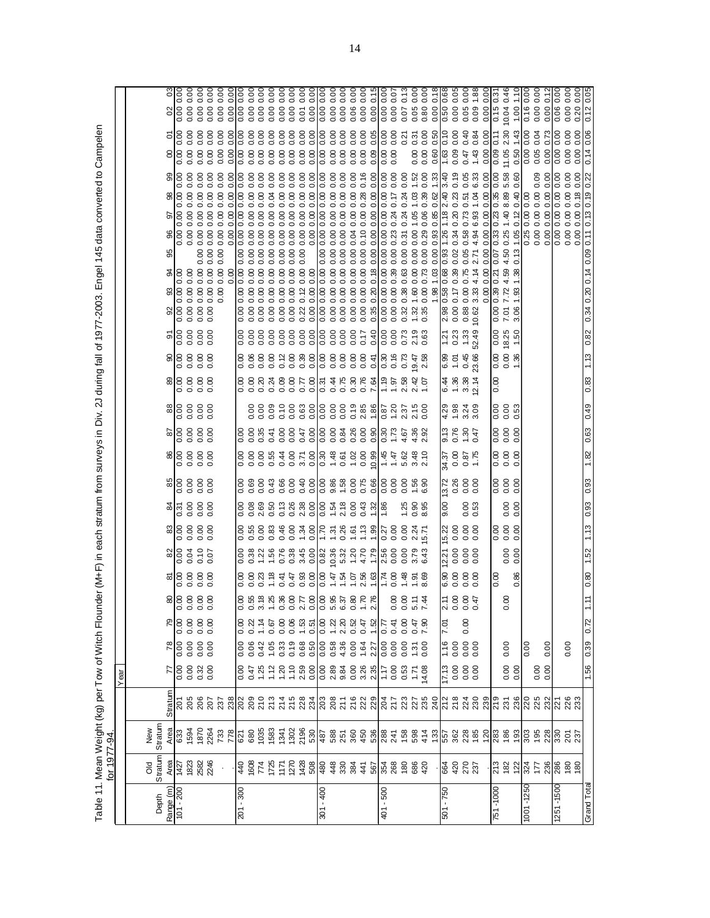Table 11. Mean Weight (kg) per Tow of Witch Flounder (M+F) in each stratum from surveys in Div. 2J during fall of 1977-2003. Engel 145 data converted to Campelen for 1977-94.

| Depth Range (m) | Old Stratum Area | New Stratum Area | Stratum | 77 | 78 | 79 | 80 | 81 | 82 | 83 | 84 | 85 | 86 | 87 | 88 | 89 | 90 | 91 | 92 | 93 | 94 | 95 | 96 | 97 | 98 | 99 | 00 | 01 | 02 | 03 |
|---|---|---|---|---|---|---|---|---|---|---|---|---|---|---|---|---|---|---|---|---|---|---|---|---|---|---|---|---|---|---|
| 101 - 200 | 1427 | 633 | 201 | 0.00 | 0.00 | 0.00 | 0.00 | 0.00 | 0.00 | 0.00 | 0.31 | 0.00 | 0.00 | 0.00 | 0.00 | 0.00 | 0.00 | 0.00 | 0.00 | 0.00 | 0.00 | | 0.00 | 0.00 | 0.00 | 0.00 | 0.00 | 0.00 | 0.00 | 0.00 |
| | 1823 | 1594 | 205 | 0.00 | 0.00 | 0.00 | 0.00 | 0.00 | 0.04 | 0.00 | 0.00 | 0.00 | 0.00 | 0.00 | 0.00 | 0.00 | 0.00 | 0.00 | 0.00 | 0.00 | 0.00 | | 0.00 | 0.00 | 0.00 | 0.00 | 0.00 | 0.00 | 0.00 | 0.00 |
| | 2582 | 1870 | 206 | 0.32 | 0.00 | 0.00 | 0.00 | 0.00 | 0.10 | 0.00 | 0.00 | 0.00 | 0.00 | 0.00 | 0.00 | 0.00 | 0.00 | 0.00 | 0.00 | 0.00 | 0.00 | 0.00 | 0.00 | 0.00 | 0.00 | 0.00 | 0.00 | 0.00 | 0.00 | 0.00 |
| | 2246 | 2264 | 207 | 0.00 | 0.00 | 0.00 | 0.00 | 0.00 | 0.07 | 0.00 | 0.00 | 0.00 | 0.00 | 0.00 | 0.00 | 0.00 | 0.00 | 0.00 | 0.00 | 0.00 | 0.00 | 0.00 | 0.00 | 0.00 | 0.00 | 0.00 | 0.00 | 0.00 | 0.00 | 0.00 |
| | . | 733 | 237 | | | | | | | | | | | | | | | | | 0.00 | 0.00 | 0.00 | 0.00 | 0.00 | 0.00 | 0.00 | 0.00 | 0.00 | 0.00 | 0.00 |
| | . | 778 | 238 | | | | | | | | | | | | | | | | | | 0.00 | | 0.00 | 0.00 | 0.00 | 0.00 | 0.00 | 0.00 | 0.00 | 0.00 |
| 201 - 300 | 440 | 621 | 202 | 0.00 | 0.00 | 0.00 | 0.00 | 0.00 | 0.00 | 0.00 | 0.00 | 0.00 | 0.00 | 0.00 | | 0.00 | 0.00 | 0.00 | 0.00 | 0.00 | 0.00 | 0.00 | 0.00 | 0.00 | 0.00 | 0.00 | 0.00 | 0.00 | 0.00 | 0.00 |
| | 1608 | 680 | 209 | 0.47 | 0.06 | 0.22 | 0.55 | 0.00 | 0.38 | 0.55 | 0.08 | 0.69 | 0.00 | 0.00 | 0.00 | 0.00 | 0.06 | 0.00 | 0.00 | 0.00 | 0.00 | 0.00 | 0.00 | 0.00 | 0.00 | 0.00 | 0.00 | 0.00 | 0.00 | 0.00 |
| | 774 | 1035 | 210 | 1.25 | 0.42 | 1.14 | 3.18 | 0.23 | 1.22 | 0.00 | 2.69 | 0.00 | 0.00 | 0.35 | 0.00 | 0.20 | 0.00 | 0.00 | 0.00 | 0.00 | 0.00 | 0.00 | 0.00 | 0.00 | 0.00 | 0.00 | 0.00 | 0.00 | 0.00 | 0.00 |
| | 1725 | 1583 | 213 | 1.12 | 1.05 | 0.67 | 1.25 | 1.18 | 1.56 | 0.83 | 0.50 | 0.43 | 0.55 | 0.41 | 0.09 | 0.24 | 0.00 | 0.00 | 0.00 | 0.00 | 0.00 | 0.00 | 0.00 | 0.00 | 0.04 | 0.00 | 0.00 | 0.00 | 0.00 | 0.00 |
| | 1171 | 1341 | 214 | 1.20 | 0.33 | 0.00 | 0.36 | 0.41 | 0.76 | 0.46 | 0.13 | 0.66 | 0.44 | 0.00 | 0.10 | 0.09 | 0.12 | 0.00 | 0.00 | 0.00 | 0.00 | 0.00 | 0.00 | 0.00 | 0.00 | 0.00 | 0.00 | 0.00 | 0.00 | 0.00 |
| | 1270 | 1302 | 215 | 1.10 | 0.19 | 0.06 | 0.00 | 0.47 | 0.38 | 0.00 | 0.26 | 0.00 | 0.00 | 0.00 | 0.00 | 0.00 | 0.00 | 0.00 | 0.00 | 0.00 | 0.00 | 0.00 | 0.00 | 0.00 | 0.00 | 0.00 | 0.00 | 0.00 | 0.00 | 0.00 |
| | 1428 | 2196 | 228 | 2.59 | 0.68 | 1.53 | 2.77 | 0.93 | 3.45 | 1.34 | 2.38 | 0.40 | 3.71 | 0.47 | 0.63 | 0.77 | 0.39 | 0.00 | 0.22 | 0.12 | 0.00 | 0.00 | 0.00 | 0.00 | 0.00 | 0.00 | 0.00 | 0.00 | 0.01 | 0.00 |
| | 508 | 530 | 234 | 0.00 | 0.50 | 0.51 | 0.00 | 0.00 | 0.00 | 0.00 | 0.00 | 0.00 | 0.00 | 0.00 | 0.00 | 0.00 | 0.00 | 0.00 | 0.00 | 0.00 | 0.00 | | 0.00 | 0.00 | 0.00 | 0.00 | 0.00 | 0.00 | 0.00 | 0.00 |
| 301 - 400 | 480 | 487 | 203 | 0.00 | 0.00 | 0.00 | 0.00 | 0.00 | 0.82 | 1.70 | 0.00 | 0.00 | 0.30 | 0.00 | 0.00 | 0.31 | 0.00 | 0.00 | 0.00 | 0.00 | 0.00 | 0.00 | 0.00 | 0.00 | 0.00 | 0.00 | 0.00 | 0.00 | 0.00 | 0.00 |
| | 448 | 588 | 208 | 2.89 | 0.58 | 1.22 | 5.95 | 1.47 | 10.36 | 1.31 | 1.54 | 9.86 | 1.48 | 0.00 | 0.00 | 0.44 | 0.00 | 0.00 | 0.00 | 0.00 | 0.00 | 0.00 | 0.00 | 0.00 | 0.00 | 0.00 | 0.00 | 0.00 | 0.00 | 0.00 |
| | 330 | 251 | 211 | 9.84 | 4.36 | 2.20 | 6.37 | 1.54 | 5.32 | 0.26 | 2.18 | 1.58 | 0.61 | 0.84 | 0.00 | 0.75 | 0.00 | 0.00 | 0.00 | 0.00 | 0.00 | 0.00 | 0.00 | 0.00 | 0.00 | 0.00 | 0.00 | 0.00 | 0.00 | 0.00 |
| | 384 | 360 | 216 | 0.00 | 0.00 | 0.52 | 0.80 | 1.07 | 1.20 | 1.61 | 0.00 | 0.00 | 1.02 | 0.26 | 0.19 | 0.30 | 0.00 | 0.00 | 0.00 | 0.00 | 0.00 | 0.00 | 0.04 | 0.00 | 0.00 | 0.00 | 0.00 | 0.00 | 0.06 | 0.00 |
| | 441 | 450 | 222 | 3.26 | 1.64 | 0.47 | 1.70 | 2.56 | 4.70 | 1.13 | 0.43 | 0.75 | 0.00 | 0.00 | 2.85 | 0.76 | 0.00 | 0.17 | 0.00 | 0.00 | 0.00 | 0.00 | 0.10 | 0.00 | 0.28 | 0.16 | 0.00 | 0.00 | 0.00 | 0.00 |
| | 567 | 536 | 229 | 2.35 | 2.27 | 1.52 | 2.76 | 1.63 | 1.79 | 1.99 | 1.32 | 0.66 | 10.99 | 0.90 | 1.86 | 7.64 | 0.41 | 0.40 | 0.35 | 0.20 | 0.18 | 0.00 | 0.00 | 0.00 | 0.00 | 0.00 | 0.09 | 0.05 | 0.00 | 0.15 |
| 401 - 500 | 354 | 288 | 204 | 1.17 | 0.00 | 0.77 | | 1.74 | 2.56 | 0.27 | 1.86 | 0.00 | 1.45 | 0.30 | 0.87 | 1.19 | 0.30 | 0.00 | 0.00 | 0.00 | 0.00 | 0.00 | 0.00 | 0.00 | 0.00 | 0.00 | 0.00 | 0.00 | 0.00 | 0.00 |
| | 268 | 241 | 217 | 0.00 | 0.00 | 0.41 | 0.00 | 0.00 | 0.00 | 0.00 | | 0.00 | 1.47 | 1.73 | 1.20 | 1.97 | 0.16 | 0.00 | 0.00 | 0.00 | 0.39 | 0.00 | 0.23 | 0.24 | 0.17 | 0.00 | 0.00 | | 0.00 | 0.07 |
| | 180 | 158 | 223 | 0.53 | 0.00 | 0.00 | 0.00 | 1.48 | 0.00 | 0.00 | 1.25 | 0.00 | 5.62 | 4.67 | 2.37 | 2.58 | 0.73 | 0.73 | 0.32 | 0.38 | 0.63 | 0.00 | 0.31 | 0.24 | 0.24 | 0.00 | | 0.21 | 0.07 | 0.13 |
| | 686 | 598 | 227 | 1.71 | 1.31 | 0.47 | 5.11 | 1.91 | 3.79 | 2.24 | 0.90 | 1.56 | 3.48 | 4.36 | 2.15 | 2.42 | 19.47 | 2.19 | 1.32 | 1.60 | 0.00 | 0.00 | 0.00 | 1.05 | 1.03 | 1.52 | 0.00 | 0.31 | 0.05 | 0.00 |
| | 420 | 414 | 235 | 14.08 | 0.00 | 7.90 | 7.44 | 8.69 | 6.43 | 15.71 | 8.95 | 6.90 | 2.10 | 2.92 | 0.00 | 1.07 | 2.58 | 0.63 | 0.35 | 0.00 | 0.73 | 0.00 | 0.29 | 0.06 | 0.39 | 0.00 | 0.00 | 0.00 | 0.80 | 0.00 |
| | . | 133 | 240 | | | | | | | | | | | | | | | | | 1.98 | 1.03 | 0.00 | 0.93 | 0.85 | 0.62 | 1.33 | 0.60 | 0.50 | 0.00 | 0.18 |
| 501 - 750 | 664 | 557 | 212 | 17.13 | 1.16 | 7.01 | 2.11 | 6.90 | 12.21 | 15.22 | 9.00 | 13.72 | 34.37 | 9.13 | 4.29 | 6.44 | 6.99 | 1.21 | 2.98 | 0.58 | 0.68 | 0.93 | 1.26 | 1.18 | 2.40 | 3.40 | 1.63 | 0.10 | 0.50 | 0.68 |
| | 420 | 362 | 218 | 0.00 | 0.00 | | 0.00 | 0.00 | 0.00 | 0.00 | | 0.26 | 0.00 | 0.76 | 1.98 | 1.36 | 1.01 | 0.23 | 0.00 | 0.17 | 0.39 | 0.02 | 0.34 | 0.20 | 0.23 | 0.19 | 0.09 | 0.00 | 0.00 | 0.05 |
| | 270 | 228 | 224 | 0.00 | 0.00 | 0.00 | 0.00 | 0.00 | 0.00 | 0.00 | 0.00 | 0.00 | 0.87 | 1.30 | 3.24 | 3.38 | 0.45 | 1.33 | 0.88 | 0.00 | 0.75 | 0.05 | 0.58 | 0.73 | 0.51 | 0.05 | 0.47 | 0.40 | 0.05 | 0.00 |
| | 237 | 185 | 230 | 0.00 | 0.00 | | 0.47 | 0.00 | 0.00 | 0.00 | 0.53 | 0.00 | 1.75 | 0.47 | 3.09 | 12.14 | 23.66 | 52.49 | 10.62 | 3.33 | 4.14 | 2.71 | 4.94 | 6.93 | 1.04 | 6.33 | 1.43 | 0.84 | 0.09 | 1.88 |
| | . | 120 | 239 | | | | | | | | | | | | | | | | | 0.00 | 0.00 | 0.00 | 0.00 | 0.00 | 0.00 | 0.00 | 0.00 | 0.00 | 0.00 | 0.00 |
| 751 -1000 | 213 | 283 | 219 | | | | | 0.00 | | 0.00 | | 0.00 | 0.00 | 0.00 | 0.00 | 0.00 | 0.00 | 0.00 | 0.00 | 0.39 | 0.21 | 0.07 | 0.33 | 0.23 | 0.35 | 0.00 | 0.09 | 0.11 | 0.15 | 0.31 |
| | 182 | 186 | 231 | 0.00 | 0.00 | | 0.00 | | 0.00 | 0.00 | 0.00 | 0.00 | 0.00 | 0.00 | 0.00 | | 0.00 | 18.25 | 7.01 | 7.72 | 4.59 | 4.50 | 0.25 | 1.40 | 8.89 | 5.58 | 11.05 | 2.30 | 10.04 | 0.46 |
| | 122 | 193 | 236 | 0.00 | | | | 0.86 | 0.00 | 0.00 | 0.00 | 0.00 | 0.00 | 0.00 | 0.53 | | 1.36 | 1.50 | 3.06 | 1.93 | 1.38 | 0.13 | 1.05 | 0.12 | 0.40 | 0.60 | 0.50 | 1.43 | 1.00 | 1.10 |
| 1001 -1250 | 324 | 303 | 220 | | 0.00 | | | | | | | | | | | | | | | | | | 0.25 | 0.00 | 0.00 | | 0.00 | 0.00 | 0.16 | 0.00 |
| | 177 | 195 | 225 | 0.00 | | | | | | | | | | | | | | | | | | | 0.00 | 0.00 | 0.00 | 0.09 | 0.05 | 0.04 | 0.00 | 0.00 |
| | 236 | 228 | 232 | 0.00 | 0.00 | | | | | | | | | | | | | | | | | | 0.00 | 0.00 | 0.00 | 0.00 | 0.00 | 0.73 | 0.00 | 0.12 |
| 1251 -1500 | 286 | 330 | 221 | | | | | | | | | | | | | | | | | | | | 0.00 | 0.00 | 0.00 | 0.00 | 0.00 | 0.00 | 0.06 | 0.00 |
| | 180 | 201 | 226 | | 0.00 | | | | | | | | | | | | | | | | | | 0.00 | 0.00 | 0.00 | 0.00 | 0.00 | 0.00 | 0.00 | 0.00 |
| | 180 | 237 | 233 | | | | | | | | | | | | | | | | | | | | 0.00 | 0.00 | 0.18 | 0.00 | 0.00 | 0.00 | 0.20 | 0.00 |
| Grand Total | | | | 1.56 | 0.39 | 0.72 | 1.11 | 0.80 | 1.52 | 1.13 | 0.93 | 0.93 | 1.82 | 0.63 | 0.49 | 0.83 | 1.13 | 0.82 | 0.34 | 0.20 | 0.14 | 0.09 | 0.11 | 0.13 | 0.19 | 0.22 | 0.14 | 0.06 | 0.12 | 0.05 |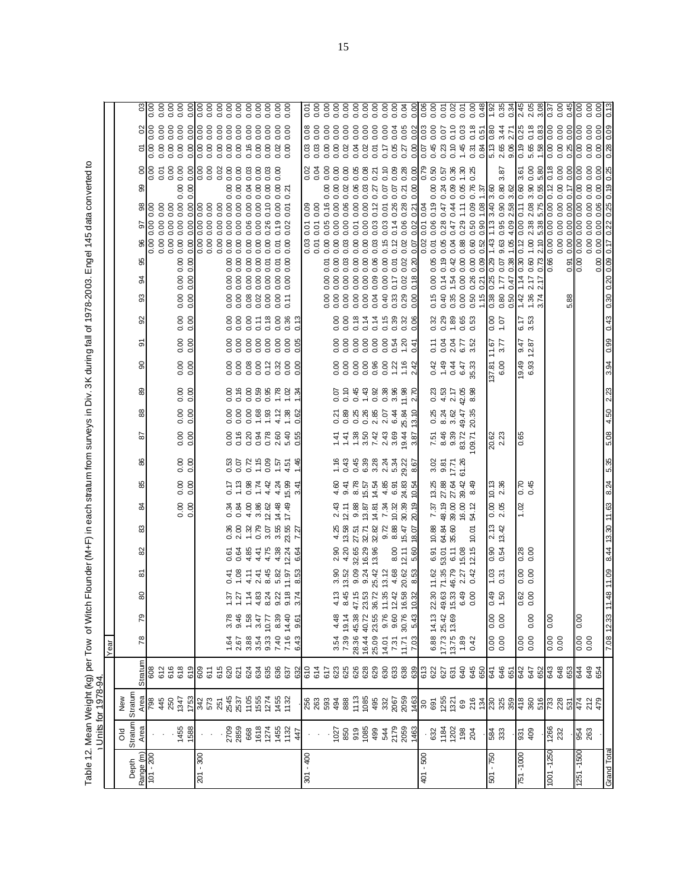Table 12. Mean Weight (kg) per Tow of Witch Flounder (M+F) in each stratum from surveys in Div. 3K during fall of 1978-2003. Engel 145 data converted to Units for 1978-94.

| Depth Range (m) | Old Stratum Area | New Stratum Area | Stratum | 78 | 79 | 80 | 81 | 82 | 83 | 84 | 85 | 86 | 87 | 88 | 89 | 90 | 91 | 92 | 93 | 94 | 95 | 96 | 97 | 98 | 99 | 00 | 01 | 02 | 03 |
|---|---|---|---|---|---|---|---|---|---|---|---|---|---|---|---|---|---|---|---|---|---|---|---|---|---|---|---|---|---|
| 101 - 200 | . | 798 | 608 | | | | | | | | | | | | | | | | | | | 0.00 | 0.00 | 0.00 | | 0.00 | 0.00 | 0.00 | 0.00 |
| | . | 445 | 612 | | | | | | | | | | | | | | | | | | | 0.00 | 0.00 | 0.00 | | 0.01 | 0.00 | 0.00 | 0.00 |
| | . | 250 | 616 | | | | | | | | | | | | | | | | | | | 0.00 | 0.00 | 0.00 | | 0.00 | 0.00 | 0.00 | 0.00 |
| | 1455 | 1347 | 618 | | | | | | | 0.00 | 0.00 | 0.00 | 0.00 | 0.00 | 0.00 | 0.00 | 0.00 | 0.00 | 0.00 | 0.00 | 0.00 | 0.00 | 0.00 | 0.00 | 0.00 | 0.00 | 0.00 | 0.00 | 0.00 |
| | 1588 | 1753 | 619 | | | | | | | 0.00 | 0.00 | 0.00 | 0.00 | 0.00 | 0.00 | 0.00 | 0.00 | 0.00 | 0.00 | 0.00 | 0.00 | 0.00 | 0.00 | 0.00 | 0.00 | 0.00 | 0.00 | 0.00 | 0.00 |
| 201 - 300 | . | 342 | 609 | | | | | | | | | | | | | | | | | | | 0.00 | 0.00 | 0.00 | | 0.00 | 0.00 | 0.00 | 0.00 |
| | . | 573 | 611 | | | | | | | | | | | | | | | | | | | 0.00 | 0.00 | 0.00 | | 0.00 | 0.00 | 0.00 | 0.00 |
| | . | 251 | 615 | | | | | | | | | | | | | | | | | | | 0.00 | 0.00 | 0.00 | | 0.02 | 0.00 | 0.00 | 0.00 |
| | 2709 | 2545 | 620 | 1.64 | 3.78 | 1.37 | 0.41 | 0.61 | 0.36 | 0.34 | 0.17 | 0.53 | 0.00 | 0.00 | 0.00 | 0.00 | 0.00 | 0.00 | 0.00 | 0.00 | 0.00 | 0.00 | 0.00 | 0.00 | 0.00 | 0.00 | 0.00 | 0.00 | 0.00 |
| | 2859 | 2537 | 621 | 2.67 | 9.46 | 1.27 | 1.08 | 0.64 | 2.00 | 0.84 | 1.13 | 0.07 | 0.16 | 0.00 | 0.16 | 0.00 | 0.00 | 0.00 | 0.00 | 0.00 | 0.00 | 0.00 | 0.00 | 0.00 | 0.00 | 0.00 | 0.00 | 0.00 | 0.00 |
| | 668 | 1105 | 624 | 3.88 | 1.58 | 1.14 | 4.11 | 4.85 | 1.32 | 4.00 | 0.98 | 0.72 | 0.20 | 0.00 | 0.00 | 0.08 | 0.00 | 0.00 | 0.08 | 0.00 | 0.00 | 0.00 | 0.06 | 0.00 | 0.04 | 0.03 | 0.16 | 0.00 | 0.00 |
| | 1618 | 1555 | 634 | 3.54 | 3.47 | 4.83 | 2.41 | 4.41 | 0.79 | 3.86 | 1.74 | 1.15 | 0.94 | 1.68 | 0.59 | 0.00 | 0.00 | 0.11 | 0.02 | 0.00 | 0.00 | 0.00 | 0.00 | 0.00 | 0.00 | 0.00 | 0.00 | 0.00 | 0.00 |
| | 1274 | 1274 | 635 | 9.33 | 10.77 | 8.24 | 8.45 | 4.75 | 3.07 | 12.62 | 4.42 | 0.09 | 0.78 | 1.93 | 0.95 | 0.12 | 0.00 | 0.18 | 0.00 | 0.00 | 0.01 | 0.00 | 0.26 | 0.10 | 0.00 | 0.03 | 0.00 | 0.00 | 0.00 |
| | 1455 | 1455 | 636 | 7.40 | 8.39 | 9.22 | 5.82 | 4.38 | 3.55 | 14.48 | 4.24 | 1.57 | 2.60 | 4.12 | 1.78 | 0.32 | 0.00 | 0.00 | 0.00 | 0.00 | 0.01 | 0.01 | 0.19 | 0.00 | 0.00 | | 0.02 | 0.00 | 0.00 |
| | 1132 | 1132 | 637 | 7.16 | 14.40 | 9.18 | 11.97 | 12.24 | 23.55 | 17.49 | 15.99 | 4.51 | 5.40 | 1.38 | 1.02 | 0.00 | 0.00 | 0.36 | 0.11 | 0.00 | 0.00 | 0.00 | 0.02 | 0.01 | 0.21 | | 0.00 | 0.00 | 0.00 |
| | 447 | | 632 | 6.43 | 9.61 | 3.74 | 8.53 | 6.64 | 7.27 | | 3.41 | 1.46 | 0.55 | 0.62 | 1.34 | 0.00 | 0.05 | 0.13 | | | | | | | | | | | |
| 301 - 400 | . | 256 | 610 | | | | | | | | | | | | | | | | | | | 0.03 | 0.01 | 0.09 | | 0.02 | 0.03 | 0.08 | 0.01 |
| | . | 263 | 614 | | | | | | | | | | | | | | | | | | | 0.01 | 0.01 | 0.00 | | 0.04 | 0.03 | 0.00 | 0.00 |
| | . | 593 | 617 | | | | | | | | | | | | | | | | 0.00 | 0.00 | 0.01 | 0.00 | 0.05 | 0.16 | 0.00 | 0.00 | 0.00 | 0.00 | 0.00 |
| | 1027 | 494 | 623 | 3.54 | 4.48 | 4.13 | 3.90 | 2.90 | 4.25 | 2.43 | 4.60 | 1.16 | 1.41 | 0.21 | 0.07 | 0.00 | 0.00 | 0.00 | 0.00 | 0.00 | 0.00 | 0.00 | 0.00 | 0.00 | 0.00 | 0.00 | 0.00 | 0.00 | 0.00 |
| | 850 | 888 | 625 | 7.39 | 19.14 | 8.45 | 13.52 | 4.20 | 13.58 | 12.11 | 9.41 | 0.43 | 1.41 | 0.89 | 0.10 | 0.00 | 0.00 | 0.00 | 0.00 | 0.00 | 0.00 | 0.00 | 0.00 | 0.00 | 0.00 | 0.00 | 0.02 | 0.00 | 0.00 |
| | 919 | 1113 | 626 | 28.36 | 45.38 | 47.15 | 9.09 | 32.65 | 27.51 | 9.88 | 8.78 | 0.45 | 1.38 | 0.25 | 0.45 | 0.00 | 0.00 | 0.18 | 0.00 | 0.00 | 0.03 | 0.03 | 0.00 | 0.06 | 0.02 | 0.00 | 0.00 | 0.00 | 0.00 |
| | 1085 | 1085 | 628 | 16.44 | 40.72 | 23.53 | 9.24 | 16.29 | 32.71 | 13.87 | 15.57 | 6.39 | 3.50 | 0.26 | 1.43 | 0.00 | 0.00 | 0.14 | 0.00 | 0.00 | 0.00 | 0.00 | 0.01 | 0.00 | 0.06 | 0.05 | 0.04 | 0.00 | 0.00 |
| | 499 | 495 | 629 | 25.09 | 23.55 | 36.72 | 25.42 | 13.96 | 32.82 | 14.81 | 14.54 | 3.28 | 7.42 | 2.85 | 0.92 | 0.96 | 0.00 | 0.14 | 0.04 | 0.09 | 0.06 | 0.03 | 0.03 | 0.12 | 0.27 | 0.21 | 0.01 | 0.00 | 0.00 |
| | 544 | 332 | 630 | 14.01 | 9.76 | 11.35 | 13.12 | | 9.72 | 7.34 | 4.85 | 2.24 | 2.43 | 2.07 | 0.38 | 0.00 | 0.00 | 0.15 | 0.40 | 0.00 | 0.00 | 0.15 | 0.03 | 0.01 | 0.07 | 0.10 | 0.17 | 0.00 | 0.00 |
| | 2179 | 2067 | 633 | 7.31 | 9.60 | 12.42 | 4.68 | 8.00 | 8.88 | 10.32 | 6.91 | 5.34 | 3.69 | 6.44 | 3.96 | 1.22 | 0.54 | 0.39 | 0.33 | 0.17 | 0.01 | 0.12 | 0.14 | 0.26 | 0.07 | 0.09 | 0.05 | 0.04 | 0.00 |
| | 2059 | 2059 | 638 | 11.71 | 30.76 | 16.58 | 20.62 | 12.11 | 15.47 | 30.39 | 24.83 | 29.22 | 19.44 | 25.84 | 11.98 | 1.16 | 1.20 | 0.32 | 0.29 | 0.02 | 0.02 | 0.02 | 0.06 | 0.28 | 0.21 | 0.28 | 0.27 | 0.05 | 0.04 |
| | 1463 | 1463 | 639 | 7.03 | 5.43 | 10.32 | 8.53 | 5.60 | 18.07 | 20.19 | 10.54 | 8.67 | 3.87 | 13.10 | 2.70 | 2.42 | 0.41 | 0.06 | 0.00 | 0.18 | 0.20 | 0.07 | 0.02 | 0.21 | 0.00 | 0.00 | 0.00 | 0.02 | 0.00 |
| 401 - 500 | . | 30 | 613 | | | | | | | | | | | | | | | | | | | 0.02 | 0.01 | 0.04 | | 0.79 | 0.07 | 0.03 | 0.06 |
| | 632 | 691 | 622 | 6.88 | 14.13 | 22.30 | 11.62 | 6.91 | 10.88 | 7.37 | 13.25 | 3.02 | 7.51 | 0.25 | 0.23 | 0.42 | 0.11 | 0.32 | 0.15 | 0.00 | 0.05 | 0.01 | 0.06 | 0.19 | 0.00 | 0.50 | 0.45 | 0.00 | 0.00 |
| | 1184 | 1255 | 627 | 17.73 | 25.42 | 49.63 | 71.35 | 53.01 | 64.84 | 48.19 | 27.88 | 9.81 | 8.46 | 8.24 | 4.53 | 1.49 | 0.04 | 0.29 | 0.40 | 0.14 | 0.19 | 0.05 | 0.28 | 0.47 | 0.24 | 0.57 | 0.23 | 0.07 | 0.01 |
| | 1202 | 1321 | 631 | 13.75 | 13.69 | 15.33 | 46.79 | 6.11 | 35.60 | 39.00 | 27.64 | 17.71 | 9.39 | 3.62 | 2.17 | 0.44 | 2.04 | 1.89 | 0.35 | 1.54 | 0.42 | 0.04 | 0.47 | 0.44 | 0.09 | 0.36 | 0.10 | 0.10 | 0.02 |
| | 198 | 69 | 640 | 1.89 | | 6.49 | 2.27 | 15.08 | | 16.00 | 39.42 | 61.26 | 83.72 | 49.47 | 42.05 | 6.47 | 6.77 | 0.65 | 0.00 | 0.00 | 0.00 | 0.88 | 0.29 | 1.11 | 0.05 | 1.30 | 1.45 | 0.03 | 0.01 |
| | 204 | 216 | 645 | 0.42 | | 0.00 | 0.42 | 12.15 | 10.01 | 54.12 | 8.49 | | 109.71 | 20.35 | 8.98 | 35.33 | 3.52 | 0.53 | 0.50 | 0.26 | 0.00 | 0.60 | 0.50 | 0.09 | 0.76 | 0.25 | 0.31 | 0.18 | 0.00 |
| | . | 134 | 650 | | | | | | | | | | | | | | | | 1.15 | 0.21 | 0.09 | 0.52 | 0.90 | 1.08 | 1.37 | | 0.84 | 0.51 | 0.48 |
| 501 - 750 | 584 | 230 | 641 | 0.00 | 0.00 | 0.49 | 1.03 | 0.90 | 2.13 | 0.00 | 10.13 | | 20.62 | | | 137.81 | 11.67 | 0.00 | 0.38 | 0.25 | 0.29 | 1.43 | 1.13 | 3.40 | 3.60 | | 5.13 | 0.80 | 1.92 |
| | 333 | 325 | 646 | 0.00 | 0.00 | 1.50 | 0.31 | 0.54 | 13.42 | 2.05 | 2.36 | | 2.23 | | | 6.00 | 3.77 | 1.07 | 0.80 | 1.77 | 0.07 | 9.63 | 0.95 | 0.90 | 0.80 | 3.87 | 2.65 | 3.44 | 0.35 |
| | . | 359 | 651 | | | | | | | | | | | | | | | | 0.50 | 0.47 | 0.38 | 1.05 | 4.09 | 2.58 | 3.62 | | 9.06 | 2.71 | 0.34 |
| 751 - 1000 | 931 | 418 | 642 | 0.00 | | 0.62 | 0.00 | 0.28 | | 1.02 | 0.70 | | 0.65 | | | 19.49 | 9.47 | 6.17 | 1.42 | 1.14 | 0.30 | 0.12 | 0.00 | 0.11 | 0.60 | 3.61 | 0.19 | 0.25 | 2.45 |
| | 409 | 360 | 647 | 0.00 | 0.00 | 0.00 | 0.00 | 0.00 | | | 0.45 | | | | | 6.93 | 12.87 | 3.53 | 1.36 | 2.17 | 0.60 | 1.00 | 2.38 | 2.08 | 3.90 | 0.00 | 5.65 | 0.18 | 2.05 |
| | . | 516 | 652 | | | | | | | | | | | | | | | | 3.74 | 2.17 | 0.73 | 2.10 | 5.38 | 5.75 | 0.55 | 5.80 | 1.58 | 0.83 | 3.08 |
| 1001 - 1250 | 1266 | 733 | 643 | 0.00 | 0.00 | | | | | | | | | | | | | | | | 0.66 | 0.00 | 0.00 | 0.00 | 0.12 | 0.18 | 0.00 | 0.00 | 0.37 |
| | 232 | 228 | 648 | 0.00 | | | | | | | | | | | | | | | | | | 0.00 | 0.00 | 0.00 | 0.00 | 0.00 | 0.00 | 0.00 | 0.00 |
| | . | 531 | 653 | | | | | | | | | | | | | | | | 5.88 | | 0.91 | 0.00 | 0.00 | 0.00 | 0.17 | 0.00 | 0.25 | 0.00 | 0.45 |
| 1251 - 1500 | 954 | 474 | 644 | 0.00 | 0.00 | | | | | | | | | | | | | | | | 0.00 | 0.00 | 0.00 | 0.00 | 0.00 | 0.00 | 0.00 | 0.00 | 0.00 |
| | 263 | 212 | 649 | 0.00 | | | | | | | | | | | | | | | | | | 0.00 | 0.00 | 0.00 | 0.00 | 0.00 | 0.00 | 0.00 | 0.00 |
| | . | 479 | 654 | | | | | | | | | | | | | | | | | | 0.00 | 0.00 | 0.00 | 0.06 | 0.00 | 0.00 | 0.00 | 0.00 | 0.00 |
| Grand Total | | | | 7.08 | 12.33 | 11.48 | 11.09 | 8.44 | 13.30 | 11.63 | 8.24 | 5.35 | 5.08 | 4.50 | 2.23 | 3.94 | 0.99 | 0.43 | 0.30 | 0.20 | 0.09 | 0.17 | 0.22 | 0.25 | 0.19 | 0.25 | 0.28 | 0.09 | 0.13 |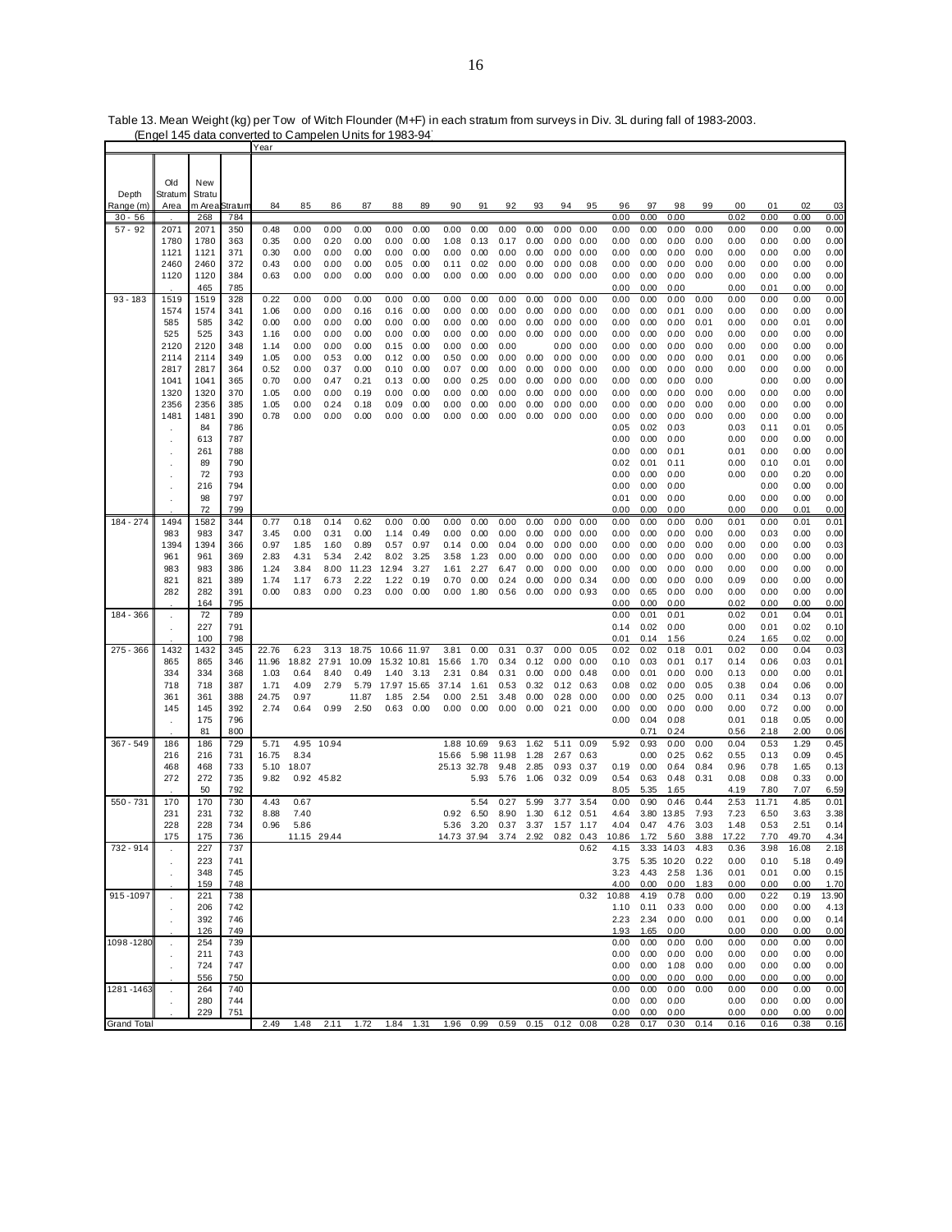Table 13. Mean Weight (kg) per Tow of Witch Flounder (M+F) in each stratum from surveys in Div. 3L during fall of 1983-2003.
(Engel 145 data converted to Campelen Units for 1983-94)

| Depth Range (m) | Old Stratum Area | New Stratum Area | Stratum | Year 84 | 85 | 86 | 87 | 88 | 89 | 90 | 91 | 92 | 93 | 94 | 95 | 96 | 97 | 98 | 99 | 00 | 01 | 02 | 03 |
|---|---|---|---|---|---|---|---|---|---|---|---|---|---|---|---|---|---|---|---|---|---|---|---|
| 30 - 56 | . | 268 | 784 | | | | | | | | | | | | | 0.00 | 0.00 | 0.00 | | 0.02 | 0.00 | 0.00 | 0.00 |
| 57 - 92 | 2071 | 2071 | 350 | 0.48 | 0.00 | 0.00 | 0.00 | 0.00 | 0.00 | 0.00 | 0.00 | 0.00 | 0.00 | 0.00 | 0.00 | 0.00 | 0.00 | 0.00 | 0.00 | 0.00 | 0.00 | 0.00 | 0.00 |
| | 1780 | 1780 | 363 | 0.35 | 0.00 | 0.20 | 0.00 | 0.00 | 0.00 | 1.08 | 0.13 | 0.17 | 0.00 | 0.00 | 0.00 | 0.00 | 0.00 | 0.00 | 0.00 | 0.00 | 0.00 | 0.00 | 0.00 |
| | 1121 | 1121 | 371 | 0.30 | 0.00 | 0.00 | 0.00 | 0.00 | 0.00 | 0.00 | 0.00 | 0.00 | 0.00 | 0.00 | 0.00 | 0.00 | 0.00 | 0.00 | 0.00 | 0.00 | 0.00 | 0.00 | 0.00 |
| | 2460 | 2460 | 372 | 0.43 | 0.00 | 0.00 | 0.00 | 0.05 | 0.00 | 0.11 | 0.02 | 0.00 | 0.00 | 0.00 | 0.08 | 0.00 | 0.00 | 0.00 | 0.00 | 0.00 | 0.00 | 0.00 | 0.00 |
| | 1120 | 1120 | 384 | 0.63 | 0.00 | 0.00 | 0.00 | 0.00 | 0.00 | 0.00 | 0.00 | 0.00 | 0.00 | 0.00 | 0.00 | 0.00 | 0.00 | 0.00 | 0.00 | 0.00 | 0.00 | 0.00 | 0.00 |
| | . | 465 | 785 | | | | | | | | | | | | | 0.00 | 0.00 | 0.00 | | 0.00 | 0.01 | 0.00 | 0.00 |
| 93 - 183 | 1519 | 1519 | 328 | 0.22 | 0.00 | 0.00 | 0.00 | 0.00 | 0.00 | 0.00 | 0.00 | 0.00 | 0.00 | 0.00 | 0.00 | 0.00 | 0.00 | 0.00 | 0.00 | 0.00 | 0.00 | 0.00 | 0.00 |
| | 1574 | 1574 | 341 | 1.06 | 0.00 | 0.00 | 0.16 | 0.16 | 0.00 | 0.00 | 0.00 | 0.00 | 0.00 | 0.00 | 0.00 | 0.00 | 0.00 | 0.01 | 0.00 | 0.00 | 0.00 | 0.00 | 0.00 |
| | 585 | 585 | 342 | 0.00 | 0.00 | 0.00 | 0.00 | 0.00 | 0.00 | 0.00 | 0.00 | 0.00 | 0.00 | 0.00 | 0.00 | 0.00 | 0.00 | 0.00 | 0.01 | 0.00 | 0.00 | 0.01 | 0.00 |
| | 525 | 525 | 343 | 1.16 | 0.00 | 0.00 | 0.00 | 0.00 | 0.00 | 0.00 | 0.00 | 0.00 | 0.00 | 0.00 | 0.00 | 0.00 | 0.00 | 0.00 | 0.00 | 0.00 | 0.00 | 0.00 | 0.00 |
| | 2120 | 2120 | 348 | 1.14 | 0.00 | 0.00 | 0.00 | 0.15 | 0.00 | 0.00 | 0.00 | 0.00 | | 0.00 | 0.00 | 0.00 | 0.00 | 0.00 | 0.00 | 0.00 | 0.00 | 0.00 | 0.00 |
| | 2114 | 2114 | 349 | 1.05 | 0.00 | 0.53 | 0.00 | 0.12 | 0.00 | 0.50 | 0.00 | 0.00 | 0.00 | 0.00 | 0.00 | 0.00 | 0.00 | 0.00 | 0.00 | 0.01 | 0.00 | 0.00 | 0.06 |
| | 2817 | 2817 | 364 | 0.52 | 0.00 | 0.37 | 0.00 | 0.10 | 0.00 | 0.07 | 0.00 | 0.00 | 0.00 | 0.00 | 0.00 | 0.00 | 0.00 | 0.00 | 0.00 | 0.00 | 0.00 | 0.00 | 0.00 |
| | 1041 | 1041 | 365 | 0.70 | 0.00 | 0.47 | 0.21 | 0.13 | 0.00 | 0.00 | 0.25 | 0.00 | 0.00 | 0.00 | 0.00 | 0.00 | 0.00 | 0.00 | 0.00 | | 0.00 | 0.00 | 0.00 |
| | 1320 | 1320 | 370 | 1.05 | 0.00 | 0.00 | 0.19 | 0.00 | 0.00 | 0.00 | 0.00 | 0.00 | 0.00 | 0.00 | 0.00 | 0.00 | 0.00 | 0.00 | 0.00 | 0.00 | 0.00 | 0.00 | 0.00 |
| | 2356 | 2356 | 385 | 1.05 | 0.00 | 0.24 | 0.18 | 0.09 | 0.00 | 0.00 | 0.00 | 0.00 | 0.00 | 0.00 | 0.00 | 0.00 | 0.00 | 0.00 | 0.00 | 0.00 | 0.00 | 0.00 | 0.00 |
| | 1481 | 1481 | 390 | 0.78 | 0.00 | 0.00 | 0.00 | 0.00 | 0.00 | 0.00 | 0.00 | 0.00 | 0.00 | 0.00 | 0.00 | 0.00 | 0.00 | 0.00 | 0.00 | 0.00 | 0.00 | 0.00 | 0.00 |
| | . | 84 | 786 | | | | | | | | | | | | | 0.05 | 0.02 | 0.03 | | 0.03 | 0.11 | 0.01 | 0.05 |
| | . | 613 | 787 | | | | | | | | | | | | | 0.00 | 0.00 | 0.00 | | 0.00 | 0.00 | 0.00 | 0.00 |
| | . | 261 | 788 | | | | | | | | | | | | | 0.00 | 0.00 | 0.01 | | 0.01 | 0.00 | 0.00 | 0.00 |
| | . | 89 | 790 | | | | | | | | | | | | | 0.02 | 0.01 | 0.11 | | 0.00 | 0.10 | 0.01 | 0.00 |
| | . | 72 | 793 | | | | | | | | | | | | | 0.00 | 0.00 | 0.00 | | 0.00 | 0.00 | 0.20 | 0.00 |
| | . | 216 | 794 | | | | | | | | | | | | | 0.00 | 0.00 | 0.00 | | | 0.00 | 0.00 | 0.00 |
| | . | 98 | 797 | | | | | | | | | | | | | 0.01 | 0.00 | 0.00 | | 0.00 | 0.00 | 0.00 | 0.00 |
| | . | 72 | 799 | | | | | | | | | | | | | 0.00 | 0.00 | 0.00 | | 0.00 | 0.00 | 0.01 | 0.00 |
| 184 - 274 | 1494 | 1582 | 344 | 0.77 | 0.18 | 0.14 | 0.62 | 0.00 | 0.00 | 0.00 | 0.00 | 0.00 | 0.00 | 0.00 | 0.00 | 0.00 | 0.00 | 0.00 | 0.00 | 0.01 | 0.00 | 0.01 | 0.01 |
| | 983 | 983 | 347 | 3.45 | 0.00 | 0.31 | 0.00 | 1.14 | 0.49 | 0.00 | 0.00 | 0.00 | 0.00 | 0.00 | 0.00 | 0.00 | 0.00 | 0.00 | 0.00 | 0.00 | 0.03 | 0.00 | 0.00 |
| | 1394 | 1394 | 366 | 0.97 | 1.85 | 1.60 | 0.89 | 0.57 | 0.97 | 0.14 | 0.00 | 0.04 | 0.00 | 0.00 | 0.00 | 0.00 | 0.00 | 0.00 | 0.00 | 0.00 | 0.00 | 0.00 | 0.03 |
| | 961 | 961 | 369 | 2.83 | 4.31 | 5.34 | 2.42 | 8.02 | 3.25 | 3.58 | 1.23 | 0.00 | 0.00 | 0.00 | 0.00 | 0.00 | 0.00 | 0.00 | 0.00 | 0.00 | 0.00 | 0.00 | 0.00 |
| | 983 | 983 | 386 | 1.24 | 3.84 | 8.00 | 11.23 | 12.94 | 3.27 | 1.61 | 2.27 | 6.47 | 0.00 | 0.00 | 0.00 | 0.00 | 0.00 | 0.00 | 0.00 | 0.00 | 0.00 | 0.00 | 0.00 |
| | 821 | 821 | 389 | 1.74 | 1.17 | 6.73 | 2.22 | 1.22 | 0.19 | 0.70 | 0.00 | 0.24 | 0.00 | 0.00 | 0.34 | 0.00 | 0.00 | 0.00 | 0.00 | 0.09 | 0.00 | 0.00 | 0.00 |
| | 282 | 282 | 391 | 0.00 | 0.83 | 0.00 | 0.23 | 0.00 | 0.00 | 0.00 | 1.80 | 0.56 | 0.00 | 0.00 | 0.93 | 0.00 | 0.65 | 0.00 | 0.00 | 0.00 | 0.00 | 0.00 | 0.00 |
| | . | 164 | 795 | | | | | | | | | | | | | 0.00 | 0.00 | 0.00 | | 0.02 | 0.00 | 0.00 | 0.00 |
| 184 - 366 | . | 72 | 789 | | | | | | | | | | | | | 0.00 | 0.01 | 0.01 | | 0.02 | 0.01 | 0.04 | 0.01 |
| | . | 227 | 791 | | | | | | | | | | | | | 0.14 | 0.02 | 0.00 | | 0.00 | 0.01 | 0.02 | 0.10 |
| | . | 100 | 798 | | | | | | | | | | | | | 0.01 | 0.14 | 1.56 | | 0.24 | 1.65 | 0.02 | 0.00 |
| 275 - 366 | 1432 | 1432 | 345 | 22.76 | 6.23 | 3.13 | 18.75 | 10.66 | 11.97 | 3.81 | 0.00 | 0.31 | 0.37 | 0.00 | 0.05 | 0.02 | 0.02 | 0.18 | 0.01 | 0.02 | 0.00 | 0.04 | 0.03 |
| | 865 | 865 | 346 | 11.96 | 18.82 | 27.91 | 10.09 | 15.32 | 10.81 | 15.66 | 1.70 | 0.34 | 0.12 | 0.00 | 0.00 | 0.10 | 0.03 | 0.01 | 0.17 | 0.14 | 0.06 | 0.03 | 0.01 |
| | 334 | 334 | 368 | 1.03 | 0.64 | 8.40 | 0.49 | 1.40 | 3.13 | 2.31 | 0.84 | 0.31 | 0.00 | 0.00 | 0.48 | 0.00 | 0.01 | 0.00 | 0.00 | 0.13 | 0.00 | 0.00 | 0.01 |
| | 718 | 718 | 387 | 1.71 | 4.09 | 2.79 | 5.79 | 17.97 | 15.65 | 37.14 | 1.61 | 0.53 | 0.32 | 0.12 | 0.63 | 0.08 | 0.02 | 0.00 | 0.05 | 0.38 | 0.04 | 0.06 | 0.00 |
| | 361 | 361 | 388 | 24.75 | 0.97 | | 11.87 | 1.85 | 2.54 | 0.00 | 2.51 | 3.48 | 0.00 | 0.28 | 0.00 | 0.00 | 0.00 | 0.25 | 0.00 | 0.11 | 0.34 | 0.13 | 0.07 |
| | 145 | 145 | 392 | 2.74 | 0.64 | 0.99 | 2.50 | 0.63 | 0.00 | 0.00 | 0.00 | 0.00 | 0.00 | 0.21 | 0.00 | 0.00 | 0.00 | 0.00 | 0.00 | 0.00 | 0.72 | 0.00 | 0.00 |
| | . | 175 | 796 | | | | | | | | | | | | | 0.00 | 0.04 | 0.08 | | 0.01 | 0.18 | 0.05 | 0.00 |
| | . | 81 | 800 | | | | | | | | | | | | | | 0.71 | 0.24 | | 0.56 | 2.18 | 2.00 | 0.06 |
| 367 - 549 | 186 | 186 | 729 | 5.71 | 4.95 | 10.94 | | | | 1.88 | 10.69 | 9.63 | 1.62 | 5.11 | 0.09 | 5.92 | 0.93 | 0.00 | 0.00 | 0.04 | 0.53 | 1.29 | 0.45 |
| | 216 | 216 | 731 | 16.75 | 8.34 | | | | | 15.66 | 5.98 | 11.98 | 1.28 | 2.67 | 0.63 | | 0.00 | 0.25 | 0.62 | 0.55 | 0.13 | 0.09 | 0.45 |
| | 468 | 468 | 733 | 5.10 | 18.07 | | | | | 25.13 | 32.78 | 9.48 | 2.85 | 0.93 | 0.37 | 0.19 | 0.00 | 0.64 | 0.84 | 0.96 | 0.78 | 1.65 | 0.13 |
| | 272 | 272 | 735 | 9.82 | 0.92 | 45.82 | | | | | 5.93 | 5.76 | 1.06 | 0.32 | 0.09 | 0.54 | 0.63 | 0.48 | 0.31 | 0.08 | 0.08 | 0.33 | 0.00 |
| | . | 50 | 792 | | | | | | | | | | | | | 8.05 | 5.35 | 1.65 | | 4.19 | 7.80 | 7.07 | 6.59 |
| 550 - 731 | 170 | 170 | 730 | 4.43 | 0.67 | | | | | | 5.54 | 0.27 | 5.99 | 3.77 | 3.54 | 0.00 | 0.90 | 0.46 | 0.44 | 2.53 | 11.71 | 4.85 | 0.01 |
| | 231 | 231 | 732 | 8.88 | 7.40 | | | | | 0.92 | 6.50 | 8.90 | 1.30 | 6.12 | 0.51 | 4.64 | 3.80 | 13.85 | 7.93 | 7.23 | 6.50 | 3.63 | 3.38 |
| | 228 | 228 | 734 | 0.96 | 5.86 | | | | | 5.36 | 3.20 | 0.37 | 3.37 | 1.57 | 1.17 | 4.04 | 0.47 | 4.76 | 3.03 | 1.48 | 0.53 | 2.51 | 0.14 |
| | 175 | 175 | 736 | | 11.15 | 29.44 | | | | 14.73 | 37.94 | 3.74 | 2.92 | 0.82 | 0.43 | 10.86 | 1.72 | 5.60 | 3.88 | 17.22 | 7.70 | 49.70 | 4.34 |
| 732 - 914 | . | 227 | 737 | | | | | | | | | | | | 0.62 | 4.15 | 3.33 | 14.03 | 4.83 | 0.36 | 3.98 | 16.08 | 2.18 |
| | . | 223 | 741 | | | | | | | | | | | | | 3.75 | 5.35 | 10.20 | 0.22 | 0.00 | 0.10 | 5.18 | 0.49 |
| | . | 348 | 745 | | | | | | | | | | | | | 3.23 | 4.43 | 2.58 | 1.36 | 0.01 | 0.01 | 0.00 | 0.15 |
| | . | 159 | 748 | | | | | | | | | | | | | 4.00 | 0.00 | 0.00 | 1.83 | 0.00 | 0.00 | 0.00 | 1.70 |
| 915 - 1097 | . | 221 | 738 | | | | | | | | | | | | 0.32 | 10.88 | 4.19 | 0.78 | 0.00 | 0.00 | 0.22 | 0.19 | 13.90 |
| | . | 206 | 742 | | | | | | | | | | | | | 1.10 | 0.11 | 0.33 | 0.00 | 0.00 | 0.00 | 0.00 | 4.13 |
| | . | 392 | 746 | | | | | | | | | | | | | 2.23 | 2.34 | 0.00 | 0.00 | 0.01 | 0.00 | 0.00 | 0.14 |
| | . | 126 | 749 | | | | | | | | | | | | | 1.93 | 1.65 | 0.00 | | 0.00 | 0.00 | 0.00 | 0.00 |
| 1098 - 1280 | . | 254 | 739 | | | | | | | | | | | | | 0.00 | 0.00 | 0.00 | 0.00 | 0.00 | 0.00 | 0.00 | 0.00 |
| | . | 211 | 743 | | | | | | | | | | | | | 0.00 | 0.00 | 0.00 | 0.00 | 0.00 | 0.00 | 0.00 | 0.00 |
| | . | 724 | 747 | | | | | | | | | | | | | 0.00 | 0.00 | 1.08 | 0.00 | 0.00 | 0.00 | 0.00 | 0.00 |
| | . | 556 | 750 | | | | | | | | | | | | | 0.00 | 0.00 | 0.00 | 0.00 | 0.00 | 0.00 | 0.00 | 0.00 |
| 1281 - 1463 | . | 264 | 740 | | | | | | | | | | | | | 0.00 | 0.00 | 0.00 | 0.00 | 0.00 | 0.00 | 0.00 | 0.00 |
| | . | 280 | 744 | | | | | | | | | | | | | 0.00 | 0.00 | 0.00 | | 0.00 | 0.00 | 0.00 | 0.00 |
| | . | 229 | 751 | | | | | | | | | | | | | 0.00 | 0.00 | 0.00 | | 0.00 | 0.00 | 0.00 | 0.00 |
| Grand Total | | | | 2.49 | 1.48 | 2.11 | 1.72 | 1.84 | 1.31 | 1.96 | 0.99 | 0.59 | 0.15 | 0.12 | 0.08 | 0.28 | 0.17 | 0.30 | 0.14 | 0.16 | 0.16 | 0.38 | 0.16 |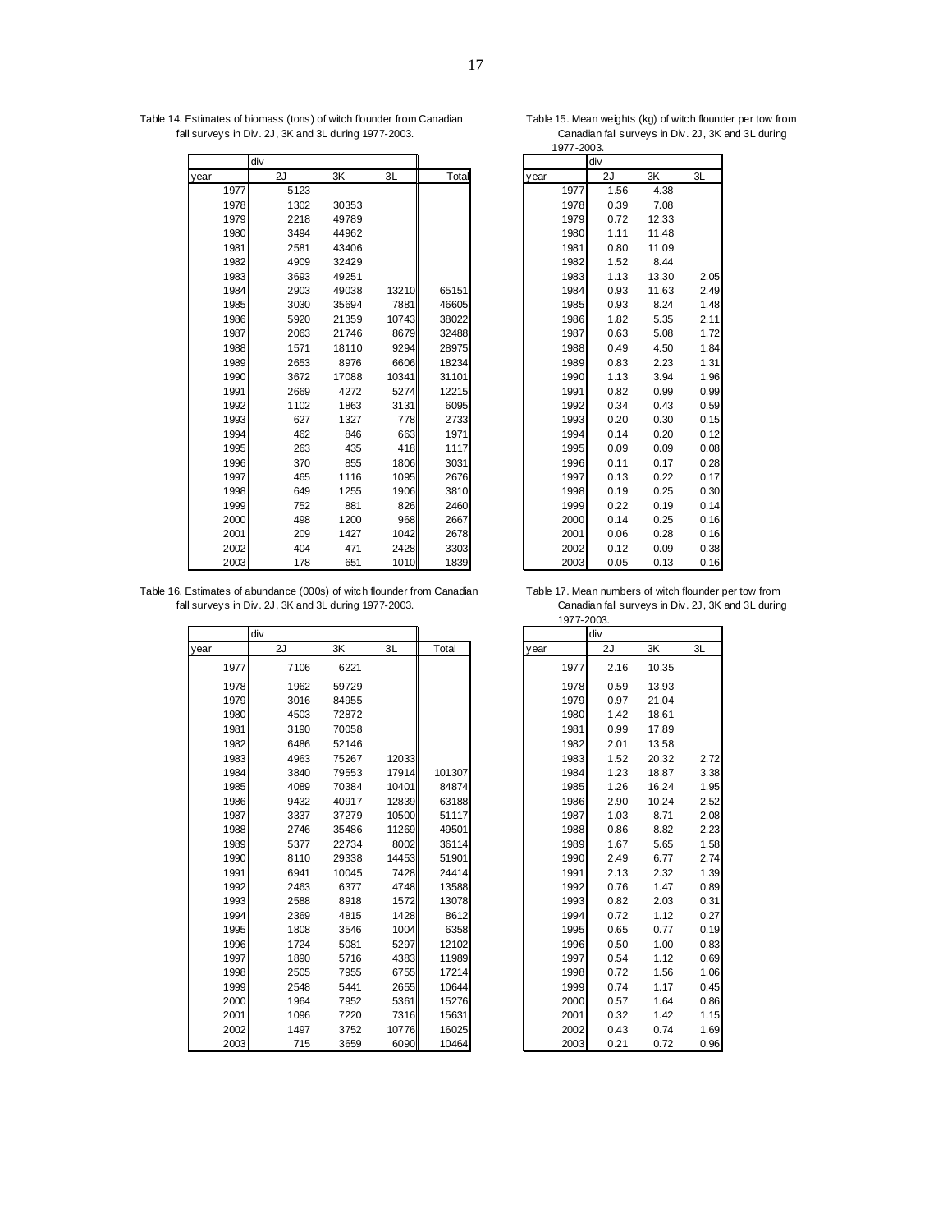Table 14. Estimates of biomass (tons) of witch flounder from Canadian fall surveys in Div. 2J, 3K and 3L during 1977-2003.

| | div | | | |
|---|---|---|---|---|
| year | 2J | 3K | 3L | Total |
| 1977 | 5123 | | | |
| 1978 | 1302 | 30353 | | |
| 1979 | 2218 | 49789 | | |
| 1980 | 3494 | 44962 | | |
| 1981 | 2581 | 43406 | | |
| 1982 | 4909 | 32429 | | |
| 1983 | 3693 | 49251 | | |
| 1984 | 2903 | 49038 | 13210 | 65151 |
| 1985 | 3030 | 35694 | 7881 | 46605 |
| 1986 | 5920 | 21359 | 10743 | 38022 |
| 1987 | 2063 | 21746 | 8679 | 32488 |
| 1988 | 1571 | 18110 | 9294 | 28975 |
| 1989 | 2653 | 8976 | 6606 | 18234 |
| 1990 | 3672 | 17088 | 10341 | 31101 |
| 1991 | 2669 | 4272 | 5274 | 12215 |
| 1992 | 1102 | 1863 | 3131 | 6095 |
| 1993 | 627 | 1327 | 778 | 2733 |
| 1994 | 462 | 846 | 663 | 1971 |
| 1995 | 263 | 435 | 418 | 1117 |
| 1996 | 370 | 855 | 1806 | 3031 |
| 1997 | 465 | 1116 | 1095 | 2676 |
| 1998 | 649 | 1255 | 1906 | 3810 |
| 1999 | 752 | 881 | 826 | 2460 |
| 2000 | 498 | 1200 | 968 | 2667 |
| 2001 | 209 | 1427 | 1042 | 2678 |
| 2002 | 404 | 471 | 2428 | 3303 |
| 2003 | 178 | 651 | 1010 | 1839 |

Table 15. Mean weights (kg) of witch flounder per tow from Canadian fall surveys in Div. 2J, 3K and 3L during 1977-2003.

| | div | | |
|---|---|---|---|
| year | 2J | 3K | 3L |
| 1977 | 1.56 | 4.38 | |
| 1978 | 0.39 | 7.08 | |
| 1979 | 0.72 | 12.33 | |
| 1980 | 1.11 | 11.48 | |
| 1981 | 0.80 | 11.09 | |
| 1982 | 1.52 | 8.44 | |
| 1983 | 1.13 | 13.30 | 2.05 |
| 1984 | 0.93 | 11.63 | 2.49 |
| 1985 | 0.93 | 8.24 | 1.48 |
| 1986 | 1.82 | 5.35 | 2.11 |
| 1987 | 0.63 | 5.08 | 1.72 |
| 1988 | 0.49 | 4.50 | 1.84 |
| 1989 | 0.83 | 2.23 | 1.31 |
| 1990 | 1.13 | 3.94 | 1.96 |
| 1991 | 0.82 | 0.99 | 0.99 |
| 1992 | 0.34 | 0.43 | 0.59 |
| 1993 | 0.20 | 0.30 | 0.15 |
| 1994 | 0.14 | 0.20 | 0.12 |
| 1995 | 0.09 | 0.09 | 0.08 |
| 1996 | 0.11 | 0.17 | 0.28 |
| 1997 | 0.13 | 0.22 | 0.17 |
| 1998 | 0.19 | 0.25 | 0.30 |
| 1999 | 0.22 | 0.19 | 0.14 |
| 2000 | 0.14 | 0.25 | 0.16 |
| 2001 | 0.06 | 0.28 | 0.16 |
| 2002 | 0.12 | 0.09 | 0.38 |
| 2003 | 0.05 | 0.13 | 0.16 |

Table 16. Estimates of abundance (000s) of witch flounder from Canadian fall surveys in Div. 2J, 3K and 3L during 1977-2003.

| | div | | | |
|---|---|---|---|---|
| year | 2J | 3K | 3L | Total |
| 1977 | 7106 | 6221 | | |
| 1978 | 1962 | 59729 | | |
| 1979 | 3016 | 84955 | | |
| 1980 | 4503 | 72872 | | |
| 1981 | 3190 | 70058 | | |
| 1982 | 6486 | 52146 | | |
| 1983 | 4963 | 75267 | 12033 | |
| 1984 | 3840 | 79553 | 17914 | 101307 |
| 1985 | 4089 | 70384 | 10401 | 84874 |
| 1986 | 9432 | 40917 | 12839 | 63188 |
| 1987 | 3337 | 37279 | 10500 | 51117 |
| 1988 | 2746 | 35486 | 11269 | 49501 |
| 1989 | 5377 | 22734 | 8002 | 36114 |
| 1990 | 8110 | 29338 | 14453 | 51901 |
| 1991 | 6941 | 10045 | 7428 | 24414 |
| 1992 | 2463 | 6377 | 4748 | 13588 |
| 1993 | 2588 | 8918 | 1572 | 13078 |
| 1994 | 2369 | 4815 | 1428 | 8612 |
| 1995 | 1808 | 3546 | 1004 | 6358 |
| 1996 | 1724 | 5081 | 5297 | 12102 |
| 1997 | 1890 | 5716 | 4383 | 11989 |
| 1998 | 2505 | 7955 | 6755 | 17214 |
| 1999 | 2548 | 5441 | 2655 | 10644 |
| 2000 | 1964 | 7952 | 5361 | 15276 |
| 2001 | 1096 | 7220 | 7316 | 15631 |
| 2002 | 1497 | 3752 | 10776 | 16025 |
| 2003 | 715 | 3659 | 6090 | 10464 |

Table 17. Mean numbers of witch flounder per tow from Canadian fall surveys in Div. 2J, 3K and 3L during 1977-2003.

| | div | | |
|---|---|---|---|
| year | 2J | 3K | 3L |
| 1977 | 2.16 | 10.35 | |
| 1978 | 0.59 | 13.93 | |
| 1979 | 0.97 | 21.04 | |
| 1980 | 1.42 | 18.61 | |
| 1981 | 0.99 | 17.89 | |
| 1982 | 2.01 | 13.58 | |
| 1983 | 1.52 | 20.32 | 2.72 |
| 1984 | 1.23 | 18.87 | 3.38 |
| 1985 | 1.26 | 16.24 | 1.95 |
| 1986 | 2.90 | 10.24 | 2.52 |
| 1987 | 1.03 | 8.71 | 2.08 |
| 1988 | 0.86 | 8.82 | 2.23 |
| 1989 | 1.67 | 5.65 | 1.58 |
| 1990 | 2.49 | 6.77 | 2.74 |
| 1991 | 2.13 | 2.32 | 1.39 |
| 1992 | 0.76 | 1.47 | 0.89 |
| 1993 | 0.82 | 2.03 | 0.31 |
| 1994 | 0.72 | 1.12 | 0.27 |
| 1995 | 0.65 | 0.77 | 0.19 |
| 1996 | 0.50 | 1.00 | 0.83 |
| 1997 | 0.54 | 1.12 | 0.69 |
| 1998 | 0.72 | 1.56 | 1.06 |
| 1999 | 0.74 | 1.17 | 0.45 |
| 2000 | 0.57 | 1.64 | 0.86 |
| 2001 | 0.32 | 1.42 | 1.15 |
| 2002 | 0.43 | 0.74 | 1.69 |
| 2003 | 0.21 | 0.72 | 0.96 |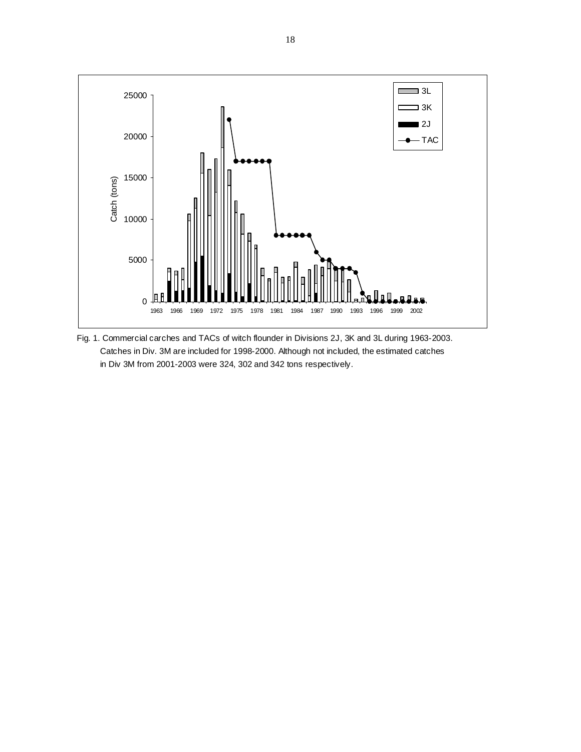Fig. 1. Commercial carches and TACs of witch flounder in Divisions 2J, 3K and 3L during 1963-2003. Catches in Div. 3M are included for 1998-2000. Although not included, the estimated catches in Div 3M from 2001-2003 were 324, 302 and 342 tons respectively.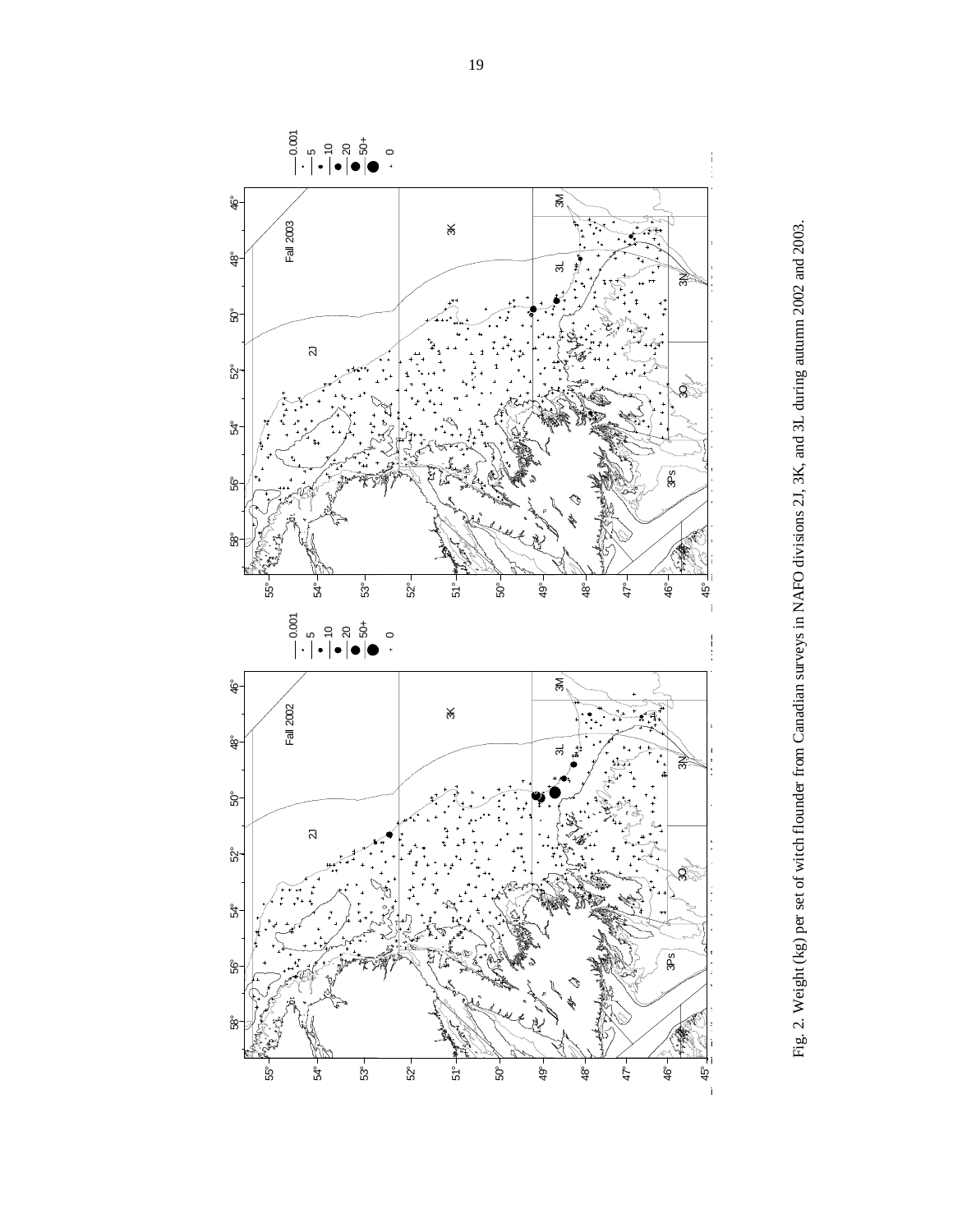Fig. 2. Weight (kg) per set of witch flounder from Canadian surveys in NAFO divisions 2J, 3K, and 3L during autumn 2002 and 2003.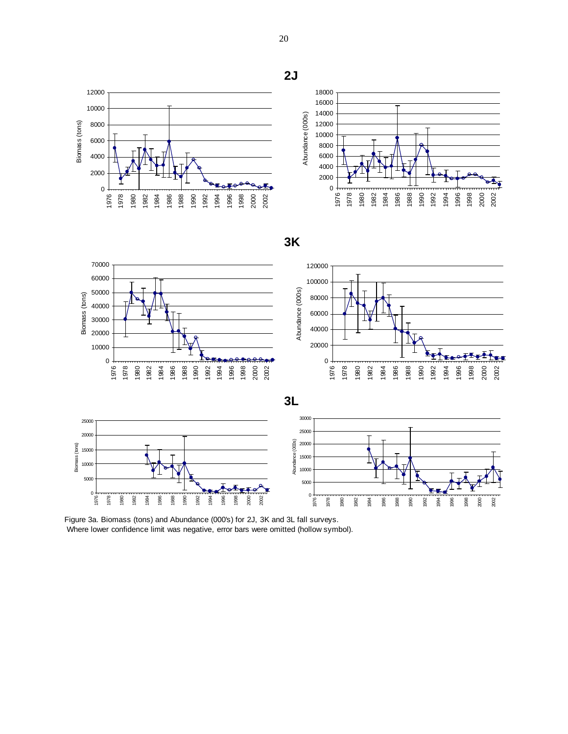Figure 3a. Biomass (tons) and Abundance (000's) for 2J, 3K and 3L fall surveys.
Where lower confidence limit was negative, error bars were omitted (hollow symbol).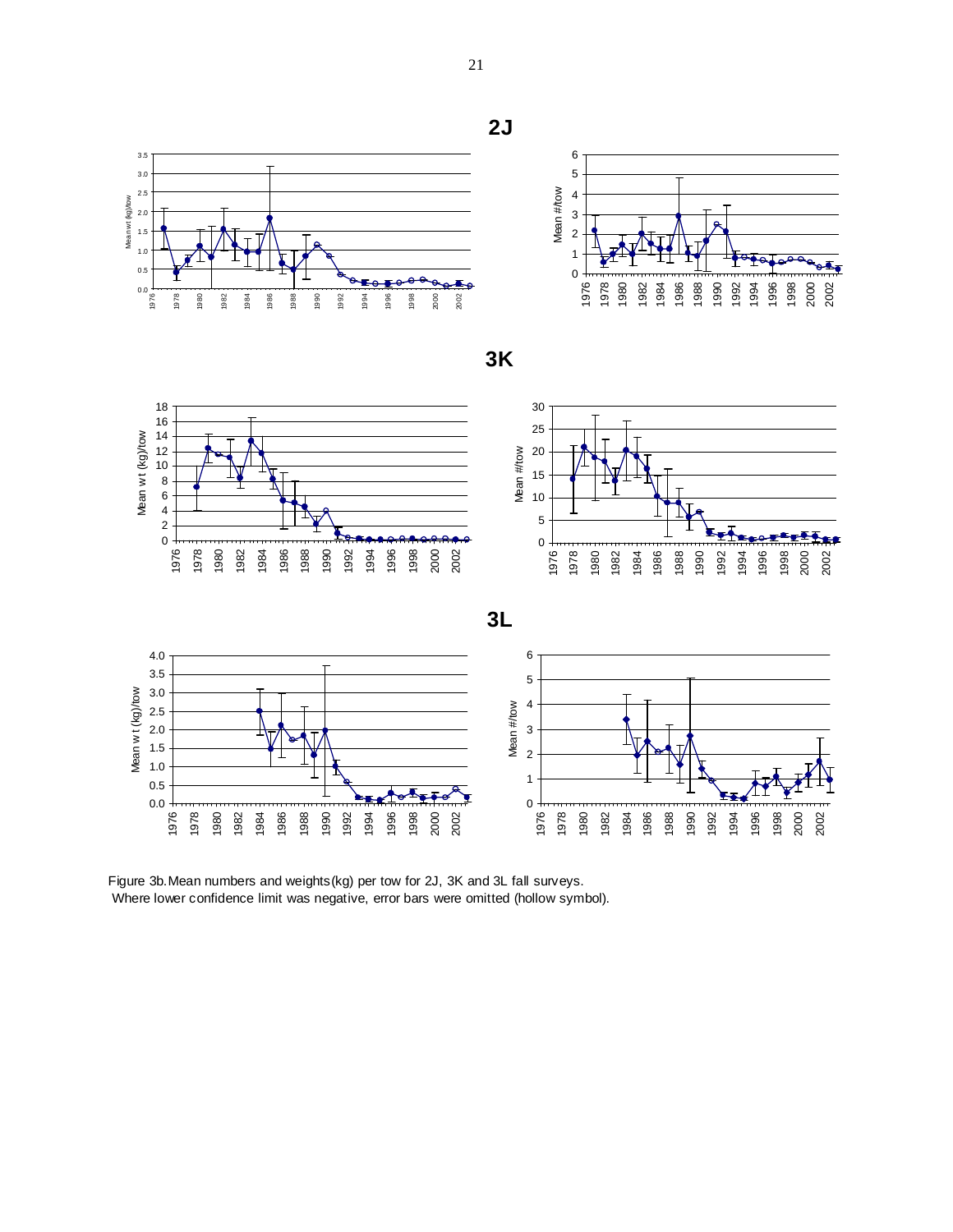**2J**

**3K**

**3L**

Figure 3b. Mean numbers and weights (kg) per tow for 2J, 3K and 3L fall surveys. Where lower confidence limit was negative, error bars were omitted (hollow symbol).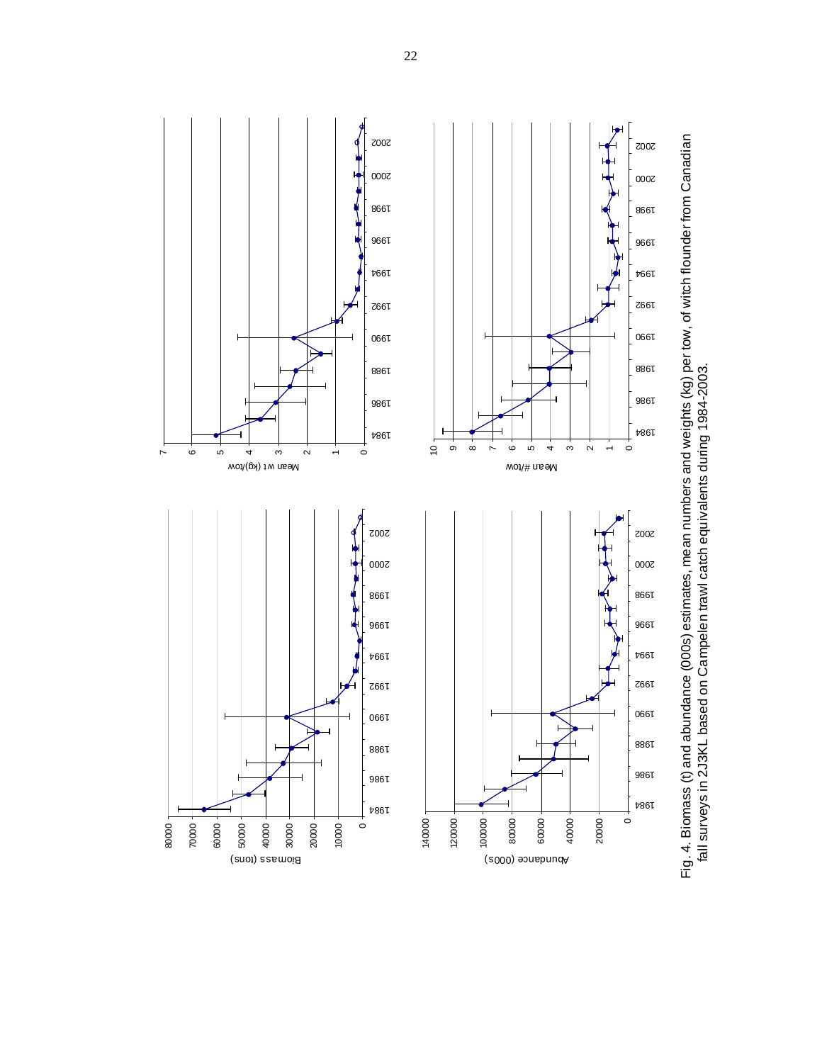Biomass (tons)

80000
70000
60000
50000
40000
30000
20000
10000
0

1984
1986
1988
1990
1992
1994
1996
1998
2000
2002

Mean wt (kg)/tow

7
6
5
4
3
2
1
0

1984
1986
1988
1990
1992
1994
1996
1998
2000
2002

Abundance (000s)

140000
120000
100000
80000
60000
40000
20000
0

1984
1986
1988
1990
1992
1994
1996
1998
2000
2002

Mean #/tow

10
9
8
7
6
5
4
3
2
1
0

1984
1986
1988
1990
1992
1994
1996
1998
2000
2002

Fig. 4. Biomass (t) and abundance (000s) estimates, mean numbers and weights (kg) per tow, of witch flounder from Canadian fall surveys in 2J3KL based on Campelen trawl catch equivalents during 1984-2003.